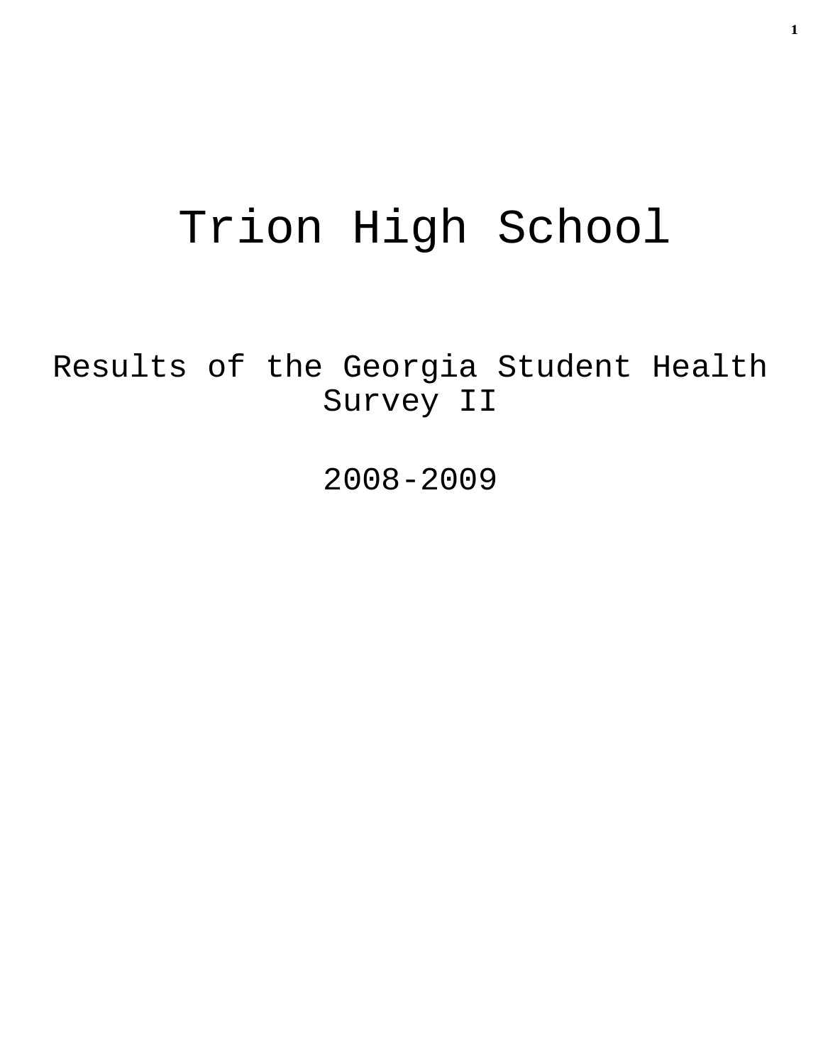# Trion High School

Results of the Georgia Student Health Survey II

2008-2009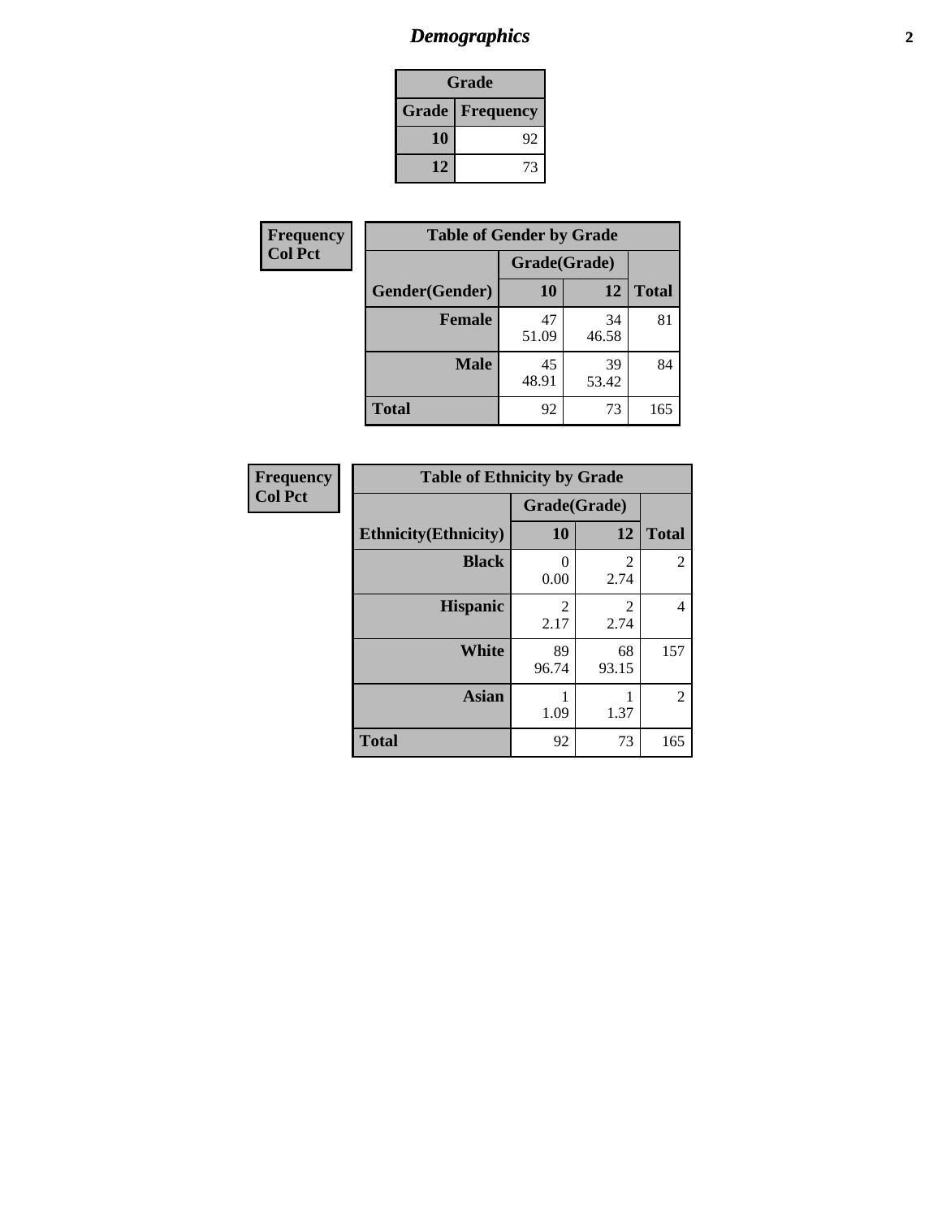# *Demographics*

| Grade | |
|---|---|
| **Grade** | **Frequency** |
| **10** | 92 |
| **12** | 73 |

**Frequency**
**Col Pct**

| Table of Gender by Grade | | | |
|---|---|---|---|
| | Grade(Grade) | | |
| **Gender(Gender)** | **10** | **12** | **Total** |
| **Female** | 47<br>51.09 | 34<br>46.58 | 81 |
| **Male** | 45<br>48.91 | 39<br>53.42 | 84 |
| **Total** | 92 | 73 | 165 |

**Frequency**
**Col Pct**

| Table of Ethnicity by Grade | | | |
|---|---|---|---|
| | Grade(Grade) | | |
| **Ethnicity(Ethnicity)** | **10** | **12** | **Total** |
| **Black** | 0<br>0.00 | 2<br>2.74 | 2 |
| **Hispanic** | 2<br>2.17 | 2<br>2.74 | 4 |
| **White** | 89<br>96.74 | 68<br>93.15 | 157 |
| **Asian** | 1<br>1.09 | 1<br>1.37 | 2 |
| **Total** | 92 | 73 | 165 |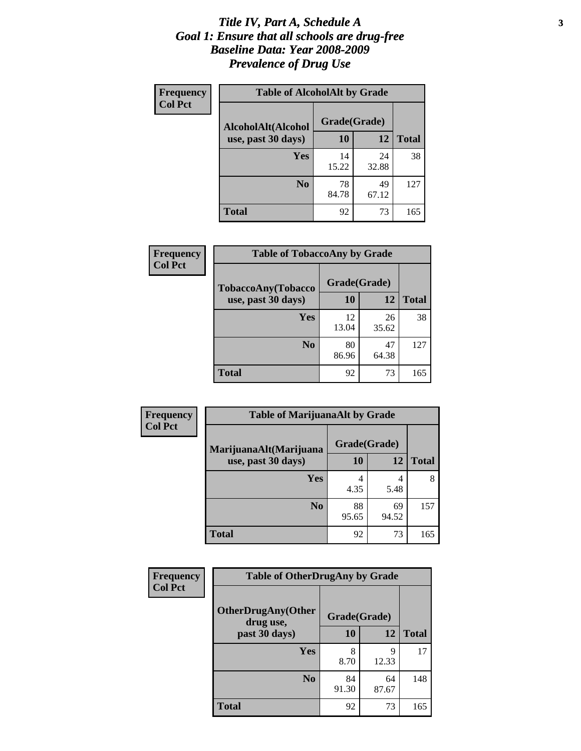# *Title IV, Part A, Schedule A*
# *Goal 1: Ensure that all schools are drug-free*
# *Baseline Data: Year 2008-2009*
# *Prevalence of Drug Use*

**Frequency**
**Col Pct**

**Table of AlcoholAlt by Grade**

| AlcoholAlt(Alcohol use, past 30 days) | Grade(Grade) | | Total |
|---|---|---|---|
| | 10 | 12 | |
| Yes | 14<br>15.22 | 24<br>32.88 | 38 |
| No | 78<br>84.78 | 49<br>67.12 | 127 |
| Total | 92 | 73 | 165 |

**Frequency**
**Col Pct**

**Table of TobaccoAny by Grade**

| TobaccoAny(Tobacco use, past 30 days) | Grade(Grade) | | Total |
|---|---|---|---|
| | 10 | 12 | |
| Yes | 12<br>13.04 | 26<br>35.62 | 38 |
| No | 80<br>86.96 | 47<br>64.38 | 127 |
| Total | 92 | 73 | 165 |

**Frequency**
**Col Pct**

**Table of MarijuanaAlt by Grade**

| MarijuanaAlt(Marijuana use, past 30 days) | Grade(Grade) | | Total |
|---|---|---|---|
| | 10 | 12 | |
| Yes | 4<br>4.35 | 4<br>5.48 | 8 |
| No | 88<br>95.65 | 69<br>94.52 | 157 |
| Total | 92 | 73 | 165 |

**Frequency**
**Col Pct**

**Table of OtherDrugAny by Grade**

| OtherDrugAny(Other drug use, past 30 days) | Grade(Grade) | | Total |
|---|---|---|---|
| | 10 | 12 | |
| Yes | 8<br>8.70 | 9<br>12.33 | 17 |
| No | 84<br>91.30 | 64<br>87.67 | 148 |
| Total | 92 | 73 | 165 |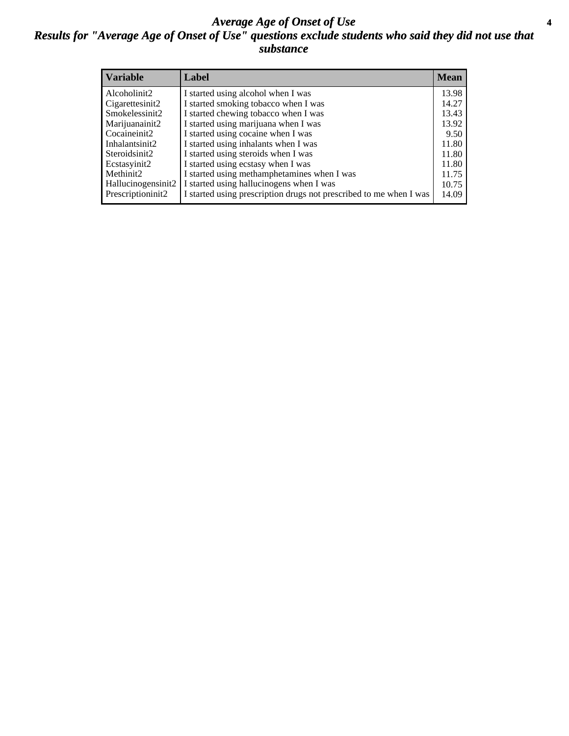# *Average Age of Onset of Use*
## *Results for "Average Age of Onset of Use" questions exclude students who said they did not use that substance*

| Variable | Label | Mean |
|---|---|---|
| Alcoholinit2 | I started using alcohol when I was | 13.98 |
| Cigarettesinit2 | I started smoking tobacco when I was | 14.27 |
| Smokelessinit2 | I started chewing tobacco when I was | 13.43 |
| Marijuanainit2 | I started using marijuana when I was | 13.92 |
| Cocaineinit2 | I started using cocaine when I was | 9.50 |
| Inhalantsinit2 | I started using inhalants when I was | 11.80 |
| Steroidsinit2 | I started using steroids when I was | 11.80 |
| Ecstasyinit2 | I started using ecstasy when I was | 11.80 |
| Methinit2 | I started using methamphetamines when I was | 11.75 |
| Hallucinogensinit2 | I started using hallucinogens when I was | 10.75 |
| Prescriptioninit2 | I started using prescription drugs not prescribed to me when I was | 14.09 |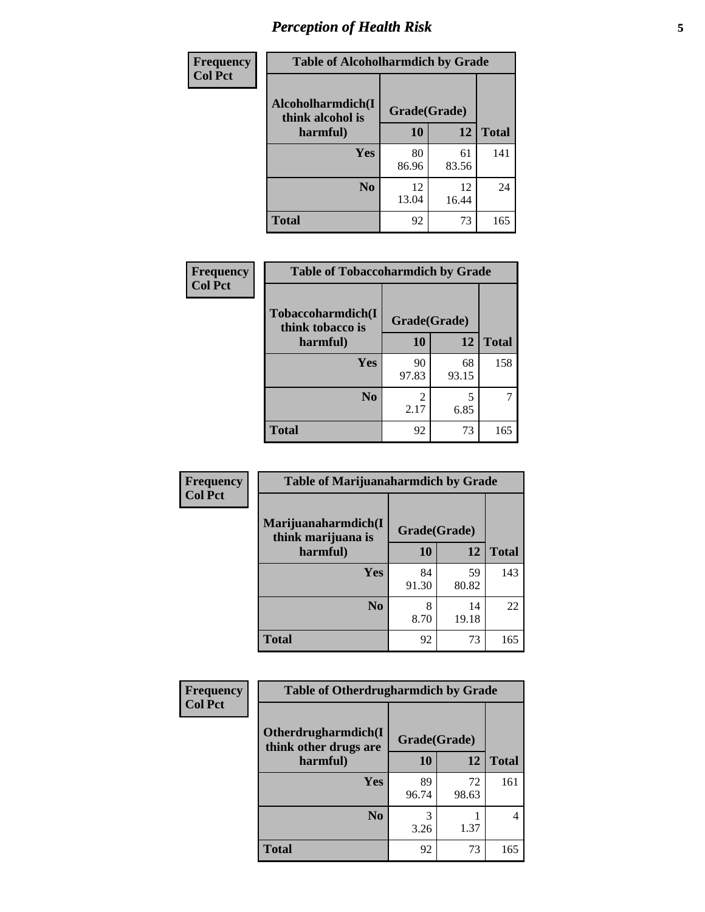## Perception of Health Risk

**Frequency / Col Pct**

| Table of Alcoholharmdich by Grade | | | |
|---|---|---|---|
| Alcoholharmdich(I think alcohol is harmful) | Grade(Grade) | | |
| | 10 | 12 | Total |
| Yes | 80<br>86.96 | 61<br>83.56 | 141 |
| No | 12<br>13.04 | 12<br>16.44 | 24 |
| Total | 92 | 73 | 165 |

**Frequency / Col Pct**

| Table of Tobaccoharmdich by Grade | | | |
|---|---|---|---|
| Tobaccoharmdich(I think tobacco is harmful) | Grade(Grade) | | |
| | 10 | 12 | Total |
| Yes | 90<br>97.83 | 68<br>93.15 | 158 |
| No | 2<br>2.17 | 5<br>6.85 | 7 |
| Total | 92 | 73 | 165 |

**Frequency / Col Pct**

| Table of Marijuanaharmdich by Grade | | | |
|---|---|---|---|
| Marijuanaharmdich(I think marijuana is harmful) | Grade(Grade) | | |
| | 10 | 12 | Total |
| Yes | 84<br>91.30 | 59<br>80.82 | 143 |
| No | 8<br>8.70 | 14<br>19.18 | 22 |
| Total | 92 | 73 | 165 |

**Frequency / Col Pct**

| Table of Otherdrugharmdich by Grade | | | |
|---|---|---|---|
| Otherdrugharmdich(I think other drugs are harmful) | Grade(Grade) | | |
| | 10 | 12 | Total |
| Yes | 89<br>96.74 | 72<br>98.63 | 161 |
| No | 3<br>3.26 | 1<br>1.37 | 4 |
| Total | 92 | 73 | 165 |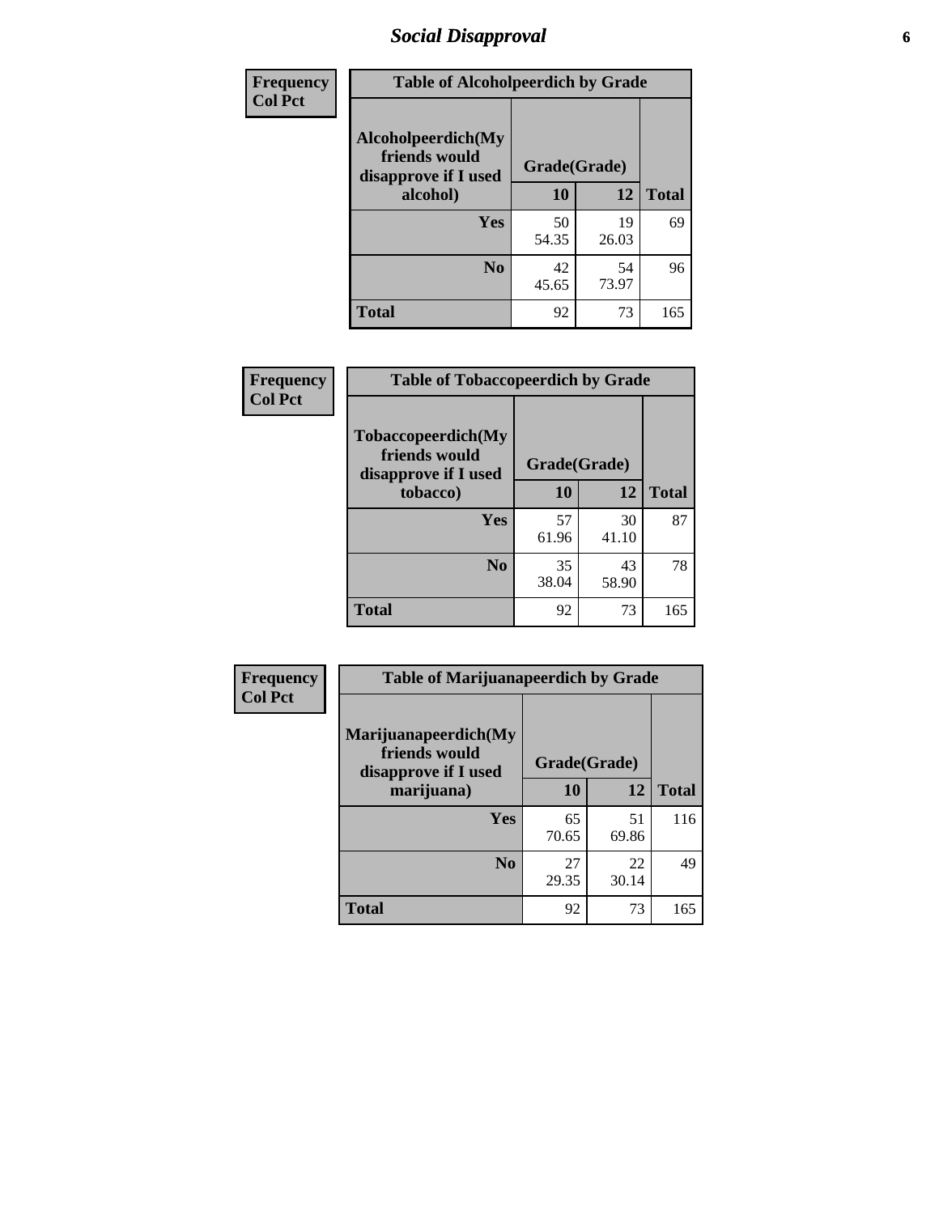## Social Disapproval

**Frequency**
**Col Pct**

| Table of Alcoholpeerdich by Grade | | | |
|---|---|---|---|
| Alcoholpeerdich(My friends would disapprove if I used alcohol) | Grade(Grade) | | |
| | 10 | 12 | Total |
| Yes | 50<br>54.35 | 19<br>26.03 | 69 |
| No | 42<br>45.65 | 54<br>73.97 | 96 |
| Total | 92 | 73 | 165 |

**Frequency**
**Col Pct**

| Table of Tobaccopeerdich by Grade | | | |
|---|---|---|---|
| Tobaccopeerdich(My friends would disapprove if I used tobacco) | Grade(Grade) | | |
| | 10 | 12 | Total |
| Yes | 57<br>61.96 | 30<br>41.10 | 87 |
| No | 35<br>38.04 | 43<br>58.90 | 78 |
| Total | 92 | 73 | 165 |

**Frequency**
**Col Pct**

| Table of Marijuanapeerdich by Grade | | | |
|---|---|---|---|
| Marijuanapeerdich(My friends would disapprove if I used marijuana) | Grade(Grade) | | |
| | 10 | 12 | Total |
| Yes | 65<br>70.65 | 51<br>69.86 | 116 |
| No | 27<br>29.35 | 22<br>30.14 | 49 |
| Total | 92 | 73 | 165 |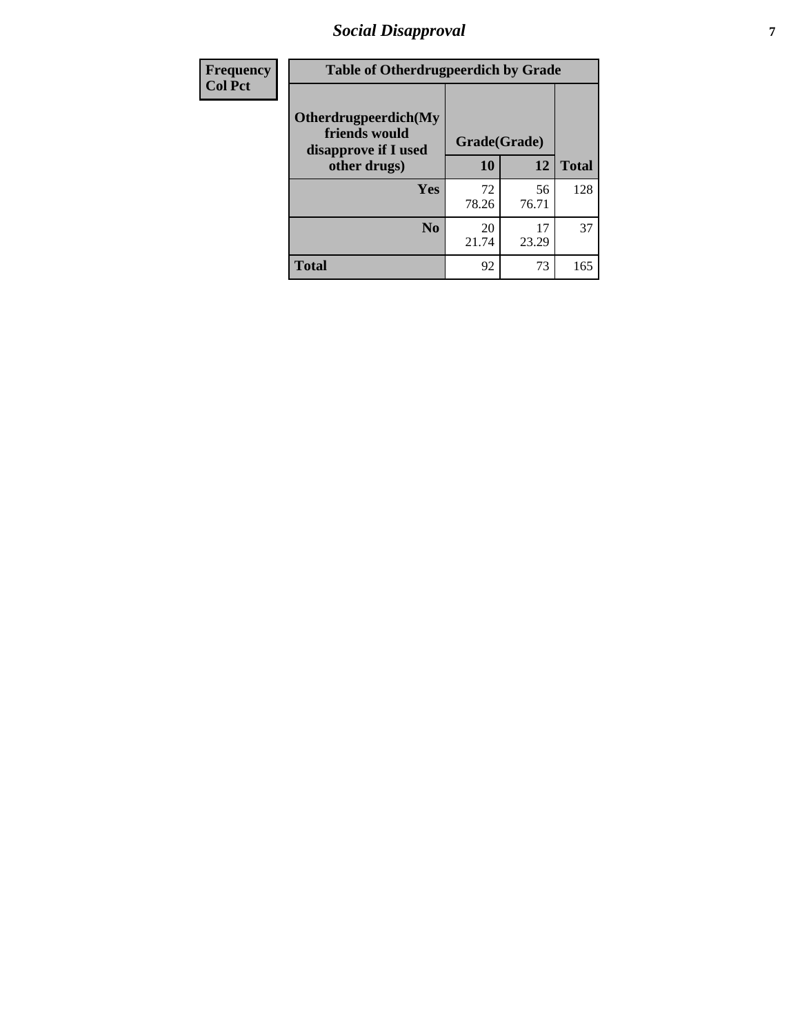# Social Disapproval

| Frequency Col Pct | Table of Otherdrugpeerdich by Grade | | | |
|---|---|---|---|---|
| | Otherdrugpeerdich(My friends would disapprove if I used other drugs) | Grade(Grade) | | |
| | | 10 | 12 | Total |
| | Yes | 72<br>78.26 | 56<br>76.71 | 128 |
| | No | 20<br>21.74 | 17<br>23.29 | 37 |
| | Total | 92 | 73 | 165 |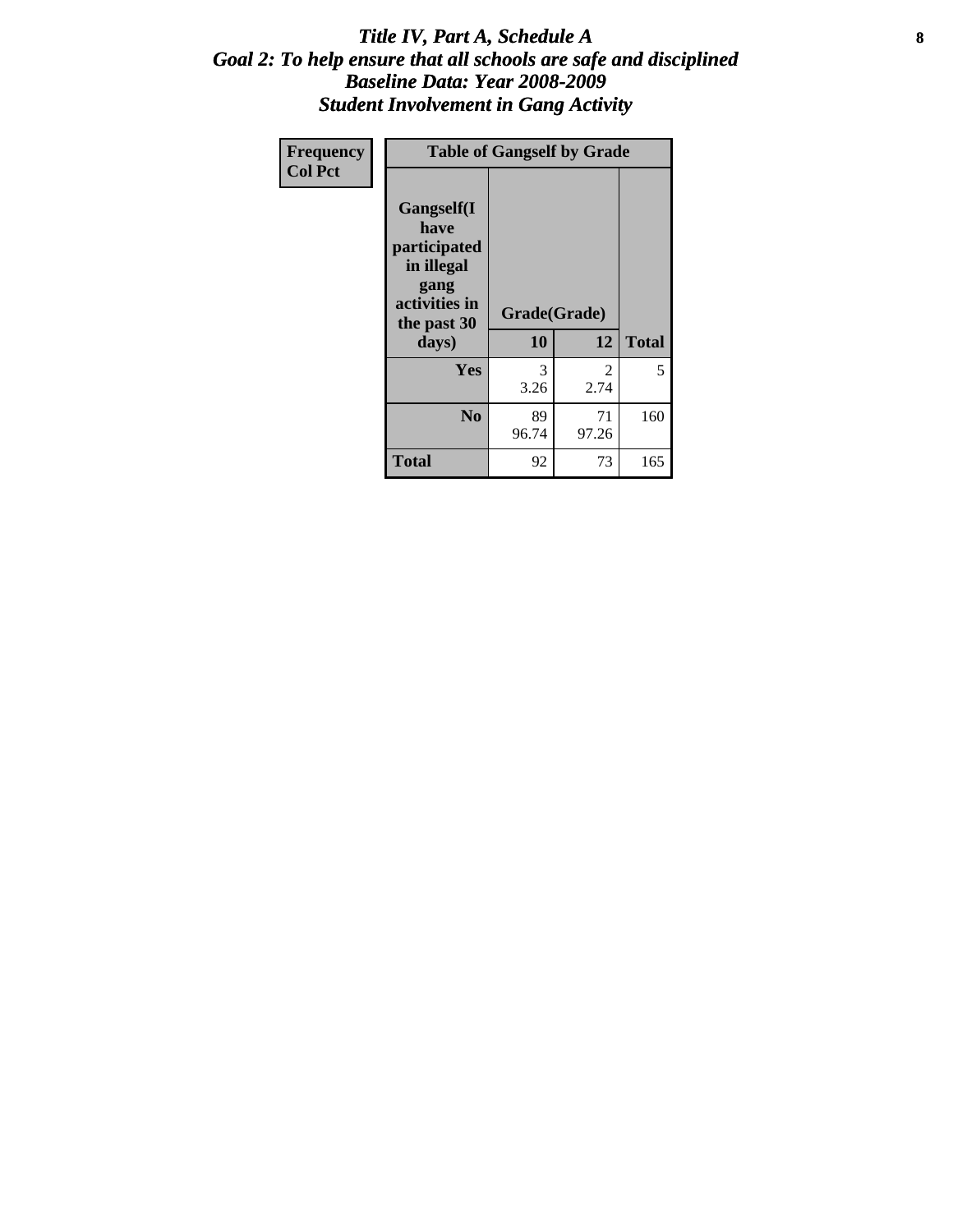# *Title IV, Part A, Schedule A*
## *Goal 2: To help ensure that all schools are safe and disciplined*
## *Baseline Data: Year 2008-2009*
## *Student Involvement in Gang Activity*

| Frequency<br>Col Pct | Table of Gangself by Grade | | |
|---|---|---|---|
| Gangself(I have participated in illegal gang activities in the past 30 days) | Grade(Grade) | | |
| | 10 | 12 | Total |
| Yes | 3<br>3.26 | 2<br>2.74 | 5 |
| No | 89<br>96.74 | 71<br>97.26 | 160 |
| Total | 92 | 73 | 165 |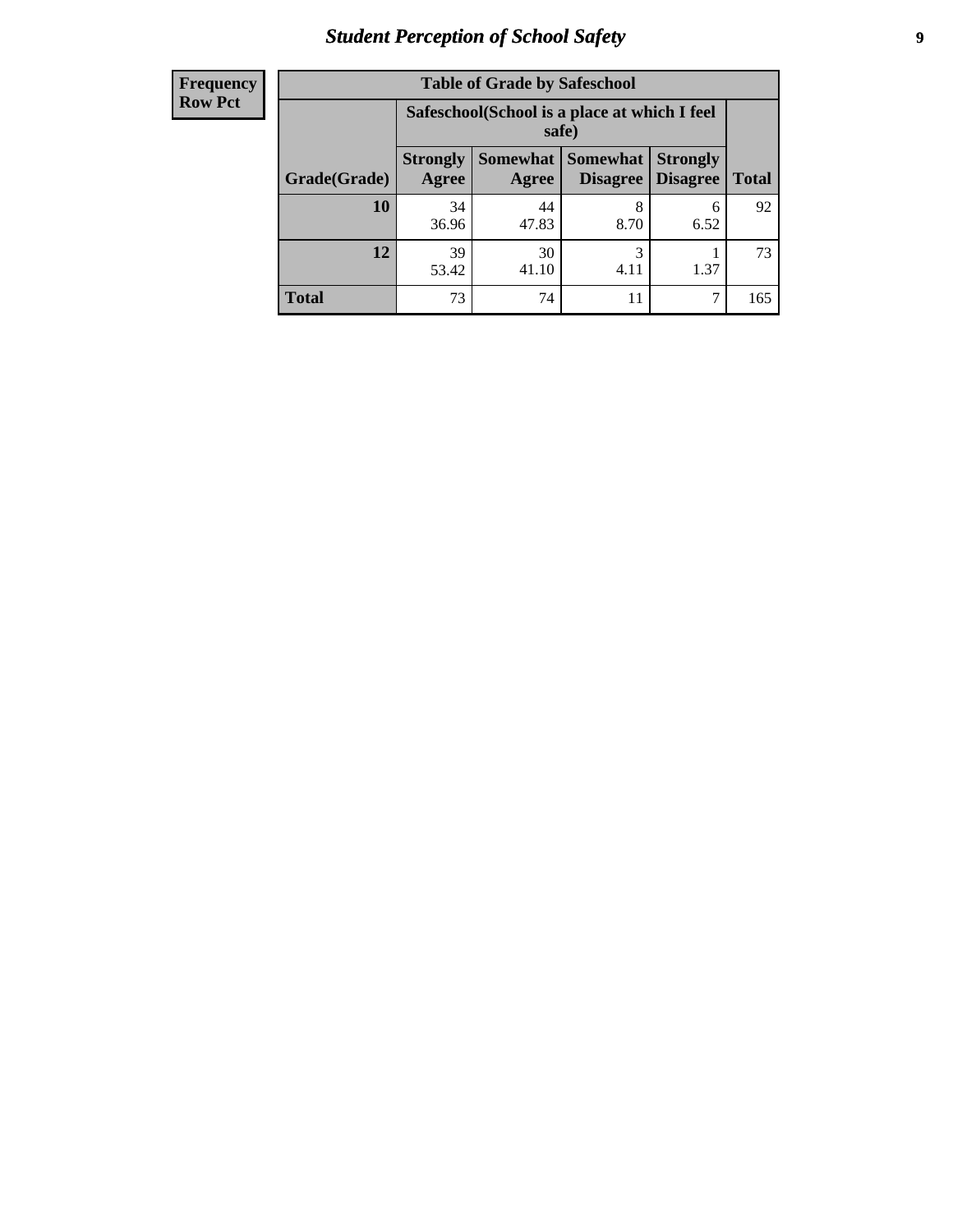## Student Perception of School Safety

| Frequency Row Pct |
|---|

| Table of Grade by Safeschool | | | | | |
|---|---|---|---|---|---|
| | Safeschool(School is a place at which I feel safe) | | | | |
| Grade(Grade) | Strongly Agree | Somewhat Agree | Somewhat Disagree | Strongly Disagree | Total |
| 10 | 34<br>36.96 | 44<br>47.83 | 8<br>8.70 | 6<br>6.52 | 92 |
| 12 | 39<br>53.42 | 30<br>41.10 | 3<br>4.11 | 1<br>1.37 | 73 |
| Total | 73 | 74 | 11 | 7 | 165 |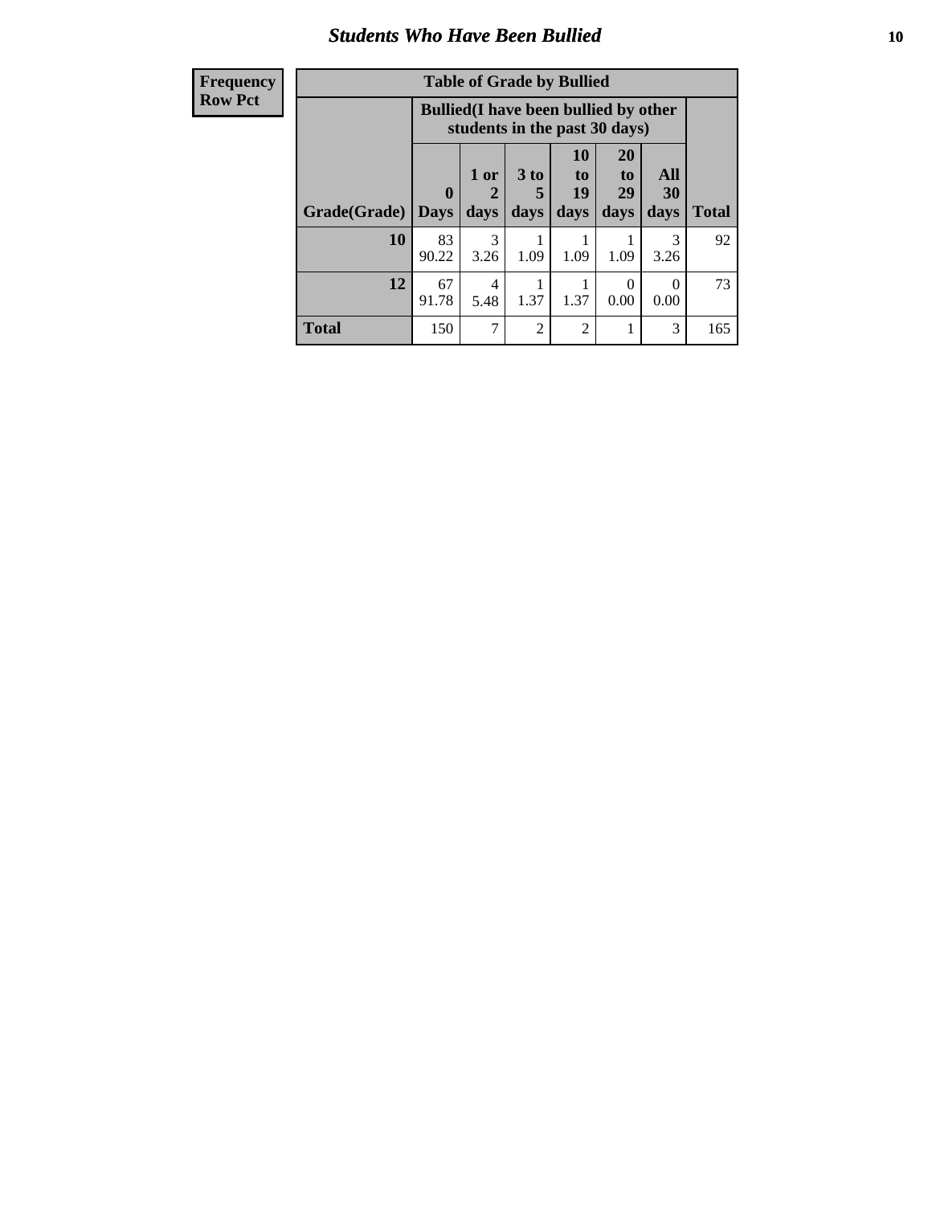## Students Who Have Been Bullied

**Frequency**
**Row Pct**

| Table of Grade by Bullied | | | | | | | |
|---|---|---|---|---|---|---|---|
| | Bullied(I have been bullied by other students in the past 30 days) | | | | | | |
| Grade(Grade) | 0 Days | 1 or 2 days | 3 to 5 days | 10 to 19 days | 20 to 29 days | All 30 days | Total |
| 10 | 83<br>90.22 | 3<br>3.26 | 1<br>1.09 | 1<br>1.09 | 1<br>1.09 | 3<br>3.26 | 92 |
| 12 | 67<br>91.78 | 4<br>5.48 | 1<br>1.37 | 1<br>1.37 | 0<br>0.00 | 0<br>0.00 | 73 |
| Total | 150 | 7 | 2 | 2 | 1 | 3 | 165 |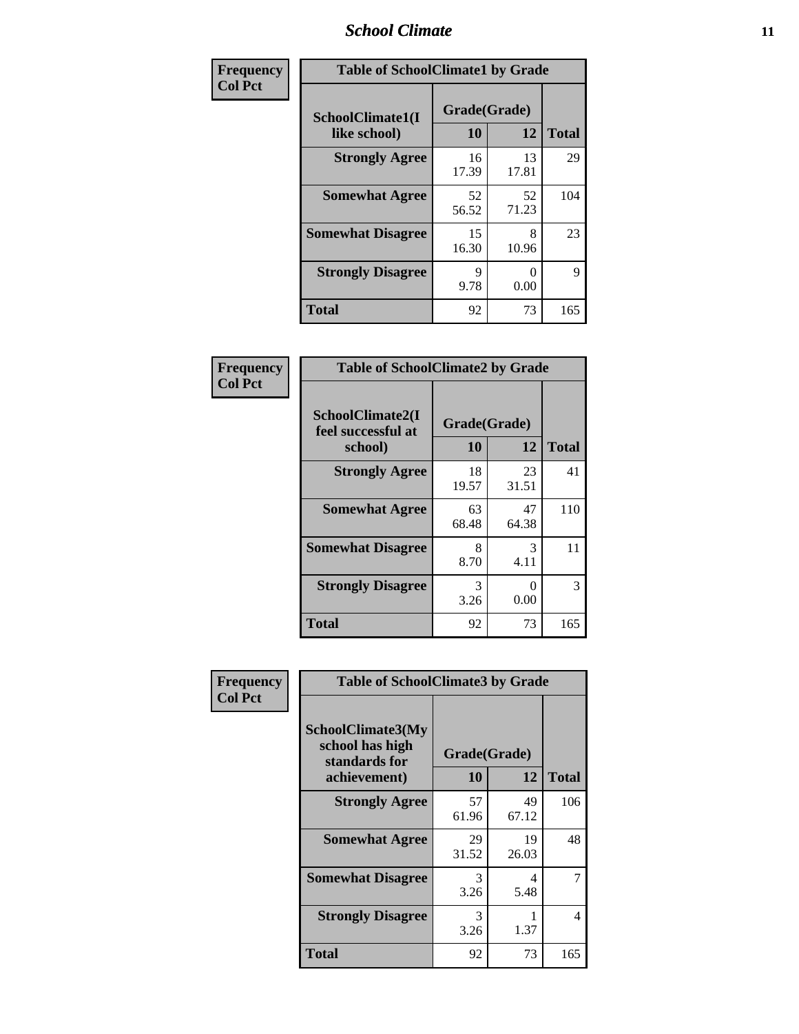| Frequency<br>Col Pct | Table of SchoolClimate1 by Grade | | |
|---|---|---|---|
| SchoolClimate1(I like school) | Grade(Grade) | | |
| | 10 | 12 | Total |
| Strongly Agree | 16<br>17.39 | 13<br>17.81 | 29 |
| Somewhat Agree | 52<br>56.52 | 52<br>71.23 | 104 |
| Somewhat Disagree | 15<br>16.30 | 8<br>10.96 | 23 |
| Strongly Disagree | 9<br>9.78 | 0<br>0.00 | 9 |
| Total | 92 | 73 | 165 |

| Frequency<br>Col Pct | Table of SchoolClimate2 by Grade | | |
|---|---|---|---|
| SchoolClimate2(I feel successful at school) | Grade(Grade) | | |
| | 10 | 12 | Total |
| Strongly Agree | 18<br>19.57 | 23<br>31.51 | 41 |
| Somewhat Agree | 63<br>68.48 | 47<br>64.38 | 110 |
| Somewhat Disagree | 8<br>8.70 | 3<br>4.11 | 11 |
| Strongly Disagree | 3<br>3.26 | 0<br>0.00 | 3 |
| Total | 92 | 73 | 165 |

| Frequency<br>Col Pct | Table of SchoolClimate3 by Grade | | |
|---|---|---|---|
| SchoolClimate3(My school has high standards for achievement) | Grade(Grade) | | |
| | 10 | 12 | Total |
| Strongly Agree | 57<br>61.96 | 49<br>67.12 | 106 |
| Somewhat Agree | 29<br>31.52 | 19<br>26.03 | 48 |
| Somewhat Disagree | 3<br>3.26 | 4<br>5.48 | 7 |
| Strongly Disagree | 3<br>3.26 | 1<br>1.37 | 4 |
| Total | 92 | 73 | 165 |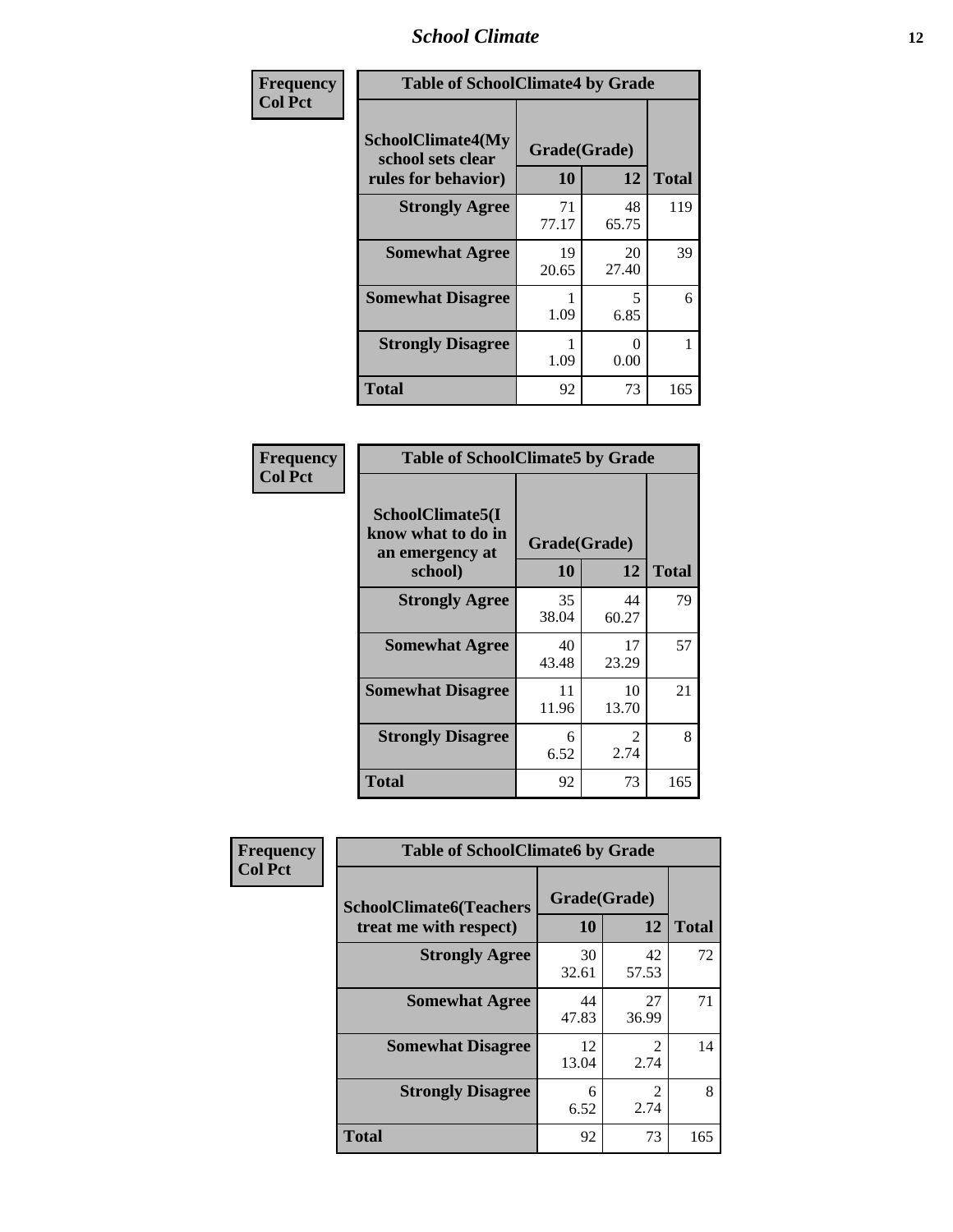# School Climate

Frequency
Col Pct

| SchoolClimate4(My school sets clear rules for behavior) | Grade(Grade) | | Total |
|---|---|---|---|
| | 10 | 12 | |
| **Strongly Agree** | 71<br>77.17 | 48<br>65.75 | 119 |
| **Somewhat Agree** | 19<br>20.65 | 20<br>27.40 | 39 |
| **Somewhat Disagree** | 1<br>1.09 | 5<br>6.85 | 6 |
| **Strongly Disagree** | 1<br>1.09 | 0<br>0.00 | 1 |
| **Total** | 92 | 73 | 165 |

Table of SchoolClimate4 by Grade

Frequency
Col Pct

| SchoolClimate5(I know what to do in an emergency at school) | Grade(Grade) | | Total |
|---|---|---|---|
| | 10 | 12 | |
| **Strongly Agree** | 35<br>38.04 | 44<br>60.27 | 79 |
| **Somewhat Agree** | 40<br>43.48 | 17<br>23.29 | 57 |
| **Somewhat Disagree** | 11<br>11.96 | 10<br>13.70 | 21 |
| **Strongly Disagree** | 6<br>6.52 | 2<br>2.74 | 8 |
| **Total** | 92 | 73 | 165 |

Table of SchoolClimate5 by Grade

Frequency
Col Pct

| SchoolClimate6(Teachers treat me with respect) | Grade(Grade) | | Total |
|---|---|---|---|
| | 10 | 12 | |
| **Strongly Agree** | 30<br>32.61 | 42<br>57.53 | 72 |
| **Somewhat Agree** | 44<br>47.83 | 27<br>36.99 | 71 |
| **Somewhat Disagree** | 12<br>13.04 | 2<br>2.74 | 14 |
| **Strongly Disagree** | 6<br>6.52 | 2<br>2.74 | 8 |
| **Total** | 92 | 73 | 165 |

Table of SchoolClimate6 by Grade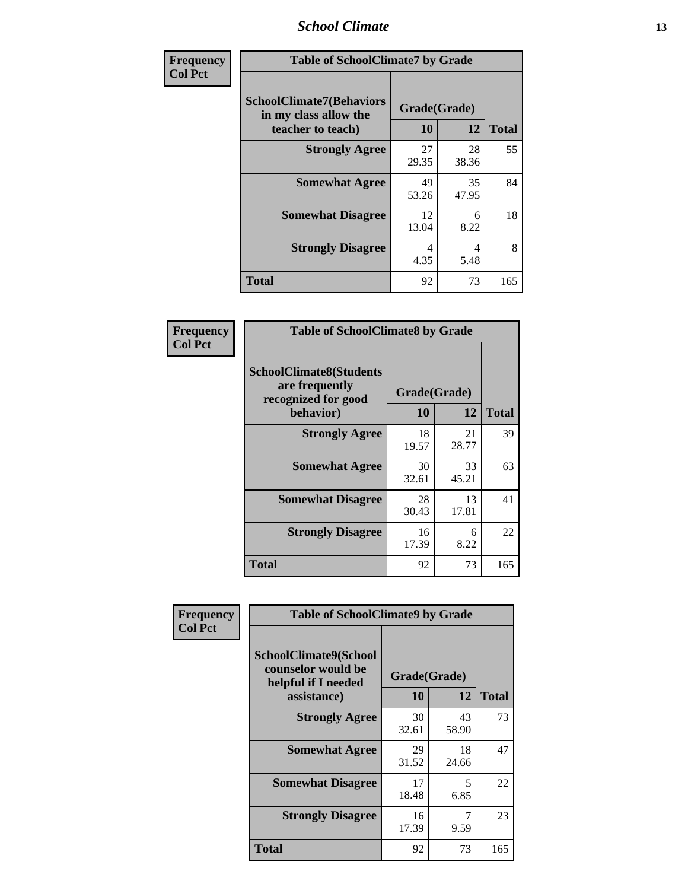| Frequency<br>Col Pct | Table of SchoolClimate7 by Grade | | |
|---|---|---|---|
| SchoolClimate7(Behaviors in my class allow the teacher to teach) | Grade(Grade) | | |
| | 10 | 12 | Total |
| Strongly Agree | 27<br>29.35 | 28<br>38.36 | 55 |
| Somewhat Agree | 49<br>53.26 | 35<br>47.95 | 84 |
| Somewhat Disagree | 12<br>13.04 | 6<br>8.22 | 18 |
| Strongly Disagree | 4<br>4.35 | 4<br>5.48 | 8 |
| Total | 92 | 73 | 165 |

| Frequency<br>Col Pct | Table of SchoolClimate8 by Grade | | |
|---|---|---|---|
| SchoolClimate8(Students are frequently recognized for good behavior) | Grade(Grade) | | |
| | 10 | 12 | Total |
| Strongly Agree | 18<br>19.57 | 21<br>28.77 | 39 |
| Somewhat Agree | 30<br>32.61 | 33<br>45.21 | 63 |
| Somewhat Disagree | 28<br>30.43 | 13<br>17.81 | 41 |
| Strongly Disagree | 16<br>17.39 | 6<br>8.22 | 22 |
| Total | 92 | 73 | 165 |

| Frequency<br>Col Pct | Table of SchoolClimate9 by Grade | | |
|---|---|---|---|
| SchoolClimate9(School counselor would be helpful if I needed assistance) | Grade(Grade) | | |
| | 10 | 12 | Total |
| Strongly Agree | 30<br>32.61 | 43<br>58.90 | 73 |
| Somewhat Agree | 29<br>31.52 | 18<br>24.66 | 47 |
| Somewhat Disagree | 17<br>18.48 | 5<br>6.85 | 22 |
| Strongly Disagree | 16<br>17.39 | 7<br>9.59 | 23 |
| Total | 92 | 73 | 165 |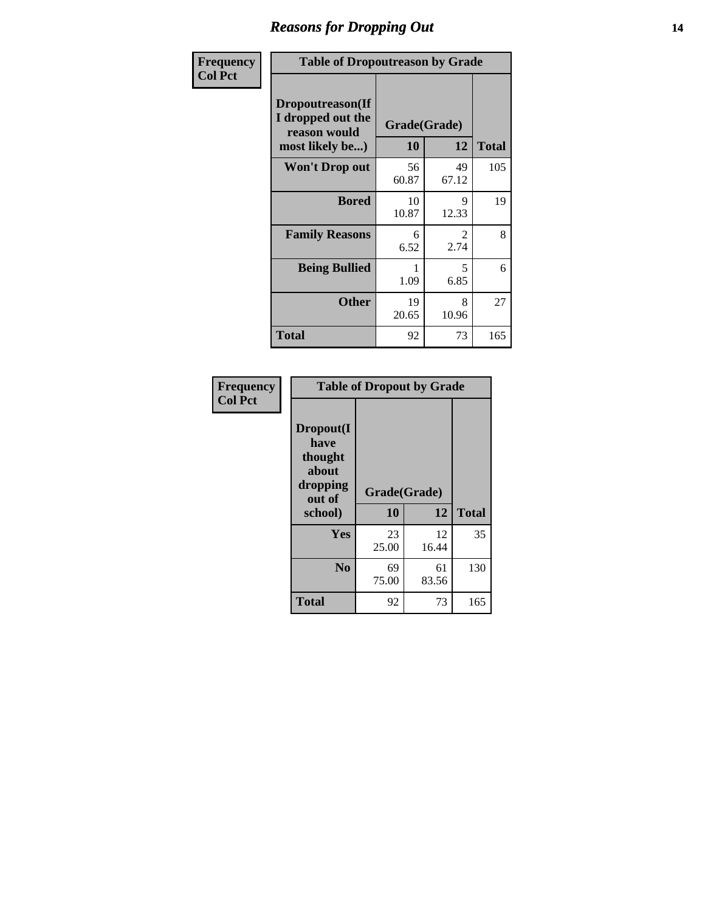# Reasons for Dropping Out

**Frequency**
**Col Pct**

| Table of Dropoutreason by Grade | | | |
|---|---|---|---|
| **Dropoutreason(If I dropped out the reason would most likely be...)** | **Grade(Grade)** | | |
| | **10** | **12** | **Total** |
| **Won't Drop out** | 56<br>60.87 | 49<br>67.12 | 105 |
| **Bored** | 10<br>10.87 | 9<br>12.33 | 19 |
| **Family Reasons** | 6<br>6.52 | 2<br>2.74 | 8 |
| **Being Bullied** | 1<br>1.09 | 5<br>6.85 | 6 |
| **Other** | 19<br>20.65 | 8<br>10.96 | 27 |
| **Total** | 92 | 73 | 165 |

**Frequency**
**Col Pct**

| Table of Dropout by Grade | | | |
|---|---|---|---|
| **Dropout(I have thought about dropping out of school)** | **Grade(Grade)** | | |
| | **10** | **12** | **Total** |
| **Yes** | 23<br>25.00 | 12<br>16.44 | 35 |
| **No** | 69<br>75.00 | 61<br>83.56 | 130 |
| **Total** | 92 | 73 | 165 |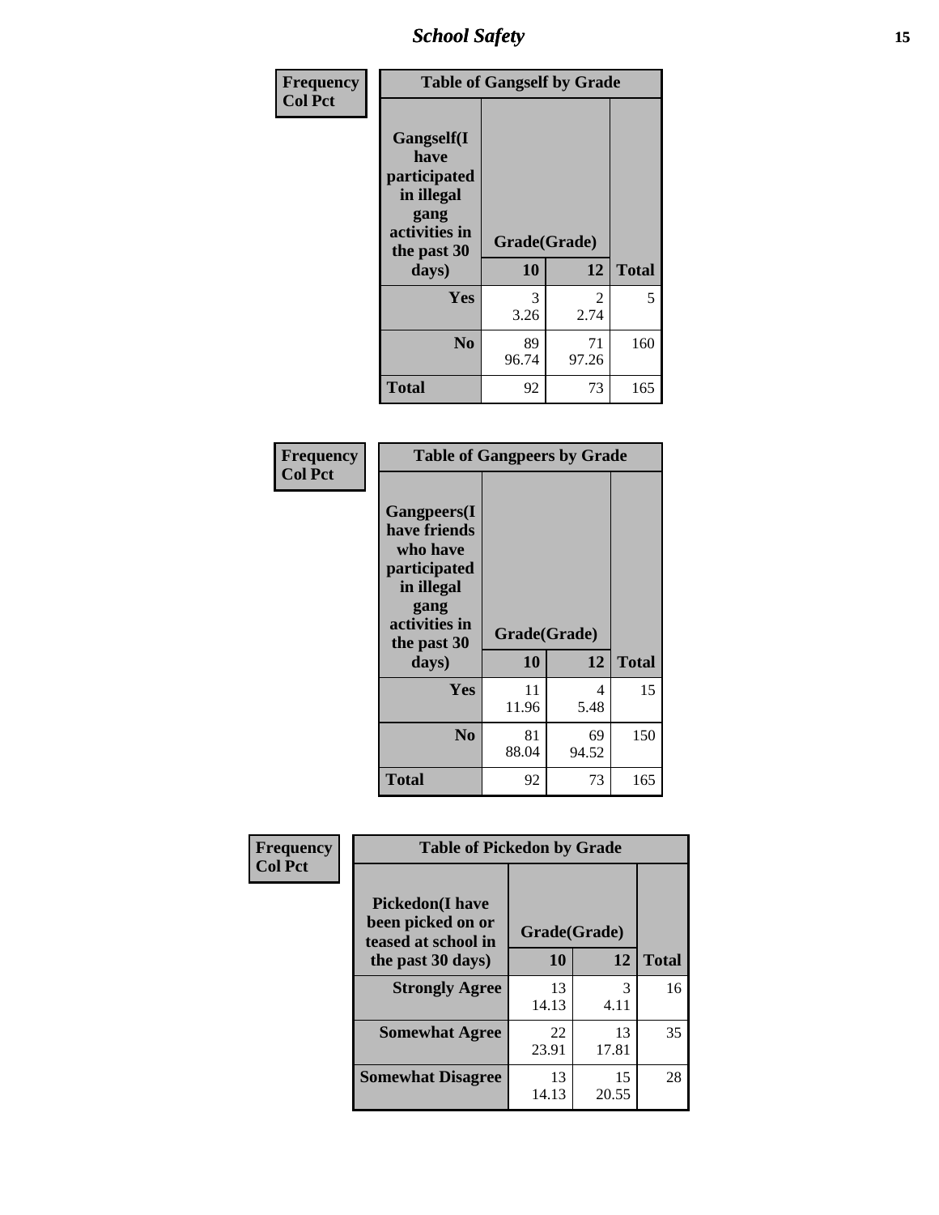Frequency
Col Pct

| Table of Gangself by Grade | | | |
|---|---|---|---|
| Gangself(I have participated in illegal gang activities in the past 30 days) | Grade(Grade) | | |
| | 10 | 12 | Total |
| Yes | 3<br>3.26 | 2<br>2.74 | 5 |
| No | 89<br>96.74 | 71<br>97.26 | 160 |
| Total | 92 | 73 | 165 |

Frequency
Col Pct

| Table of Gangpeers by Grade | | | |
|---|---|---|---|
| Gangpeers(I have friends who have participated in illegal gang activities in the past 30 days) | Grade(Grade) | | |
| | 10 | 12 | Total |
| Yes | 11<br>11.96 | 4<br>5.48 | 15 |
| No | 81<br>88.04 | 69<br>94.52 | 150 |
| Total | 92 | 73 | 165 |

Frequency
Col Pct

| Table of Pickedon by Grade | | | |
|---|---|---|---|
| Pickedon(I have been picked on or teased at school in the past 30 days) | Grade(Grade) | | |
| | 10 | 12 | Total |
| Strongly Agree | 13<br>14.13 | 3<br>4.11 | 16 |
| Somewhat Agree | 22<br>23.91 | 13<br>17.81 | 35 |
| Somewhat Disagree | 13<br>14.13 | 15<br>20.55 | 28 |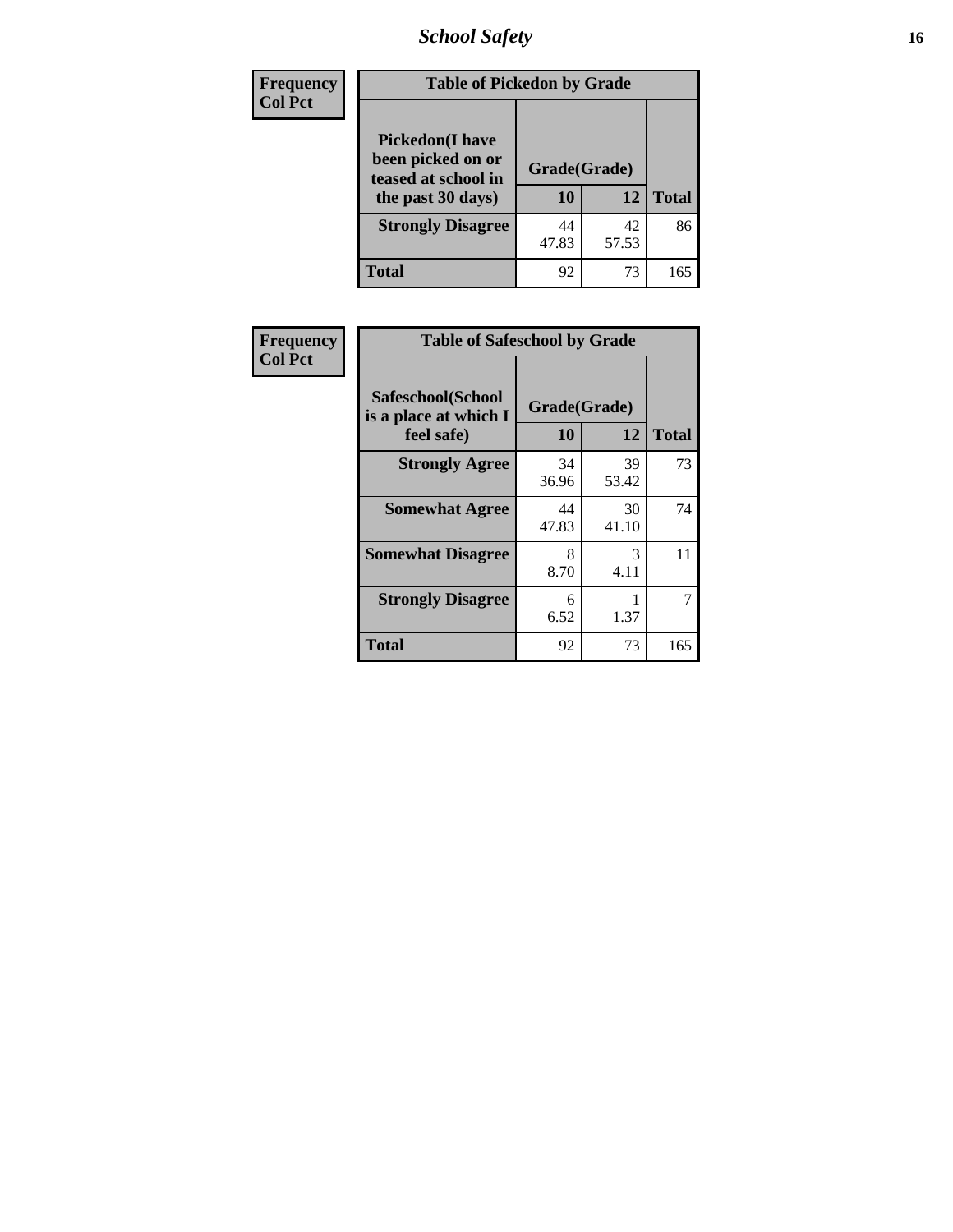| Frequency<br>Col Pct |
|---|

**Table of Pickedon by Grade**

| Pickedon(I have been picked on or teased at school in the past 30 days) | Grade(Grade) 10 | 12 | Total |
|---|---|---|---|
| **Strongly Disagree** | 44<br>47.83 | 42<br>57.53 | 86 |
| **Total** | 92 | 73 | 165 |

| Frequency<br>Col Pct |
|---|

**Table of Safeschool by Grade**

| Safeschool(School is a place at which I feel safe) | Grade(Grade) 10 | 12 | Total |
|---|---|---|---|
| **Strongly Agree** | 34<br>36.96 | 39<br>53.42 | 73 |
| **Somewhat Agree** | 44<br>47.83 | 30<br>41.10 | 74 |
| **Somewhat Disagree** | 8<br>8.70 | 3<br>4.11 | 11 |
| **Strongly Disagree** | 6<br>6.52 | 1<br>1.37 | 7 |
| **Total** | 92 | 73 | 165 |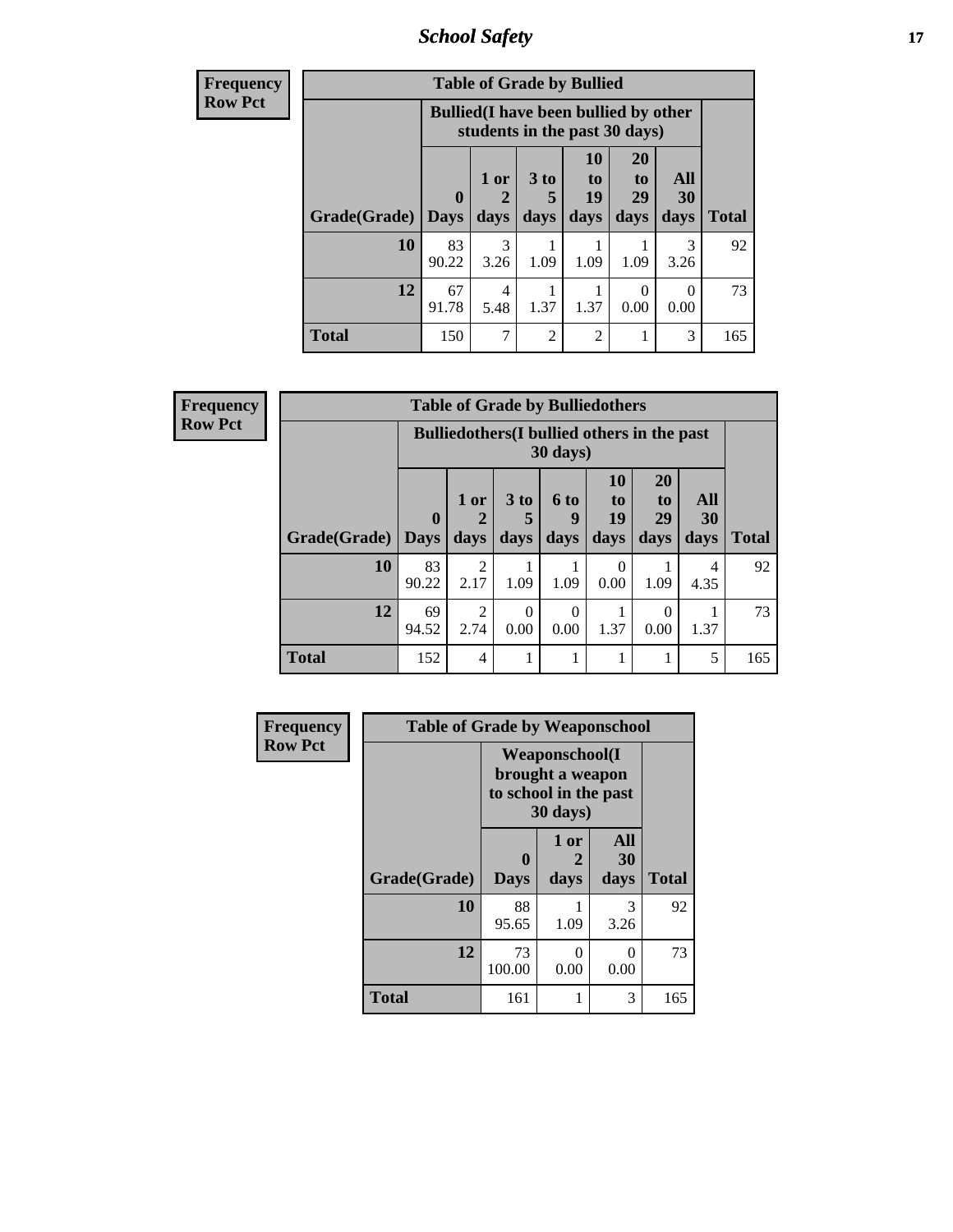| Frequency Row Pct | | | | | | | |
|---|---|---|---|---|---|---|---|
| **Table of Grade by Bullied** | | | | | | | |
| | **Bullied(I have been bullied by other students in the past 30 days)** | | | | | | |
| **Grade(Grade)** | **0 Days** | **1 or 2 days** | **3 to 5 days** | **10 to 19 days** | **20 to 29 days** | **All 30 days** | **Total** |
| **10** | 83<br>90.22 | 3<br>3.26 | 1<br>1.09 | 1<br>1.09 | 1<br>1.09 | 3<br>3.26 | 92 |
| **12** | 67<br>91.78 | 4<br>5.48 | 1<br>1.37 | 1<br>1.37 | 0<br>0.00 | 0<br>0.00 | 73 |
| **Total** | 150 | 7 | 2 | 2 | 1 | 3 | 165 |

| Frequency Row Pct | | | | | | | | |
|---|---|---|---|---|---|---|---|---|
| **Table of Grade by Bulliedothers** | | | | | | | | |
| | **Bulliedothers(I bullied others in the past 30 days)** | | | | | | | |
| **Grade(Grade)** | **0 Days** | **1 or 2 days** | **3 to 5 days** | **6 to 9 days** | **10 to 19 days** | **20 to 29 days** | **All 30 days** | **Total** |
| **10** | 83<br>90.22 | 2<br>2.17 | 1<br>1.09 | 1<br>1.09 | 0<br>0.00 | 1<br>1.09 | 4<br>4.35 | 92 |
| **12** | 69<br>94.52 | 2<br>2.74 | 0<br>0.00 | 0<br>0.00 | 1<br>1.37 | 0<br>0.00 | 1<br>1.37 | 73 |
| **Total** | 152 | 4 | 1 | 1 | 1 | 1 | 5 | 165 |

| Frequency Row Pct | | | | |
|---|---|---|---|---|
| **Table of Grade by Weaponschool** | | | | |
| | **Weaponschool(I brought a weapon to school in the past 30 days)** | | | |
| **Grade(Grade)** | **0 Days** | **1 or 2 days** | **All 30 days** | **Total** |
| **10** | 88<br>95.65 | 1<br>1.09 | 3<br>3.26 | 92 |
| **12** | 73<br>100.00 | 0<br>0.00 | 0<br>0.00 | 73 |
| **Total** | 161 | 1 | 3 | 165 |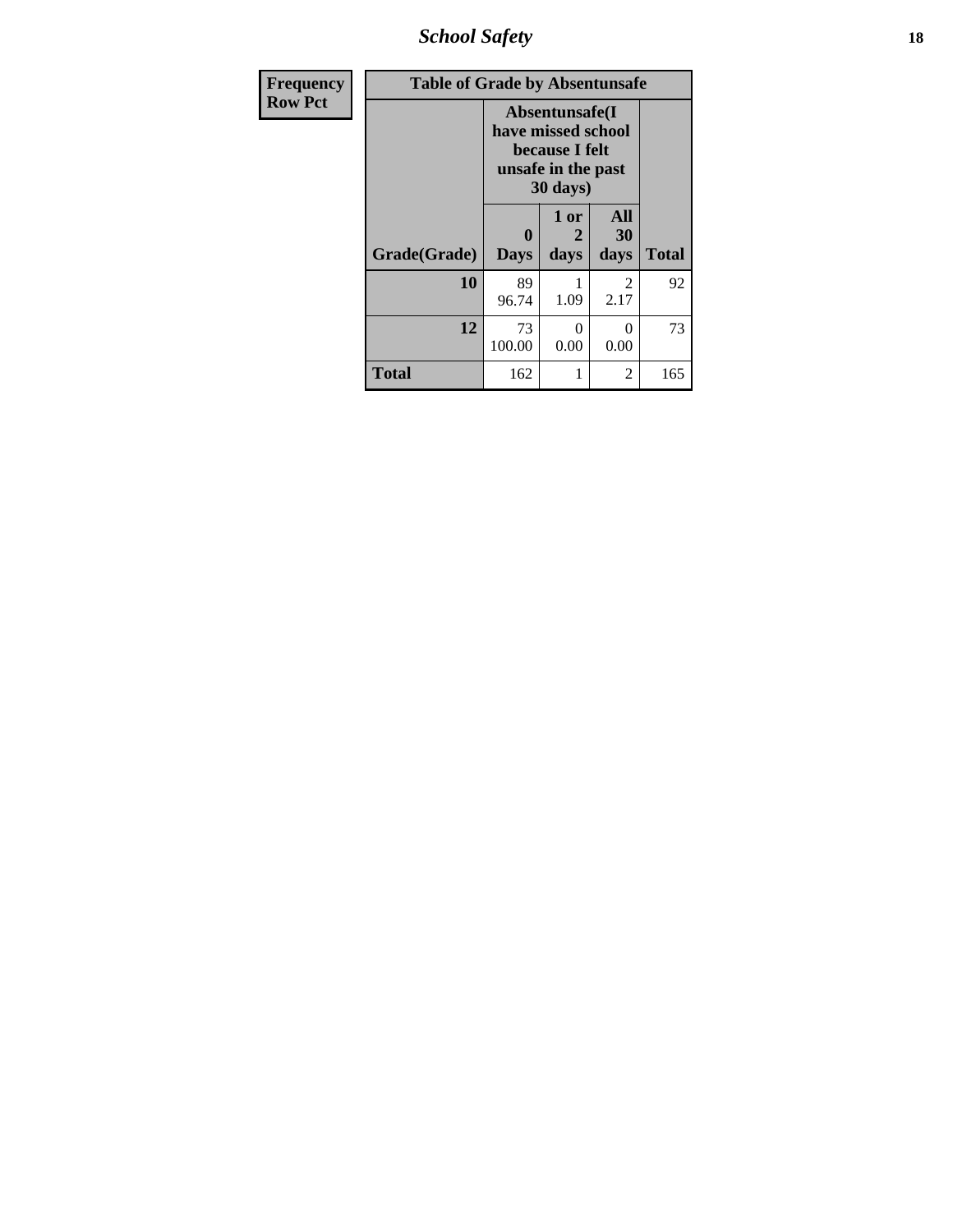| Frequency<br>Row Pct |
|---|

**Table of Grade by Absentunsafe**

| Grade(Grade) | Absentunsafe(I have missed school because I felt unsafe in the past 30 days) | | | Total |
|---|---|---|---|---|
| | 0 Days | 1 or 2 days | All 30 days | |
| **10** | 89<br>96.74 | 1<br>1.09 | 2<br>2.17 | 92 |
| **12** | 73<br>100.00 | 0<br>0.00 | 0<br>0.00 | 73 |
| **Total** | 162 | 1 | 2 | 165 |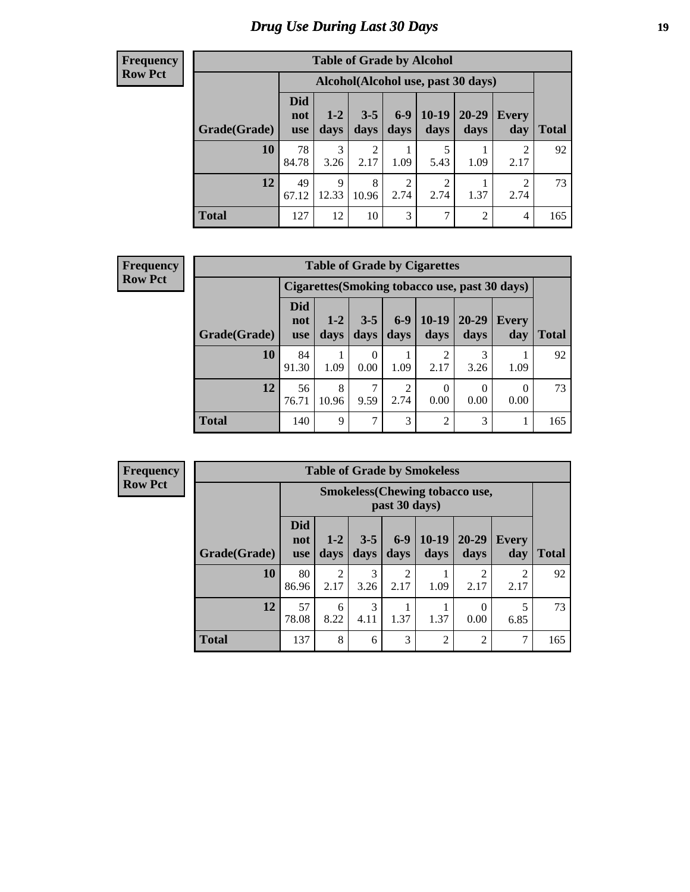# Drug Use During Last 30 Days

**Frequency**
**Row Pct**

| Table of Grade by Alcohol | | | | | | | | |
|---|---|---|---|---|---|---|---|---|
| | Alcohol(Alcohol use, past 30 days) | | | | | | | |
| Grade(Grade) | Did not use | 1-2 days | 3-5 days | 6-9 days | 10-19 days | 20-29 days | Every day | Total |
| **10** | 78<br>84.78 | 3<br>3.26 | 2<br>2.17 | 1<br>1.09 | 5<br>5.43 | 1<br>1.09 | 2<br>2.17 | 92 |
| **12** | 49<br>67.12 | 9<br>12.33 | 8<br>10.96 | 2<br>2.74 | 2<br>2.74 | 1<br>1.37 | 2<br>2.74 | 73 |
| **Total** | 127 | 12 | 10 | 3 | 7 | 2 | 4 | 165 |

**Frequency**
**Row Pct**

| Table of Grade by Cigarettes | | | | | | | | |
|---|---|---|---|---|---|---|---|---|
| | Cigarettes(Smoking tobacco use, past 30 days) | | | | | | | |
| Grade(Grade) | Did not use | 1-2 days | 3-5 days | 6-9 days | 10-19 days | 20-29 days | Every day | Total |
| **10** | 84<br>91.30 | 1<br>1.09 | 0<br>0.00 | 1<br>1.09 | 2<br>2.17 | 3<br>3.26 | 1<br>1.09 | 92 |
| **12** | 56<br>76.71 | 8<br>10.96 | 7<br>9.59 | 2<br>2.74 | 0<br>0.00 | 0<br>0.00 | 0<br>0.00 | 73 |
| **Total** | 140 | 9 | 7 | 3 | 2 | 3 | 1 | 165 |

**Frequency**
**Row Pct**

| Table of Grade by Smokeless | | | | | | | | |
|---|---|---|---|---|---|---|---|---|
| | Smokeless(Chewing tobacco use, past 30 days) | | | | | | | |
| Grade(Grade) | Did not use | 1-2 days | 3-5 days | 6-9 days | 10-19 days | 20-29 days | Every day | Total |
| **10** | 80<br>86.96 | 2<br>2.17 | 3<br>3.26 | 2<br>2.17 | 1<br>1.09 | 2<br>2.17 | 2<br>2.17 | 92 |
| **12** | 57<br>78.08 | 6<br>8.22 | 3<br>4.11 | 1<br>1.37 | 1<br>1.37 | 0<br>0.00 | 5<br>6.85 | 73 |
| **Total** | 137 | 8 | 6 | 3 | 2 | 2 | 7 | 165 |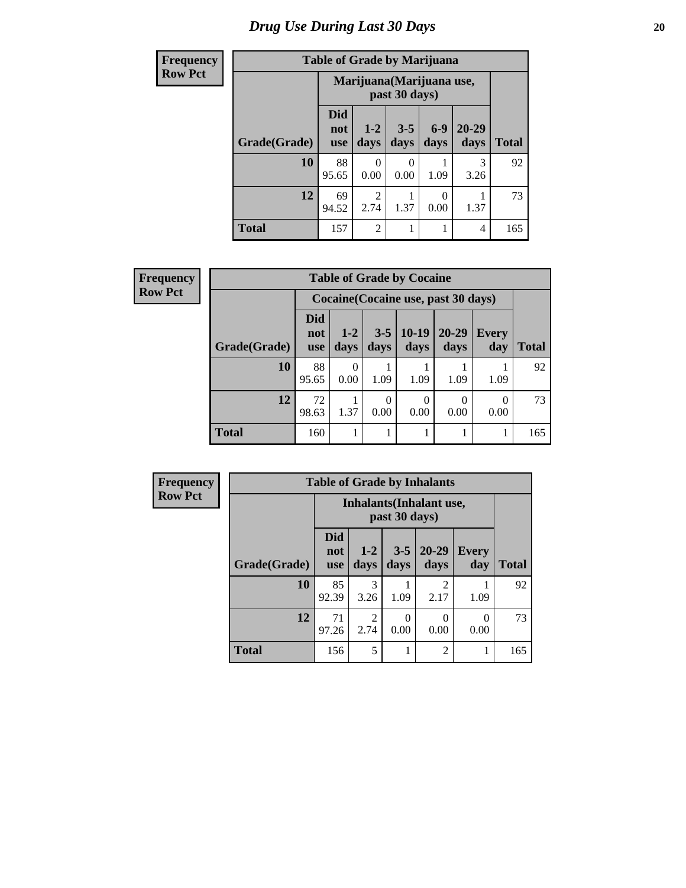# Drug Use During Last 30 Days

| Frequency Row Pct |
|---|

**Table of Grade by Marijuana**

| Grade(Grade) | Marijuana(Marijuana use, past 30 days) | | | | | Total |
|---|---|---|---|---|---|---|
| | Did not use | 1-2 days | 3-5 days | 6-9 days | 20-29 days | |
| **10** | 88<br>95.65 | 0<br>0.00 | 0<br>0.00 | 1<br>1.09 | 3<br>3.26 | 92 |
| **12** | 69<br>94.52 | 2<br>2.74 | 1<br>1.37 | 0<br>0.00 | 1<br>1.37 | 73 |
| **Total** | 157 | 2 | 1 | 1 | 4 | 165 |

| Frequency Row Pct |
|---|

**Table of Grade by Cocaine**

| Grade(Grade) | Cocaine(Cocaine use, past 30 days) | | | | | | Total |
|---|---|---|---|---|---|---|---|
| | Did not use | 1-2 days | 3-5 days | 10-19 days | 20-29 days | Every day | |
| **10** | 88<br>95.65 | 0<br>0.00 | 1<br>1.09 | 1<br>1.09 | 1<br>1.09 | 1<br>1.09 | 92 |
| **12** | 72<br>98.63 | 1<br>1.37 | 0<br>0.00 | 0<br>0.00 | 0<br>0.00 | 0<br>0.00 | 73 |
| **Total** | 160 | 1 | 1 | 1 | 1 | 1 | 165 |

| Frequency Row Pct |
|---|

**Table of Grade by Inhalants**

| Grade(Grade) | Inhalants(Inhalant use, past 30 days) | | | | | Total |
|---|---|---|---|---|---|---|
| | Did not use | 1-2 days | 3-5 days | 20-29 days | Every day | |
| **10** | 85<br>92.39 | 3<br>3.26 | 1<br>1.09 | 2<br>2.17 | 1<br>1.09 | 92 |
| **12** | 71<br>97.26 | 2<br>2.74 | 0<br>0.00 | 0<br>0.00 | 0<br>0.00 | 73 |
| **Total** | 156 | 5 | 1 | 2 | 1 | 165 |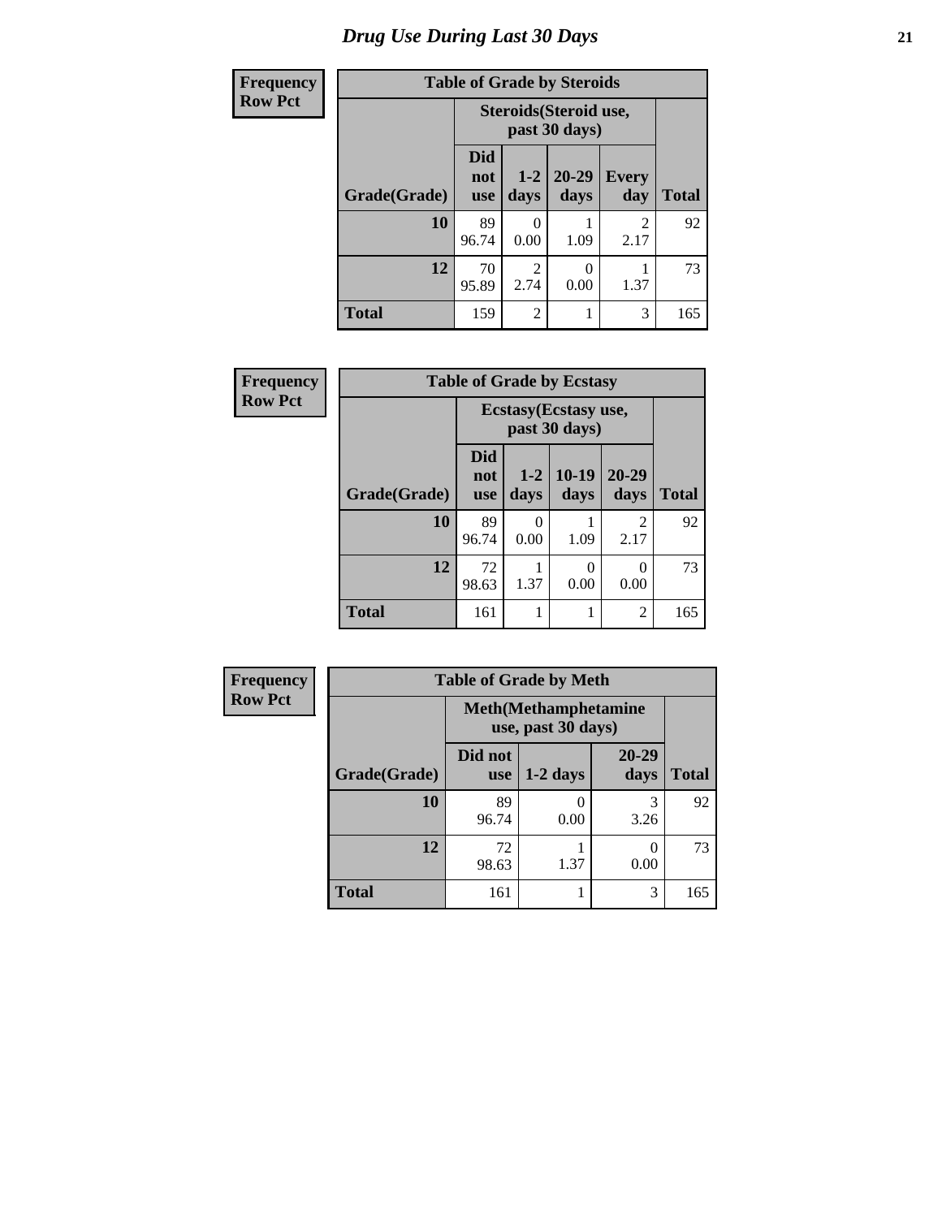# *Drug Use During Last 30 Days*

| Frequency |
|---|
| Row Pct |

**Table of Grade by Steroids**

| Grade(Grade) | Steroids(Steroid use, past 30 days) | | | | Total |
|---|---|---|---|---|---|
| | Did not use | 1-2 days | 20-29 days | Every day | |
| **10** | 89<br>96.74 | 0<br>0.00 | 1<br>1.09 | 2<br>2.17 | 92 |
| **12** | 70<br>95.89 | 2<br>2.74 | 0<br>0.00 | 1<br>1.37 | 73 |
| **Total** | 159 | 2 | 1 | 3 | 165 |

| Frequency |
|---|
| Row Pct |

**Table of Grade by Ecstasy**

| Grade(Grade) | Ecstasy(Ecstasy use, past 30 days) | | | | Total |
|---|---|---|---|---|---|
| | Did not use | 1-2 days | 10-19 days | 20-29 days | |
| **10** | 89<br>96.74 | 0<br>0.00 | 1<br>1.09 | 2<br>2.17 | 92 |
| **12** | 72<br>98.63 | 1<br>1.37 | 0<br>0.00 | 0<br>0.00 | 73 |
| **Total** | 161 | 1 | 1 | 2 | 165 |

| Frequency |
|---|
| Row Pct |

**Table of Grade by Meth**

| Grade(Grade) | Meth(Methamphetamine use, past 30 days) | | | Total |
|---|---|---|---|---|
| | Did not use | 1-2 days | 20-29 days | |
| **10** | 89<br>96.74 | 0<br>0.00 | 3<br>3.26 | 92 |
| **12** | 72<br>98.63 | 1<br>1.37 | 0<br>0.00 | 73 |
| **Total** | 161 | 1 | 3 | 165 |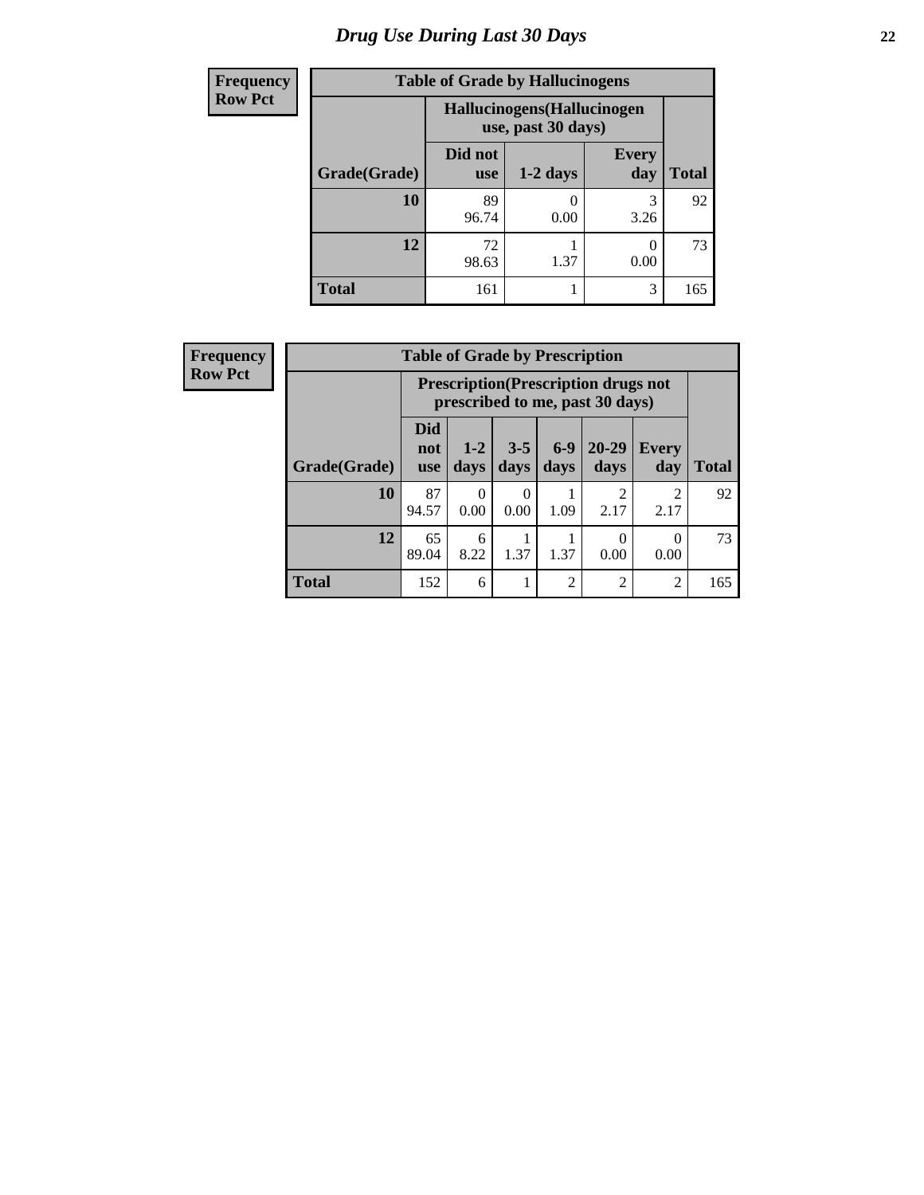# Drug Use During Last 30 Days

**Frequency**
**Row Pct**

| Table of Grade by Hallucinogens | | | | |
|---|---|---|---|---|
| | Hallucinogens(Hallucinogen use, past 30 days) | | | |
| Grade(Grade) | Did not use | 1-2 days | Every day | Total |
| 10 | 89<br>96.74 | 0<br>0.00 | 3<br>3.26 | 92 |
| 12 | 72<br>98.63 | 1<br>1.37 | 0<br>0.00 | 73 |
| Total | 161 | 1 | 3 | 165 |

**Frequency**
**Row Pct**

| Table of Grade by Prescription | | | | | | | |
|---|---|---|---|---|---|---|---|
| | Prescription(Prescription drugs not prescribed to me, past 30 days) | | | | | | |
| Grade(Grade) | Did not use | 1-2 days | 3-5 days | 6-9 days | 20-29 days | Every day | Total |
| 10 | 87<br>94.57 | 0<br>0.00 | 0<br>0.00 | 1<br>1.09 | 2<br>2.17 | 2<br>2.17 | 92 |
| 12 | 65<br>89.04 | 6<br>8.22 | 1<br>1.37 | 1<br>1.37 | 0<br>0.00 | 0<br>0.00 | 73 |
| Total | 152 | 6 | 1 | 2 | 2 | 2 | 165 |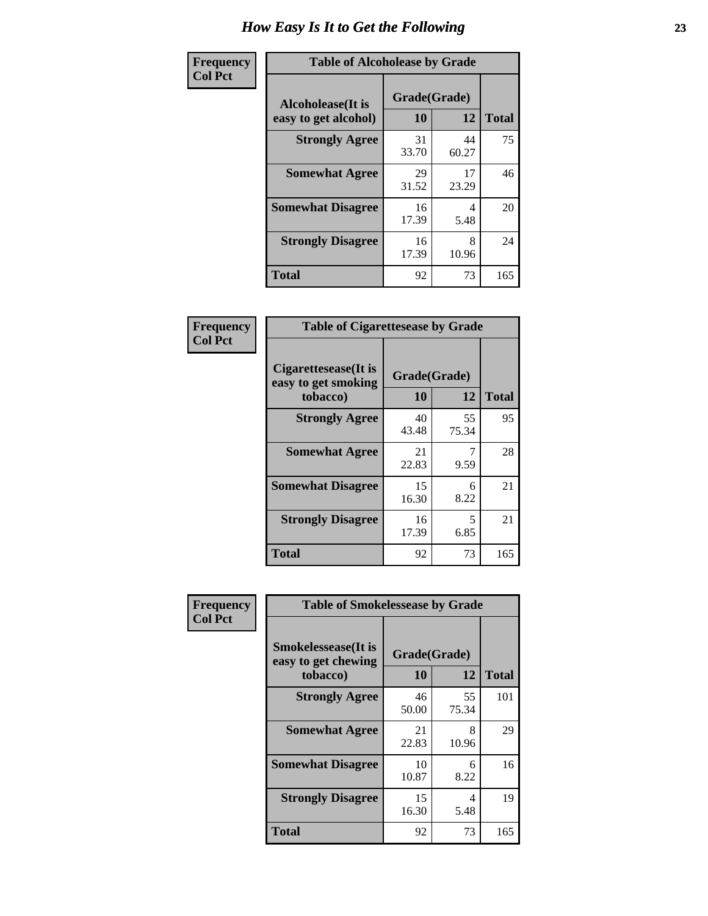# How Easy Is It to Get the Following

**Frequency**
**Col Pct**

| Table of Alcoholease by Grade | | | |
|---|---|---|---|
| Alcoholease(It is easy to get alcohol) | Grade(Grade) | | Total |
| | 10 | 12 | |
| **Strongly Agree** | 31<br>33.70 | 44<br>60.27 | 75 |
| **Somewhat Agree** | 29<br>31.52 | 17<br>23.29 | 46 |
| **Somewhat Disagree** | 16<br>17.39 | 4<br>5.48 | 20 |
| **Strongly Disagree** | 16<br>17.39 | 8<br>10.96 | 24 |
| **Total** | 92 | 73 | 165 |

**Frequency**
**Col Pct**

| Table of Cigarettesease by Grade | | | |
|---|---|---|---|
| Cigarettesease(It is easy to get smoking tobacco) | Grade(Grade) | | Total |
| | 10 | 12 | |
| **Strongly Agree** | 40<br>43.48 | 55<br>75.34 | 95 |
| **Somewhat Agree** | 21<br>22.83 | 7<br>9.59 | 28 |
| **Somewhat Disagree** | 15<br>16.30 | 6<br>8.22 | 21 |
| **Strongly Disagree** | 16<br>17.39 | 5<br>6.85 | 21 |
| **Total** | 92 | 73 | 165 |

**Frequency**
**Col Pct**

| Table of Smokelessease by Grade | | | |
|---|---|---|---|
| Smokelessease(It is easy to get chewing tobacco) | Grade(Grade) | | Total |
| | 10 | 12 | |
| **Strongly Agree** | 46<br>50.00 | 55<br>75.34 | 101 |
| **Somewhat Agree** | 21<br>22.83 | 8<br>10.96 | 29 |
| **Somewhat Disagree** | 10<br>10.87 | 6<br>8.22 | 16 |
| **Strongly Disagree** | 15<br>16.30 | 4<br>5.48 | 19 |
| **Total** | 92 | 73 | 165 |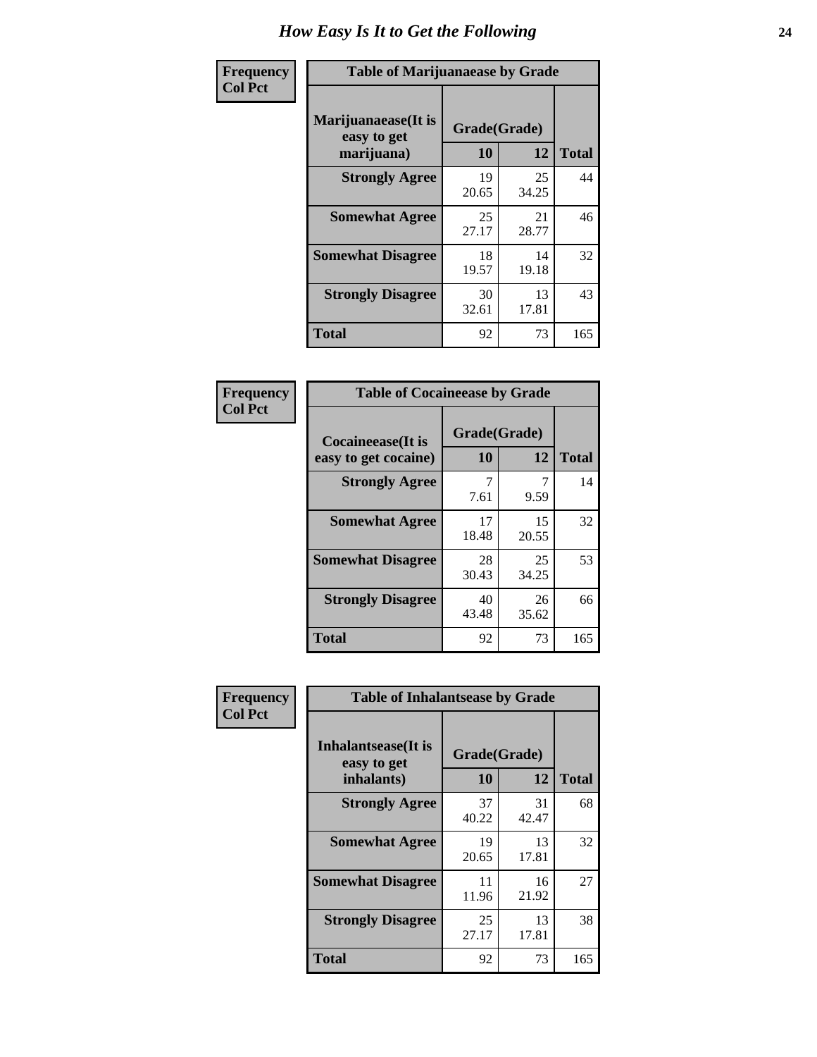# How Easy Is It to Get the Following

**Frequency**
**Col Pct**

**Table of Marijuanaease by Grade**

| Marijuanaease(It is easy to get marijuana) | Grade(Grade) | | Total |
|---|---|---|---|
| | 10 | 12 | |
| **Strongly Agree** | 19<br>20.65 | 25<br>34.25 | 44 |
| **Somewhat Agree** | 25<br>27.17 | 21<br>28.77 | 46 |
| **Somewhat Disagree** | 18<br>19.57 | 14<br>19.18 | 32 |
| **Strongly Disagree** | 30<br>32.61 | 13<br>17.81 | 43 |
| **Total** | 92 | 73 | 165 |

**Frequency**
**Col Pct**

**Table of Cocaineease by Grade**

| Cocaineease(It is easy to get cocaine) | Grade(Grade) | | Total |
|---|---|---|---|
| | 10 | 12 | |
| **Strongly Agree** | 7<br>7.61 | 7<br>9.59 | 14 |
| **Somewhat Agree** | 17<br>18.48 | 15<br>20.55 | 32 |
| **Somewhat Disagree** | 28<br>30.43 | 25<br>34.25 | 53 |
| **Strongly Disagree** | 40<br>43.48 | 26<br>35.62 | 66 |
| **Total** | 92 | 73 | 165 |

**Frequency**
**Col Pct**

**Table of Inhalantsease by Grade**

| Inhalantsease(It is easy to get inhalants) | Grade(Grade) | | Total |
|---|---|---|---|
| | 10 | 12 | |
| **Strongly Agree** | 37<br>40.22 | 31<br>42.47 | 68 |
| **Somewhat Agree** | 19<br>20.65 | 13<br>17.81 | 32 |
| **Somewhat Disagree** | 11<br>11.96 | 16<br>21.92 | 27 |
| **Strongly Disagree** | 25<br>27.17 | 13<br>17.81 | 38 |
| **Total** | 92 | 73 | 165 |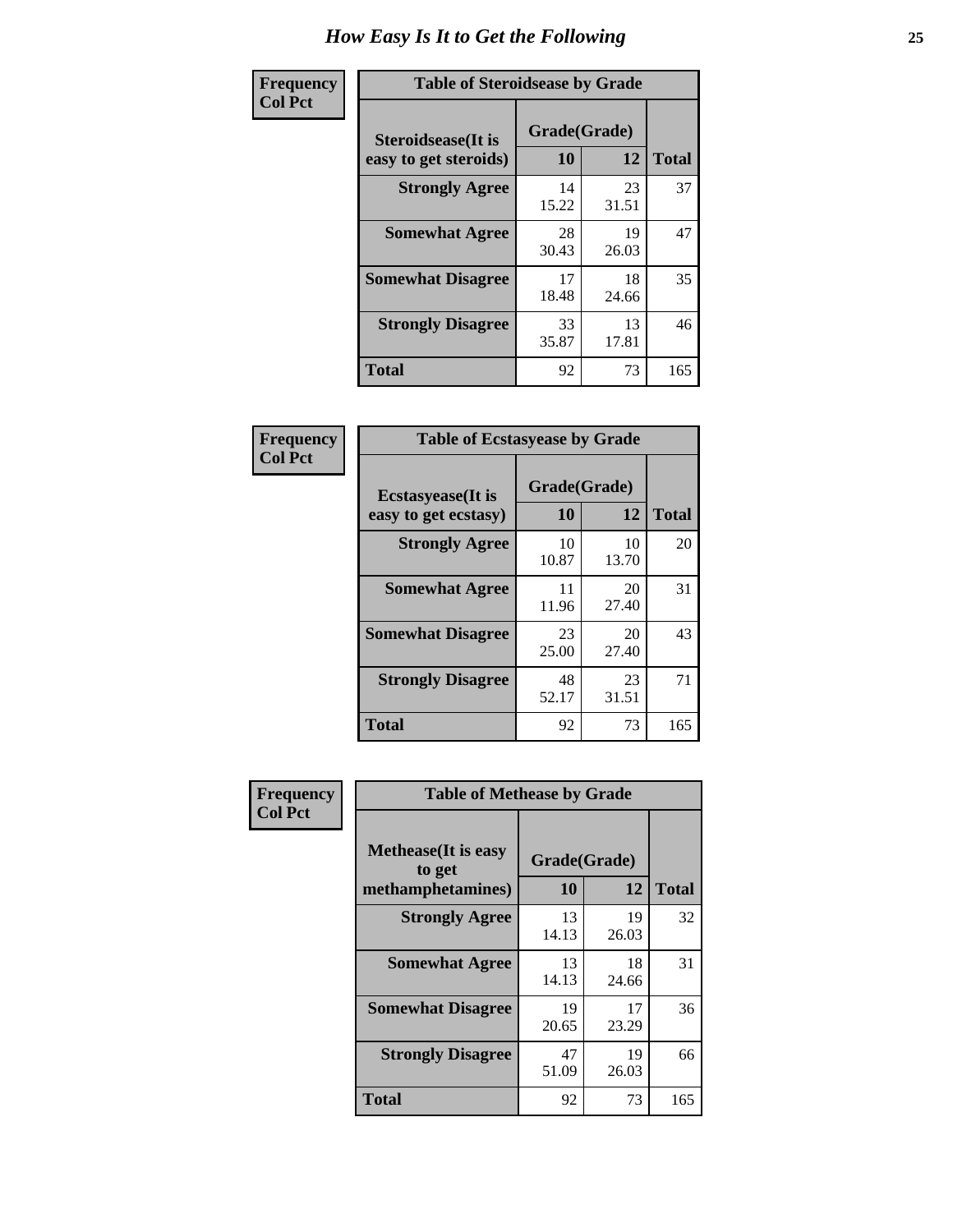# How Easy Is It to Get the Following

**Frequency**
**Col Pct**

**Table of Steroidsease by Grade**

| Steroidsease(It is easy to get steroids) | Grade(Grade) 10 | 12 | Total |
|---|---|---|---|
| **Strongly Agree** | 14<br>15.22 | 23<br>31.51 | 37 |
| **Somewhat Agree** | 28<br>30.43 | 19<br>26.03 | 47 |
| **Somewhat Disagree** | 17<br>18.48 | 18<br>24.66 | 35 |
| **Strongly Disagree** | 33<br>35.87 | 13<br>17.81 | 46 |
| **Total** | 92 | 73 | 165 |

**Frequency**
**Col Pct**

**Table of Ecstasyease by Grade**

| Ecstasyease(It is easy to get ecstasy) | Grade(Grade) 10 | 12 | Total |
|---|---|---|---|
| **Strongly Agree** | 10<br>10.87 | 10<br>13.70 | 20 |
| **Somewhat Agree** | 11<br>11.96 | 20<br>27.40 | 31 |
| **Somewhat Disagree** | 23<br>25.00 | 20<br>27.40 | 43 |
| **Strongly Disagree** | 48<br>52.17 | 23<br>31.51 | 71 |
| **Total** | 92 | 73 | 165 |

**Frequency**
**Col Pct**

**Table of Methease by Grade**

| Methease(It is easy to get methamphetamines) | Grade(Grade) 10 | 12 | Total |
|---|---|---|---|
| **Strongly Agree** | 13<br>14.13 | 19<br>26.03 | 32 |
| **Somewhat Agree** | 13<br>14.13 | 18<br>24.66 | 31 |
| **Somewhat Disagree** | 19<br>20.65 | 17<br>23.29 | 36 |
| **Strongly Disagree** | 47<br>51.09 | 19<br>26.03 | 66 |
| **Total** | 92 | 73 | 165 |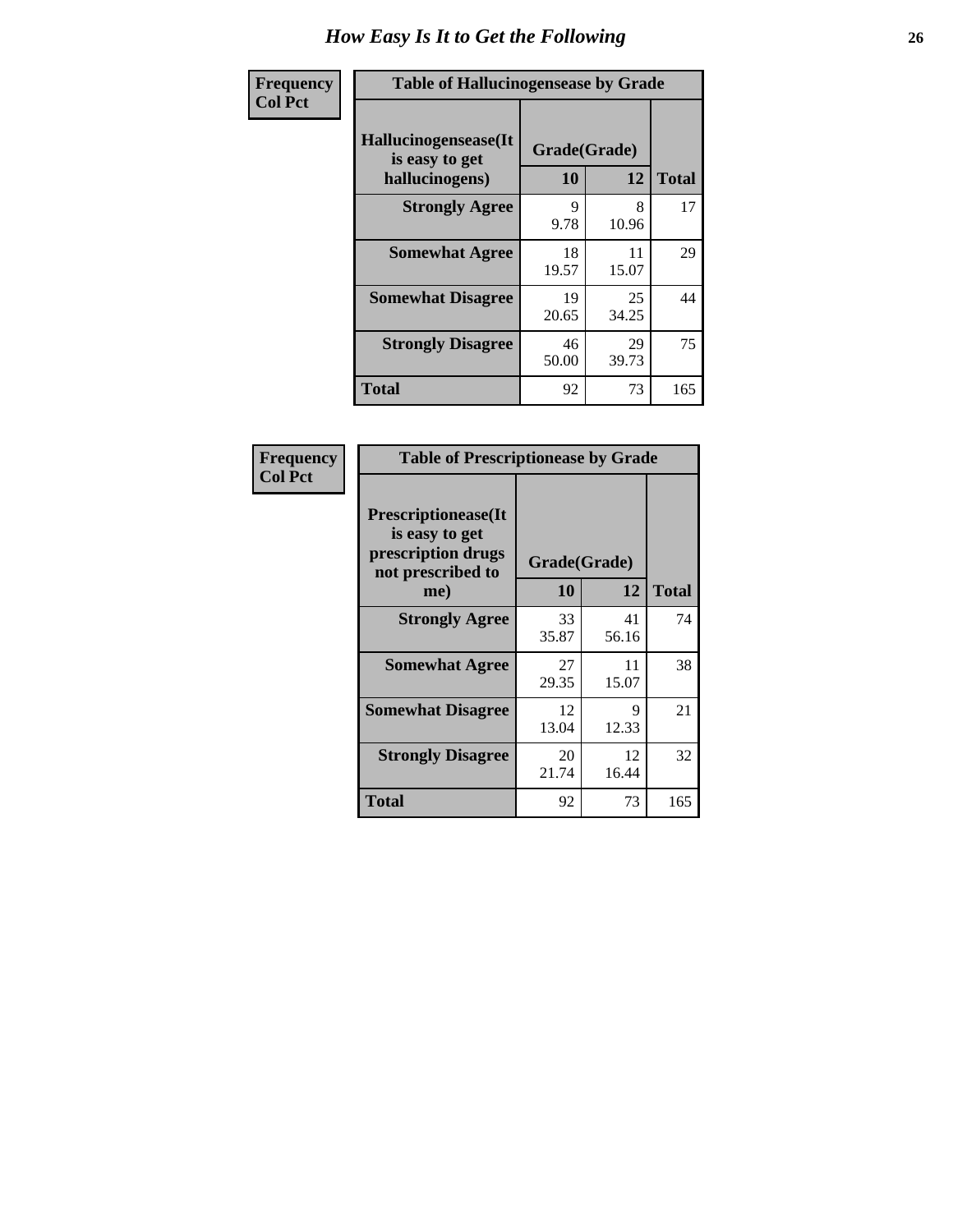# How Easy Is It to Get the Following

**Frequency**
**Col Pct**

**Table of Hallucinogensease by Grade**

| Hallucinogensease(It is easy to get hallucinogens) | Grade(Grade) 10 | 12 | Total |
|---|---|---|---|
| **Strongly Agree** | 9<br>9.78 | 8<br>10.96 | 17 |
| **Somewhat Agree** | 18<br>19.57 | 11<br>15.07 | 29 |
| **Somewhat Disagree** | 19<br>20.65 | 25<br>34.25 | 44 |
| **Strongly Disagree** | 46<br>50.00 | 29<br>39.73 | 75 |
| **Total** | 92 | 73 | 165 |

**Frequency**
**Col Pct**

**Table of Prescriptionease by Grade**

| Prescriptionease(It is easy to get prescription drugs not prescribed to me) | Grade(Grade) 10 | 12 | Total |
|---|---|---|---|
| **Strongly Agree** | 33<br>35.87 | 41<br>56.16 | 74 |
| **Somewhat Agree** | 27<br>29.35 | 11<br>15.07 | 38 |
| **Somewhat Disagree** | 12<br>13.04 | 9<br>12.33 | 21 |
| **Strongly Disagree** | 20<br>21.74 | 12<br>16.44 | 32 |
| **Total** | 92 | 73 | 165 |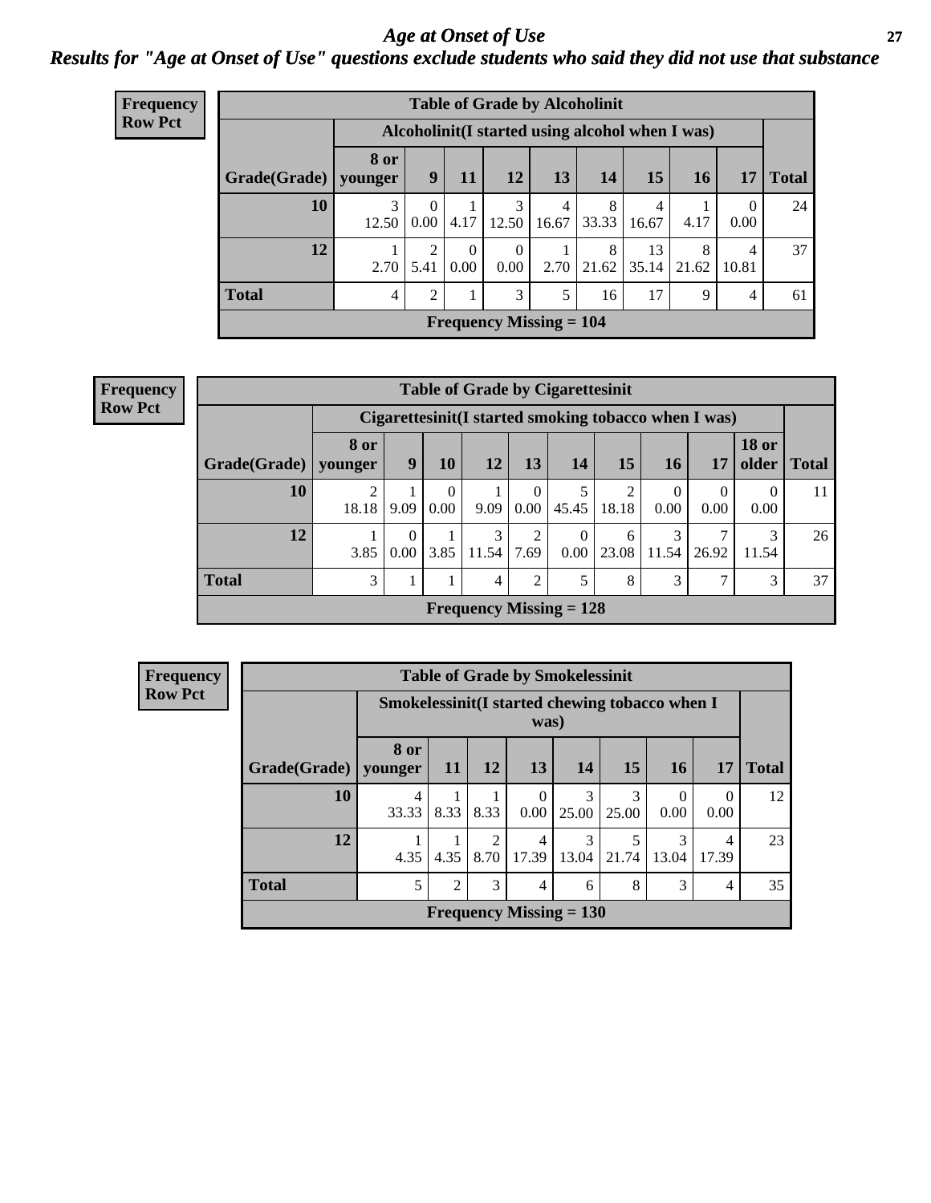# *Age at Onset of Use*

## *Results for "Age at Onset of Use" questions exclude students who said they did not use that substance*

**Frequency**
**Row Pct**

**Table of Grade by Alcoholinit**

| Grade(Grade) | Alcoholinit(I started using alcohol when I was) | | | | | | | | | Total |
|---|---|---|---|---|---|---|---|---|---|---|
| | 8 or younger | 9 | 11 | 12 | 13 | 14 | 15 | 16 | 17 | |
| 10 | 3<br>12.50 | 0<br>0.00 | 1<br>4.17 | 3<br>12.50 | 4<br>16.67 | 8<br>33.33 | 4<br>16.67 | 1<br>4.17 | 0<br>0.00 | 24 |
| 12 | 1<br>2.70 | 2<br>5.41 | 0<br>0.00 | 0<br>0.00 | 1<br>2.70 | 8<br>21.62 | 13<br>35.14 | 8<br>21.62 | 4<br>10.81 | 37 |
| Total | 4 | 2 | 1 | 3 | 5 | 16 | 17 | 9 | 4 | 61 |

**Frequency Missing = 104**

**Frequency**
**Row Pct**

**Table of Grade by Cigarettesinit**

| Grade(Grade) | Cigarettesinit(I started smoking tobacco when I was) | | | | | | | | | | Total |
|---|---|---|---|---|---|---|---|---|---|---|---|
| | 8 or younger | 9 | 10 | 12 | 13 | 14 | 15 | 16 | 17 | 18 or older | |
| 10 | 2<br>18.18 | 1<br>9.09 | 0<br>0.00 | 1<br>9.09 | 0<br>0.00 | 5<br>45.45 | 2<br>18.18 | 0<br>0.00 | 0<br>0.00 | 0<br>0.00 | 11 |
| 12 | 1<br>3.85 | 0<br>0.00 | 1<br>3.85 | 3<br>11.54 | 2<br>7.69 | 0<br>0.00 | 6<br>23.08 | 3<br>11.54 | 7<br>26.92 | 3<br>11.54 | 26 |
| Total | 3 | 1 | 1 | 4 | 2 | 5 | 8 | 3 | 7 | 3 | 37 |

**Frequency Missing = 128**

**Frequency**
**Row Pct**

**Table of Grade by Smokelessinit**

| Grade(Grade) | Smokelessinit(I started chewing tobacco when I was) | | | | | | | | Total |
|---|---|---|---|---|---|---|---|---|---|
| | 8 or younger | 11 | 12 | 13 | 14 | 15 | 16 | 17 | |
| 10 | 4<br>33.33 | 1<br>8.33 | 1<br>8.33 | 0<br>0.00 | 3<br>25.00 | 3<br>25.00 | 0<br>0.00 | 0<br>0.00 | 12 |
| 12 | 1<br>4.35 | 1<br>4.35 | 2<br>8.70 | 4<br>17.39 | 3<br>13.04 | 5<br>21.74 | 3<br>13.04 | 4<br>17.39 | 23 |
| Total | 5 | 2 | 3 | 4 | 6 | 8 | 3 | 4 | 35 |

**Frequency Missing = 130**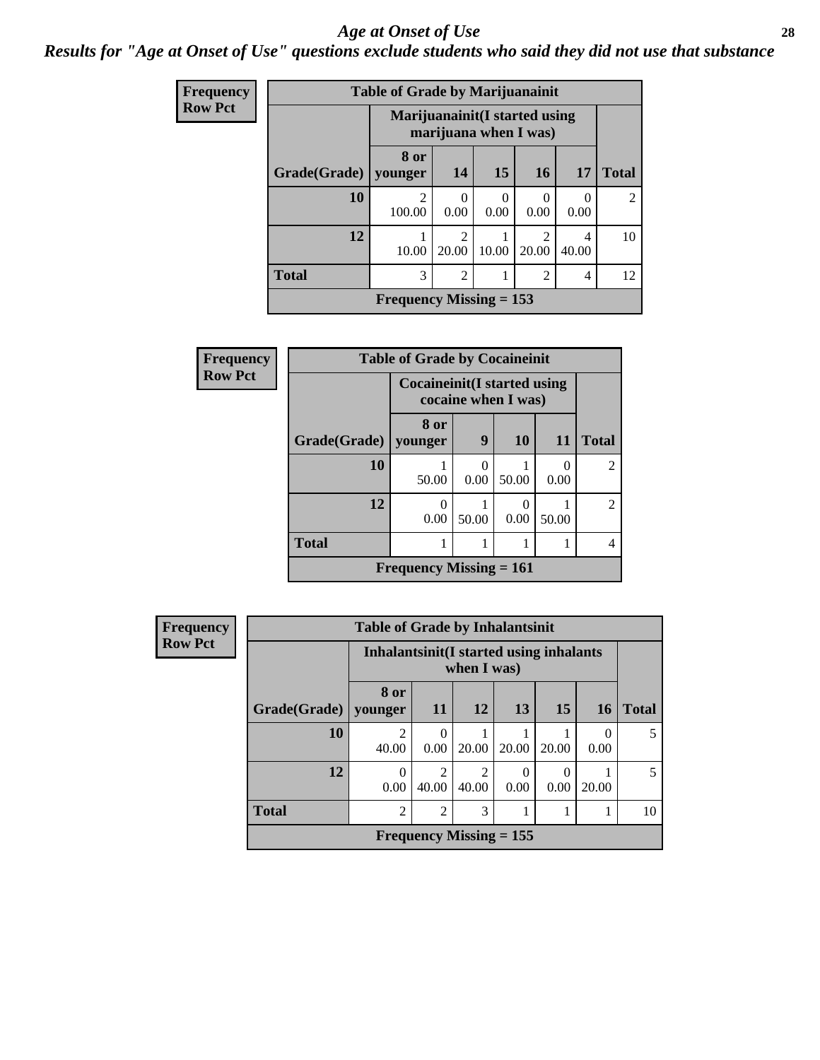# *Age at Onset of Use*

***Results for "Age at Onset of Use" questions exclude students who said they did not use that substance***

**Frequency**
**Row Pct**

| Table of Grade by Marijuanainit | | | | | | |
|---|---|---|---|---|---|---|
| | Marijuanainit(I started using marijuana when I was) | | | | | |
| Grade(Grade) | 8 or younger | 14 | 15 | 16 | 17 | Total |
| 10 | 2<br>100.00 | 0<br>0.00 | 0<br>0.00 | 0<br>0.00 | 0<br>0.00 | 2 |
| 12 | 1<br>10.00 | 2<br>20.00 | 1<br>10.00 | 2<br>20.00 | 4<br>40.00 | 10 |
| Total | 3 | 2 | 1 | 2 | 4 | 12 |
| Frequency Missing = 153 | | | | | | |

**Frequency**
**Row Pct**

| Table of Grade by Cocaineinit | | | | | |
|---|---|---|---|---|---|
| | Cocaineinit(I started using cocaine when I was) | | | | |
| Grade(Grade) | 8 or younger | 9 | 10 | 11 | Total |
| 10 | 1<br>50.00 | 0<br>0.00 | 1<br>50.00 | 0<br>0.00 | 2 |
| 12 | 0<br>0.00 | 1<br>50.00 | 0<br>0.00 | 1<br>50.00 | 2 |
| Total | 1 | 1 | 1 | 1 | 4 |
| Frequency Missing = 161 | | | | | |

**Frequency**
**Row Pct**

| Table of Grade by Inhalantsinit | | | | | | | |
|---|---|---|---|---|---|---|---|
| | Inhalantsinit(I started using inhalants when I was) | | | | | | |
| Grade(Grade) | 8 or younger | 11 | 12 | 13 | 15 | 16 | Total |
| 10 | 2<br>40.00 | 0<br>0.00 | 1<br>20.00 | 1<br>20.00 | 1<br>20.00 | 0<br>0.00 | 5 |
| 12 | 0<br>0.00 | 2<br>40.00 | 2<br>40.00 | 0<br>0.00 | 0<br>0.00 | 1<br>20.00 | 5 |
| Total | 2 | 2 | 3 | 1 | 1 | 1 | 10 |
| Frequency Missing = 155 | | | | | | | |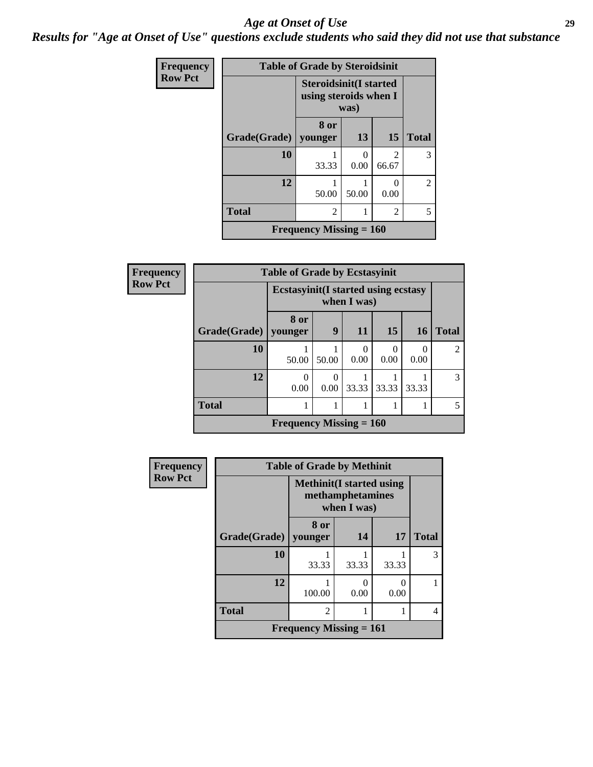*Age at Onset of Use*

***Results for "Age at Onset of Use" questions exclude students who said they did not use that substance***

**Frequency**
**Row Pct**

| Table of Grade by Steroidsinit | | | | |
|---|---|---|---|---|
| | Steroidsinit(I started using steroids when I was) | | | |
| Grade(Grade) | 8 or younger | 13 | 15 | Total |
| 10 | 1<br>33.33 | 0<br>0.00 | 2<br>66.67 | 3 |
| 12 | 1<br>50.00 | 1<br>50.00 | 0<br>0.00 | 2 |
| Total | 2 | 1 | 2 | 5 |
| Frequency Missing = 160 | | | | |

**Frequency**
**Row Pct**

| Table of Grade by Ecstasyinit | | | | | | |
|---|---|---|---|---|---|---|
| | Ecstasyinit(I started using ecstasy when I was) | | | | | |
| Grade(Grade) | 8 or younger | 9 | 11 | 15 | 16 | Total |
| 10 | 1<br>50.00 | 1<br>50.00 | 0<br>0.00 | 0<br>0.00 | 0<br>0.00 | 2 |
| 12 | 0<br>0.00 | 0<br>0.00 | 1<br>33.33 | 1<br>33.33 | 1<br>33.33 | 3 |
| Total | 1 | 1 | 1 | 1 | 1 | 5 |
| Frequency Missing = 160 | | | | | | |

**Frequency**
**Row Pct**

| Table of Grade by Methinit | | | | |
|---|---|---|---|---|
| | Methinit(I started using methamphetamines when I was) | | | |
| Grade(Grade) | 8 or younger | 14 | 17 | Total |
| 10 | 1<br>33.33 | 1<br>33.33 | 1<br>33.33 | 3 |
| 12 | 1<br>100.00 | 0<br>0.00 | 0<br>0.00 | 1 |
| Total | 2 | 1 | 1 | 4 |
| Frequency Missing = 161 | | | | |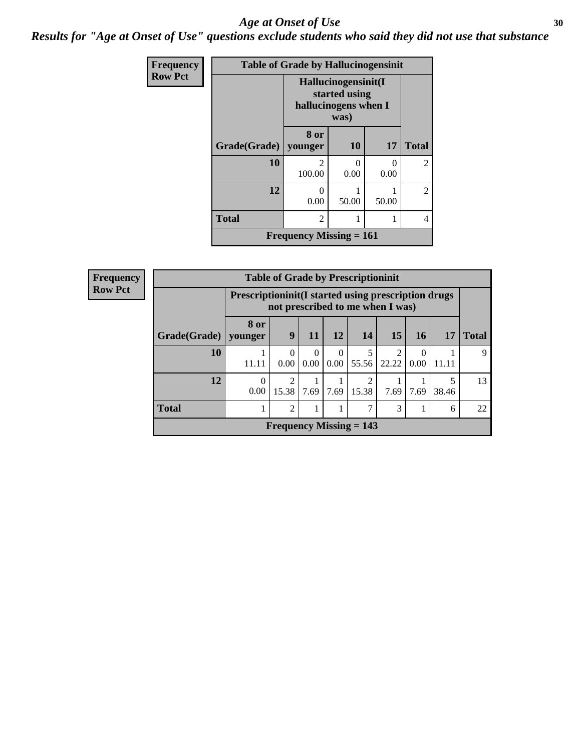# *Age at Onset of Use*

***Results for "Age at Onset of Use" questions exclude students who said they did not use that substance***

**Frequency**
**Row Pct**

| Table of Grade by Hallucinogensinit | | | | |
|---|---|---|---|---|
| | Hallucinogensinit(I started using hallucinogens when I was) | | | |
| Grade(Grade) | 8 or younger | 10 | 17 | Total |
| 10 | 2<br>100.00 | 0<br>0.00 | 0<br>0.00 | 2 |
| 12 | 0<br>0.00 | 1<br>50.00 | 1<br>50.00 | 2 |
| Total | 2 | 1 | 1 | 4 |
| Frequency Missing = 161 | | | | |

**Frequency**
**Row Pct**

| Table of Grade by Prescriptioninit | | | | | | | | | |
|---|---|---|---|---|---|---|---|---|---|
| | Prescriptioninit(I started using prescription drugs not prescribed to me when I was) | | | | | | | | |
| Grade(Grade) | 8 or younger | 9 | 11 | 12 | 14 | 15 | 16 | 17 | Total |
| 10 | 1<br>11.11 | 0<br>0.00 | 0<br>0.00 | 0<br>0.00 | 5<br>55.56 | 2<br>22.22 | 0<br>0.00 | 1<br>11.11 | 9 |
| 12 | 0<br>0.00 | 2<br>15.38 | 1<br>7.69 | 1<br>7.69 | 2<br>15.38 | 1<br>7.69 | 1<br>7.69 | 5<br>38.46 | 13 |
| Total | 1 | 2 | 1 | 1 | 7 | 3 | 1 | 6 | 22 |
| Frequency Missing = 143 | | | | | | | | | |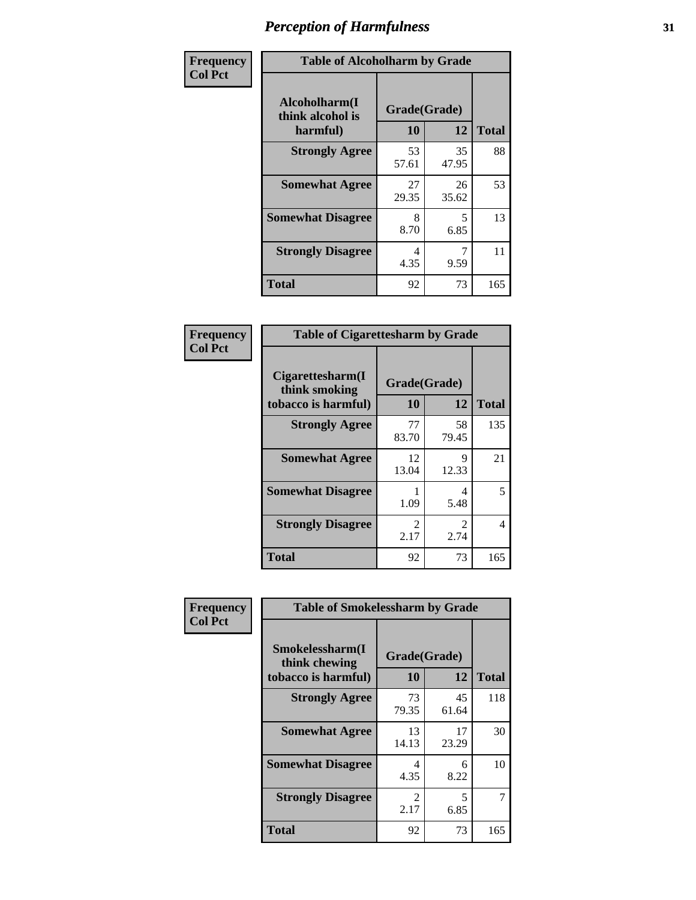# Perception of Harmfulness

| Frequency Col Pct |
|---|

**Table of Alcoholharm by Grade**

| Alcoholharm(I think alcohol is harmful) | Grade(Grade) 10 | 12 | Total |
|---|---|---|---|
| Strongly Agree | 53<br>57.61 | 35<br>47.95 | 88 |
| Somewhat Agree | 27<br>29.35 | 26<br>35.62 | 53 |
| Somewhat Disagree | 8<br>8.70 | 5<br>6.85 | 13 |
| Strongly Disagree | 4<br>4.35 | 7<br>9.59 | 11 |
| Total | 92 | 73 | 165 |

| Frequency Col Pct |
|---|

**Table of Cigarettesharm by Grade**

| Cigarettesharm(I think smoking tobacco is harmful) | Grade(Grade) 10 | 12 | Total |
|---|---|---|---|
| Strongly Agree | 77<br>83.70 | 58<br>79.45 | 135 |
| Somewhat Agree | 12<br>13.04 | 9<br>12.33 | 21 |
| Somewhat Disagree | 1<br>1.09 | 4<br>5.48 | 5 |
| Strongly Disagree | 2<br>2.17 | 2<br>2.74 | 4 |
| Total | 92 | 73 | 165 |

| Frequency Col Pct |
|---|

**Table of Smokelessharm by Grade**

| Smokelessharm(I think chewing tobacco is harmful) | Grade(Grade) 10 | 12 | Total |
|---|---|---|---|
| Strongly Agree | 73<br>79.35 | 45<br>61.64 | 118 |
| Somewhat Agree | 13<br>14.13 | 17<br>23.29 | 30 |
| Somewhat Disagree | 4<br>4.35 | 6<br>8.22 | 10 |
| Strongly Disagree | 2<br>2.17 | 5<br>6.85 | 7 |
| Total | 92 | 73 | 165 |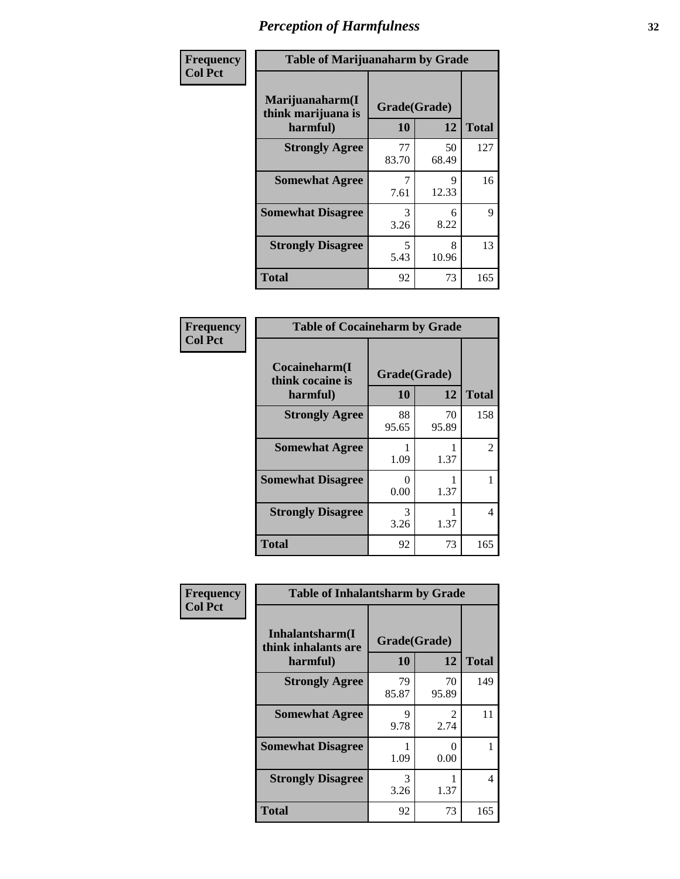# Perception of Harmfulness

**Frequency / Col Pct**

| Table of Marijuanaharm by Grade | | | |
|---|---|---|---|
| **Marijuanaharm(I think marijuana is harmful)** | **Grade(Grade)** | | |
| | **10** | **12** | **Total** |
| **Strongly Agree** | 77<br>83.70 | 50<br>68.49 | 127 |
| **Somewhat Agree** | 7<br>7.61 | 9<br>12.33 | 16 |
| **Somewhat Disagree** | 3<br>3.26 | 6<br>8.22 | 9 |
| **Strongly Disagree** | 5<br>5.43 | 8<br>10.96 | 13 |
| **Total** | 92 | 73 | 165 |

**Frequency / Col Pct**

| Table of Cocaineharm by Grade | | | |
|---|---|---|---|
| **Cocaineharm(I think cocaine is harmful)** | **Grade(Grade)** | | |
| | **10** | **12** | **Total** |
| **Strongly Agree** | 88<br>95.65 | 70<br>95.89 | 158 |
| **Somewhat Agree** | 1<br>1.09 | 1<br>1.37 | 2 |
| **Somewhat Disagree** | 0<br>0.00 | 1<br>1.37 | 1 |
| **Strongly Disagree** | 3<br>3.26 | 1<br>1.37 | 4 |
| **Total** | 92 | 73 | 165 |

**Frequency / Col Pct**

| Table of Inhalantsharm by Grade | | | |
|---|---|---|---|
| **Inhalantsharm(I think inhalants are harmful)** | **Grade(Grade)** | | |
| | **10** | **12** | **Total** |
| **Strongly Agree** | 79<br>85.87 | 70<br>95.89 | 149 |
| **Somewhat Agree** | 9<br>9.78 | 2<br>2.74 | 11 |
| **Somewhat Disagree** | 1<br>1.09 | 0<br>0.00 | 1 |
| **Strongly Disagree** | 3<br>3.26 | 1<br>1.37 | 4 |
| **Total** | 92 | 73 | 165 |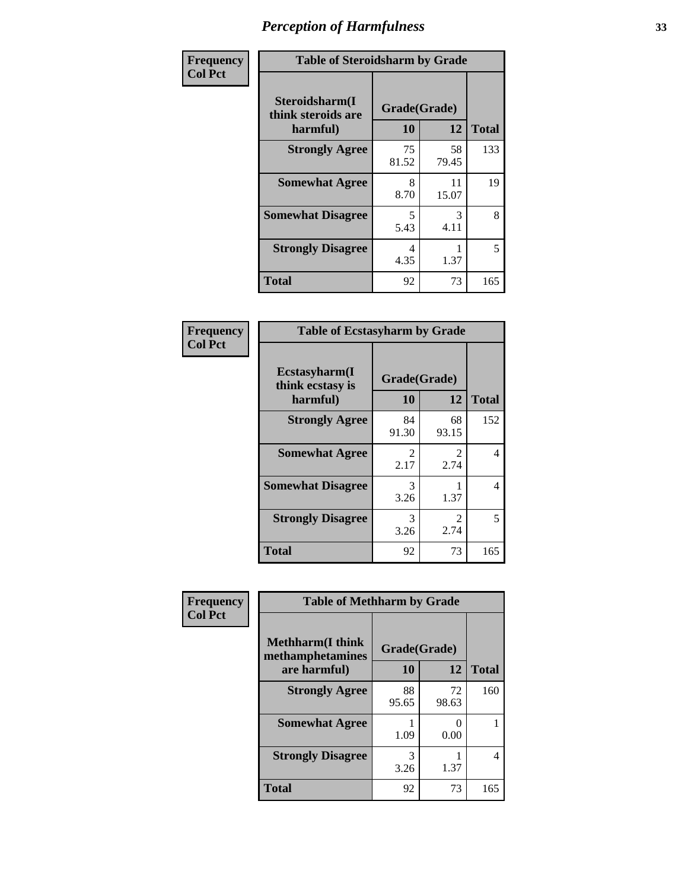# Perception of Harmfulness

| Frequency<br>Col Pct | Table of Steroidsharm by Grade | | |
|---|---|---|---|
| Steroidsharm(I think steroids are harmful) | Grade(Grade) | | |
| | 10 | 12 | Total |
| Strongly Agree | 75<br>81.52 | 58<br>79.45 | 133 |
| Somewhat Agree | 8<br>8.70 | 11<br>15.07 | 19 |
| Somewhat Disagree | 5<br>5.43 | 3<br>4.11 | 8 |
| Strongly Disagree | 4<br>4.35 | 1<br>1.37 | 5 |
| Total | 92 | 73 | 165 |

| Frequency<br>Col Pct | Table of Ecstasyharm by Grade | | |
|---|---|---|---|
| Ecstasyharm(I think ecstasy is harmful) | Grade(Grade) | | |
| | 10 | 12 | Total |
| Strongly Agree | 84<br>91.30 | 68<br>93.15 | 152 |
| Somewhat Agree | 2<br>2.17 | 2<br>2.74 | 4 |
| Somewhat Disagree | 3<br>3.26 | 1<br>1.37 | 4 |
| Strongly Disagree | 3<br>3.26 | 2<br>2.74 | 5 |
| Total | 92 | 73 | 165 |

| Frequency<br>Col Pct | Table of Methharm by Grade | | |
|---|---|---|---|
| Methharm(I think methamphetamines are harmful) | Grade(Grade) | | |
| | 10 | 12 | Total |
| Strongly Agree | 88<br>95.65 | 72<br>98.63 | 160 |
| Somewhat Agree | 1<br>1.09 | 0<br>0.00 | 1 |
| Strongly Disagree | 3<br>3.26 | 1<br>1.37 | 4 |
| Total | 92 | 73 | 165 |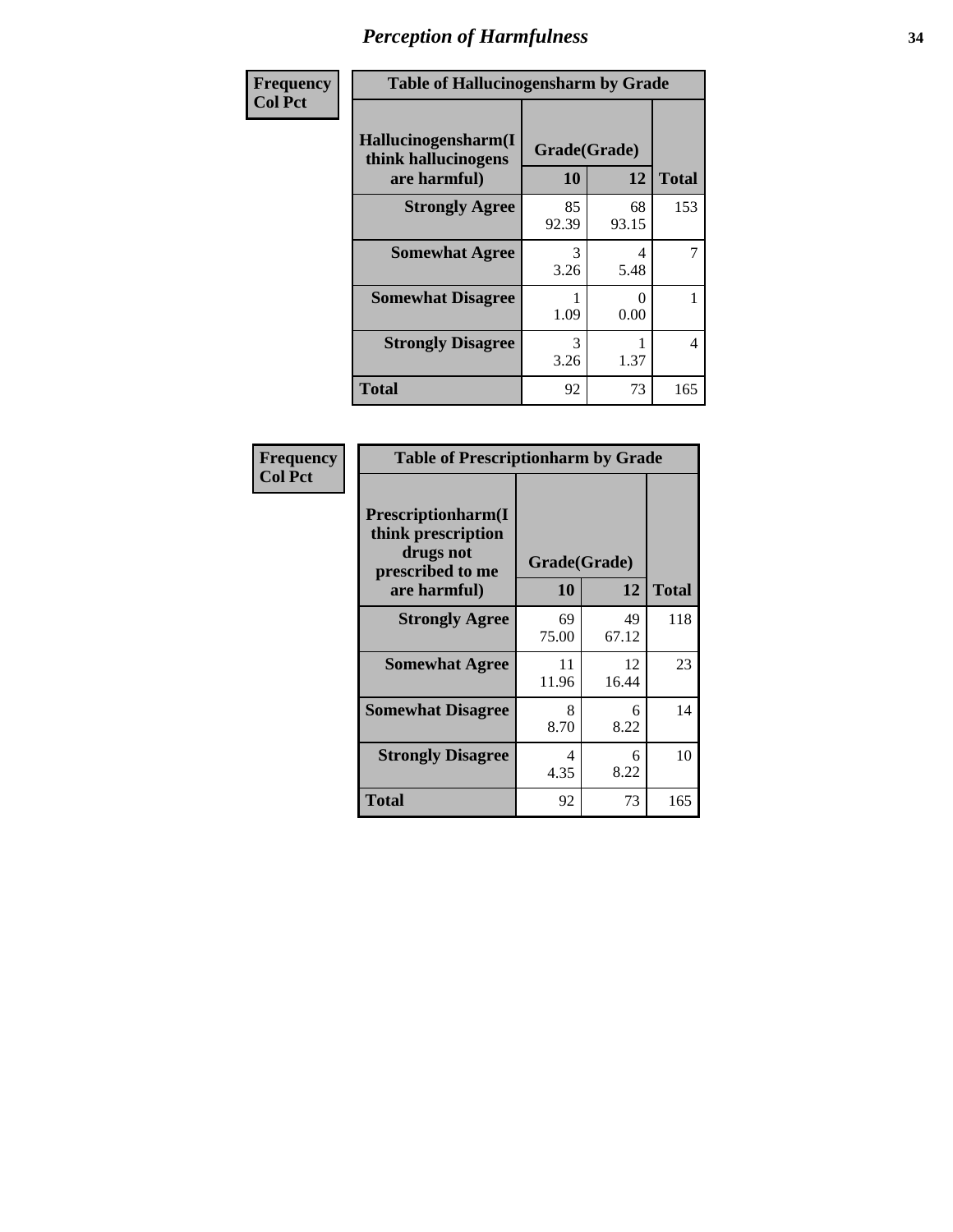# Perception of Harmfulness

| Frequency Col Pct | Table of Hallucinogensharm by Grade | | |
|---|---|---|---|
| Hallucinogensharm(I think hallucinogens are harmful) | Grade(Grade) | | Total |
| | 10 | 12 | |
| Strongly Agree | 85<br>92.39 | 68<br>93.15 | 153 |
| Somewhat Agree | 3<br>3.26 | 4<br>5.48 | 7 |
| Somewhat Disagree | 1<br>1.09 | 0<br>0.00 | 1 |
| Strongly Disagree | 3<br>3.26 | 1<br>1.37 | 4 |
| Total | 92 | 73 | 165 |

| Frequency Col Pct | Table of Prescriptionharm by Grade | | |
|---|---|---|---|
| Prescriptionharm(I think prescription drugs not prescribed to me are harmful) | Grade(Grade) | | Total |
| | 10 | 12 | |
| Strongly Agree | 69<br>75.00 | 49<br>67.12 | 118 |
| Somewhat Agree | 11<br>11.96 | 12<br>16.44 | 23 |
| Somewhat Disagree | 8<br>8.70 | 6<br>8.22 | 14 |
| Strongly Disagree | 4<br>4.35 | 6<br>8.22 | 10 |
| Total | 92 | 73 | 165 |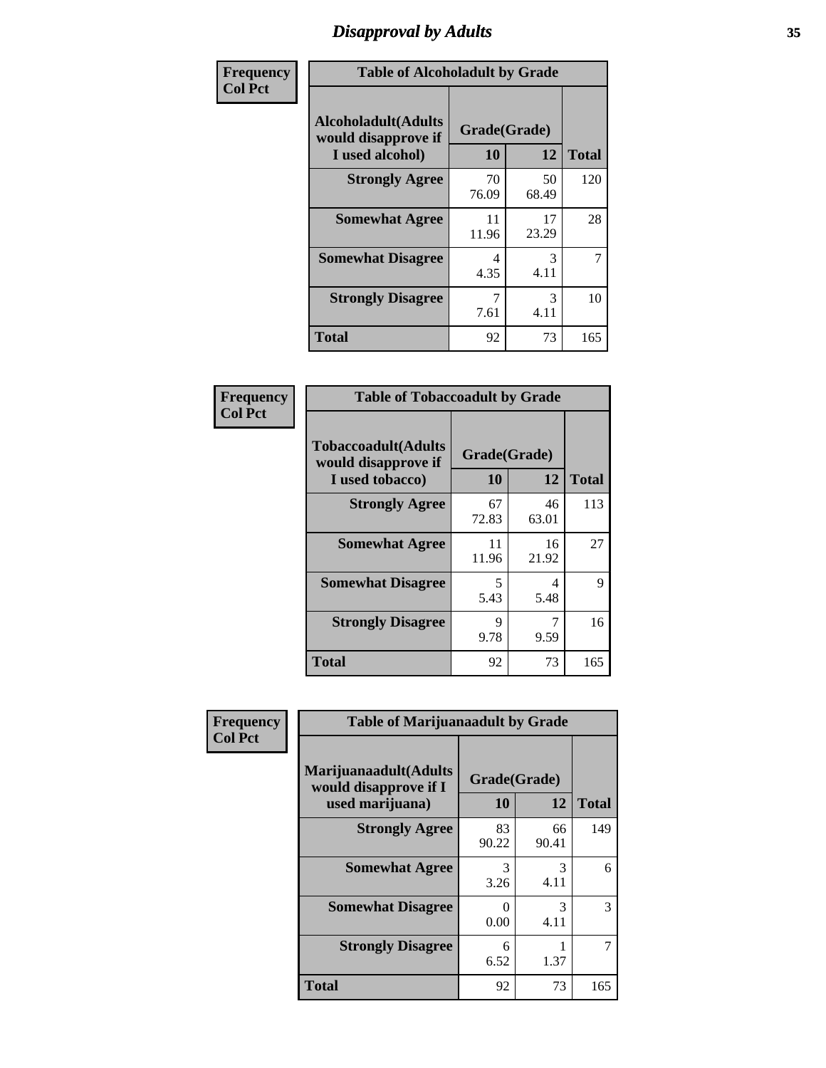# Disapproval by Adults

Frequency
Col Pct

**Table of Alcoholadult by Grade**

| Alcoholadult(Adults would disapprove if I used alcohol) | Grade(Grade) 10 | 12 | Total |
|---|---|---|---|
| **Strongly Agree** | 70<br>76.09 | 50<br>68.49 | 120 |
| **Somewhat Agree** | 11<br>11.96 | 17<br>23.29 | 28 |
| **Somewhat Disagree** | 4<br>4.35 | 3<br>4.11 | 7 |
| **Strongly Disagree** | 7<br>7.61 | 3<br>4.11 | 10 |
| **Total** | 92 | 73 | 165 |

Frequency
Col Pct

**Table of Tobaccoadult by Grade**

| Tobaccoadult(Adults would disapprove if I used tobacco) | Grade(Grade) 10 | 12 | Total |
|---|---|---|---|
| **Strongly Agree** | 67<br>72.83 | 46<br>63.01 | 113 |
| **Somewhat Agree** | 11<br>11.96 | 16<br>21.92 | 27 |
| **Somewhat Disagree** | 5<br>5.43 | 4<br>5.48 | 9 |
| **Strongly Disagree** | 9<br>9.78 | 7<br>9.59 | 16 |
| **Total** | 92 | 73 | 165 |

Frequency
Col Pct

**Table of Marijuanaadult by Grade**

| Marijuanaadult(Adults would disapprove if I used marijuana) | Grade(Grade) 10 | 12 | Total |
|---|---|---|---|
| **Strongly Agree** | 83<br>90.22 | 66<br>90.41 | 149 |
| **Somewhat Agree** | 3<br>3.26 | 3<br>4.11 | 6 |
| **Somewhat Disagree** | 0<br>0.00 | 3<br>4.11 | 3 |
| **Strongly Disagree** | 6<br>6.52 | 1<br>1.37 | 7 |
| **Total** | 92 | 73 | 165 |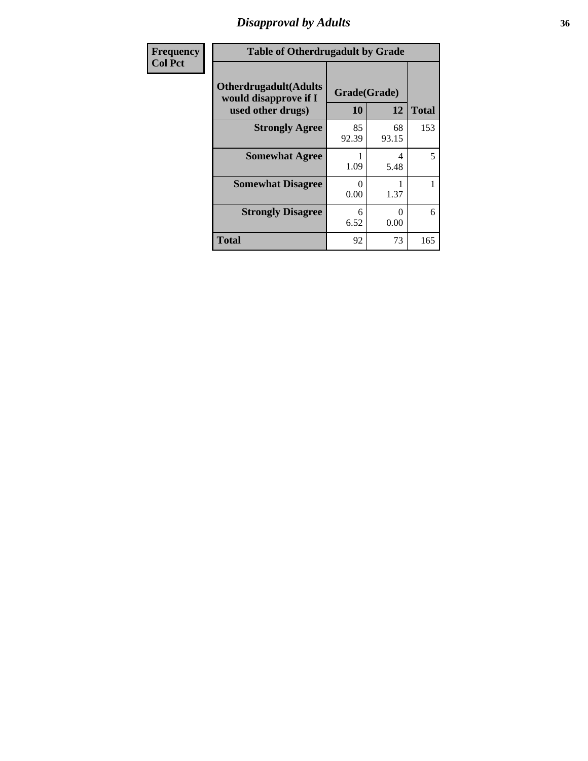# Disapproval by Adults

| Frequency Col Pct | Table of Otherdrugadult by Grade | | | |
|---|---|---|---|---|
| | Otherdrugadult(Adults would disapprove if I used other drugs) | Grade(Grade) | | |
| | | 10 | 12 | Total |
| | Strongly Agree | 85<br>92.39 | 68<br>93.15 | 153 |
| | Somewhat Agree | 1<br>1.09 | 4<br>5.48 | 5 |
| | Somewhat Disagree | 0<br>0.00 | 1<br>1.37 | 1 |
| | Strongly Disagree | 6<br>6.52 | 0<br>0.00 | 6 |
| | Total | 92 | 73 | 165 |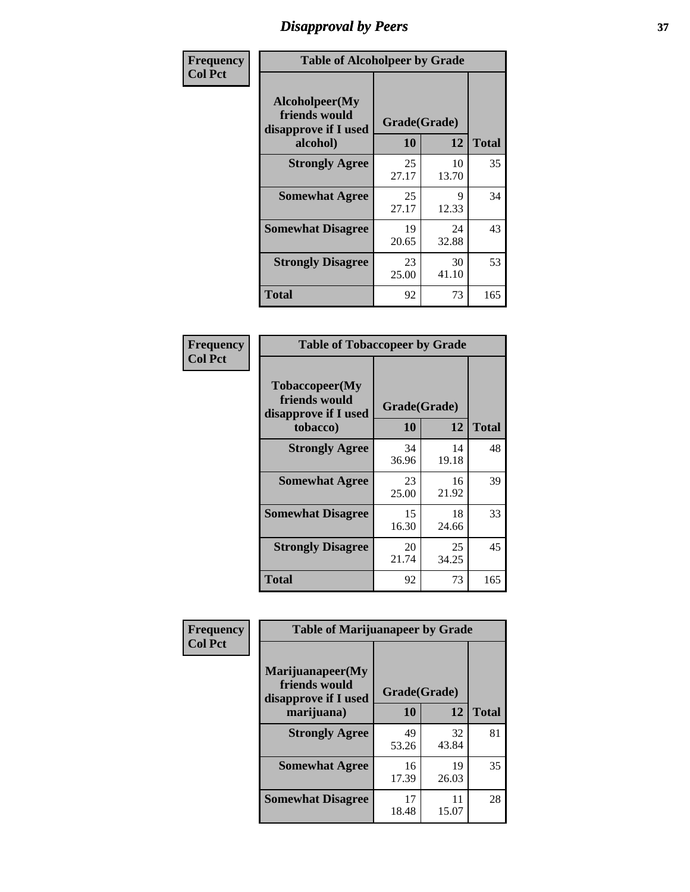# Disapproval by Peers

**Frequency**
**Col Pct**

| Table of Alcoholpeer by Grade | | | |
|---|---|---|---|
| **Alcoholpeer(My friends would disapprove if I used alcohol)** | **Grade(Grade)** | | |
| | **10** | **12** | **Total** |
| **Strongly Agree** | 25<br>27.17 | 10<br>13.70 | 35 |
| **Somewhat Agree** | 25<br>27.17 | 9<br>12.33 | 34 |
| **Somewhat Disagree** | 19<br>20.65 | 24<br>32.88 | 43 |
| **Strongly Disagree** | 23<br>25.00 | 30<br>41.10 | 53 |
| **Total** | 92 | 73 | 165 |

**Frequency**
**Col Pct**

| Table of Tobaccopeer by Grade | | | |
|---|---|---|---|
| **Tobaccopeer(My friends would disapprove if I used tobacco)** | **Grade(Grade)** | | |
| | **10** | **12** | **Total** |
| **Strongly Agree** | 34<br>36.96 | 14<br>19.18 | 48 |
| **Somewhat Agree** | 23<br>25.00 | 16<br>21.92 | 39 |
| **Somewhat Disagree** | 15<br>16.30 | 18<br>24.66 | 33 |
| **Strongly Disagree** | 20<br>21.74 | 25<br>34.25 | 45 |
| **Total** | 92 | 73 | 165 |

**Frequency**
**Col Pct**

| Table of Marijuanapeer by Grade | | | |
|---|---|---|---|
| **Marijuanapeer(My friends would disapprove if I used marijuana)** | **Grade(Grade)** | | |
| | **10** | **12** | **Total** |
| **Strongly Agree** | 49<br>53.26 | 32<br>43.84 | 81 |
| **Somewhat Agree** | 16<br>17.39 | 19<br>26.03 | 35 |
| **Somewhat Disagree** | 17<br>18.48 | 11<br>15.07 | 28 |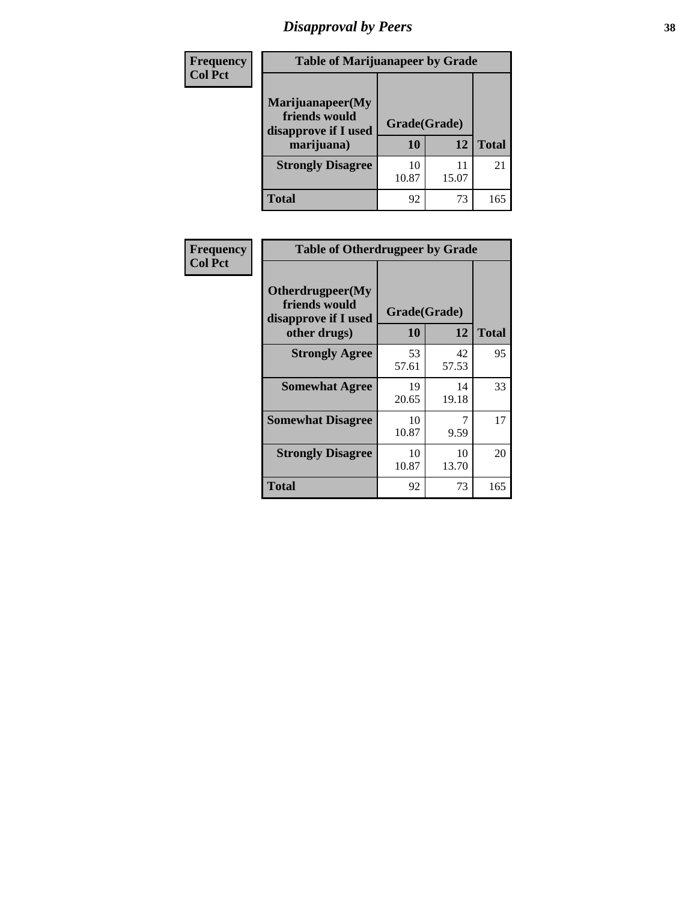# Disapproval by Peers

| Frequency Col Pct | Table of Marijuanapeer by Grade | | |
|---|---|---|---|
| Marijuanapeer(My friends would disapprove if I used marijuana) | Grade(Grade) | | |
| | 10 | 12 | Total |
| Strongly Disagree | 10<br>10.87 | 11<br>15.07 | 21 |
| Total | 92 | 73 | 165 |

| Frequency Col Pct | Table of Otherdrugpeer by Grade | | |
|---|---|---|---|
| Otherdrugpeer(My friends would disapprove if I used other drugs) | Grade(Grade) | | |
| | 10 | 12 | Total |
| Strongly Agree | 53<br>57.61 | 42<br>57.53 | 95 |
| Somewhat Agree | 19<br>20.65 | 14<br>19.18 | 33 |
| Somewhat Disagree | 10<br>10.87 | 7<br>9.59 | 17 |
| Strongly Disagree | 10<br>10.87 | 10<br>13.70 | 20 |
| Total | 92 | 73 | 165 |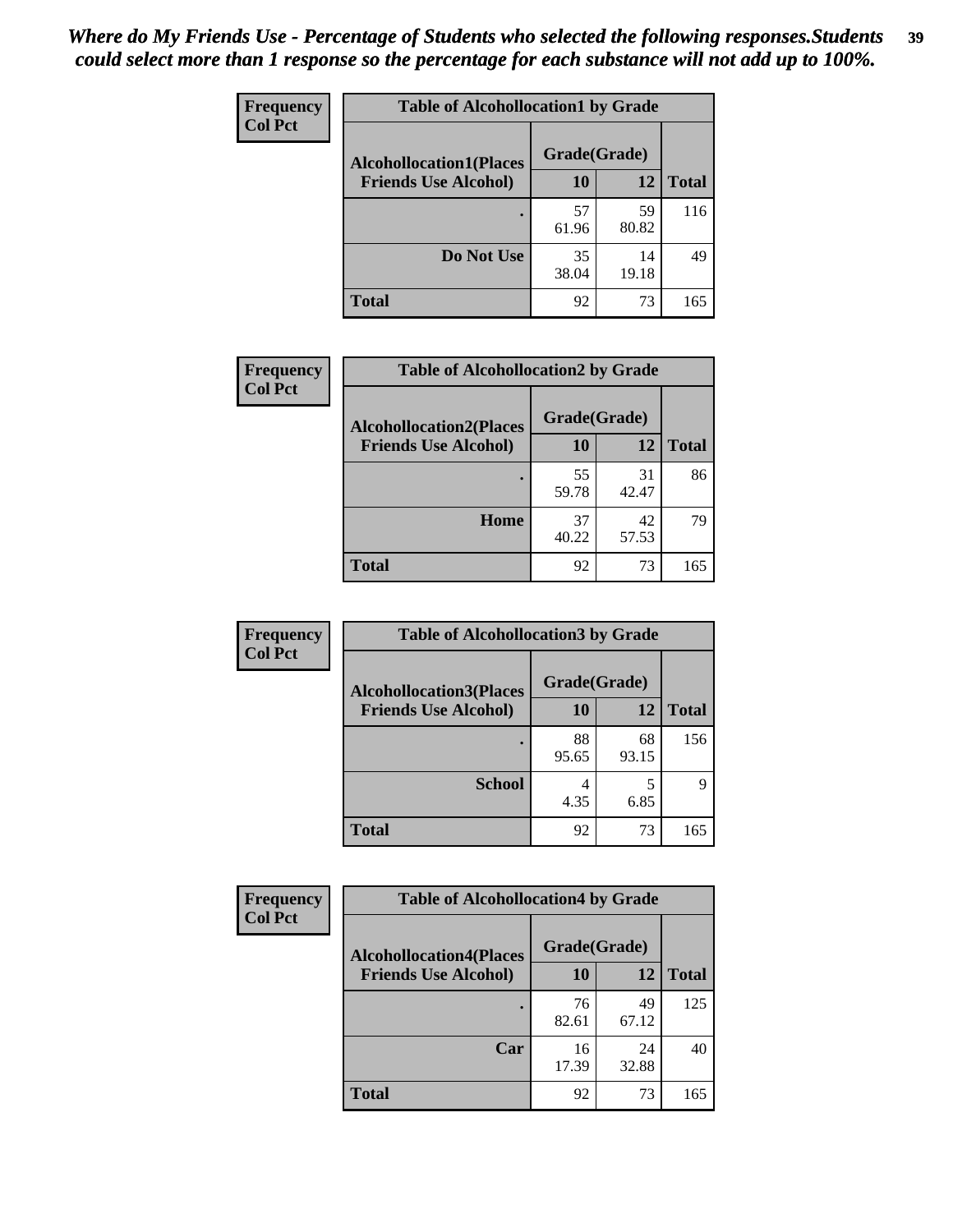*Where do My Friends Use - Percentage of Students who selected the following responses.Students could select more than 1 response so the percentage for each substance will not add up to 100%.*

**Frequency**
**Col Pct**

| Table of Alcohollocation1 by Grade | | | |
|---|---|---|---|
| **Alcohollocation1(Places Friends Use Alcohol)** | **Grade(Grade)** | | **Total** |
| | **10** | **12** | |
| . | 57<br>61.96 | 59<br>80.82 | 116 |
| **Do Not Use** | 35<br>38.04 | 14<br>19.18 | 49 |
| **Total** | 92 | 73 | 165 |

**Frequency**
**Col Pct**

| Table of Alcohollocation2 by Grade | | | |
|---|---|---|---|
| **Alcohollocation2(Places Friends Use Alcohol)** | **Grade(Grade)** | | **Total** |
| | **10** | **12** | |
| . | 55<br>59.78 | 31<br>42.47 | 86 |
| **Home** | 37<br>40.22 | 42<br>57.53 | 79 |
| **Total** | 92 | 73 | 165 |

**Frequency**
**Col Pct**

| Table of Alcohollocation3 by Grade | | | |
|---|---|---|---|
| **Alcohollocation3(Places Friends Use Alcohol)** | **Grade(Grade)** | | **Total** |
| | **10** | **12** | |
| . | 88<br>95.65 | 68<br>93.15 | 156 |
| **School** | 4<br>4.35 | 5<br>6.85 | 9 |
| **Total** | 92 | 73 | 165 |

**Frequency**
**Col Pct**

| Table of Alcohollocation4 by Grade | | | |
|---|---|---|---|
| **Alcohollocation4(Places Friends Use Alcohol)** | **Grade(Grade)** | | **Total** |
| | **10** | **12** | |
| . | 76<br>82.61 | 49<br>67.12 | 125 |
| **Car** | 16<br>17.39 | 24<br>32.88 | 40 |
| **Total** | 92 | 73 | 165 |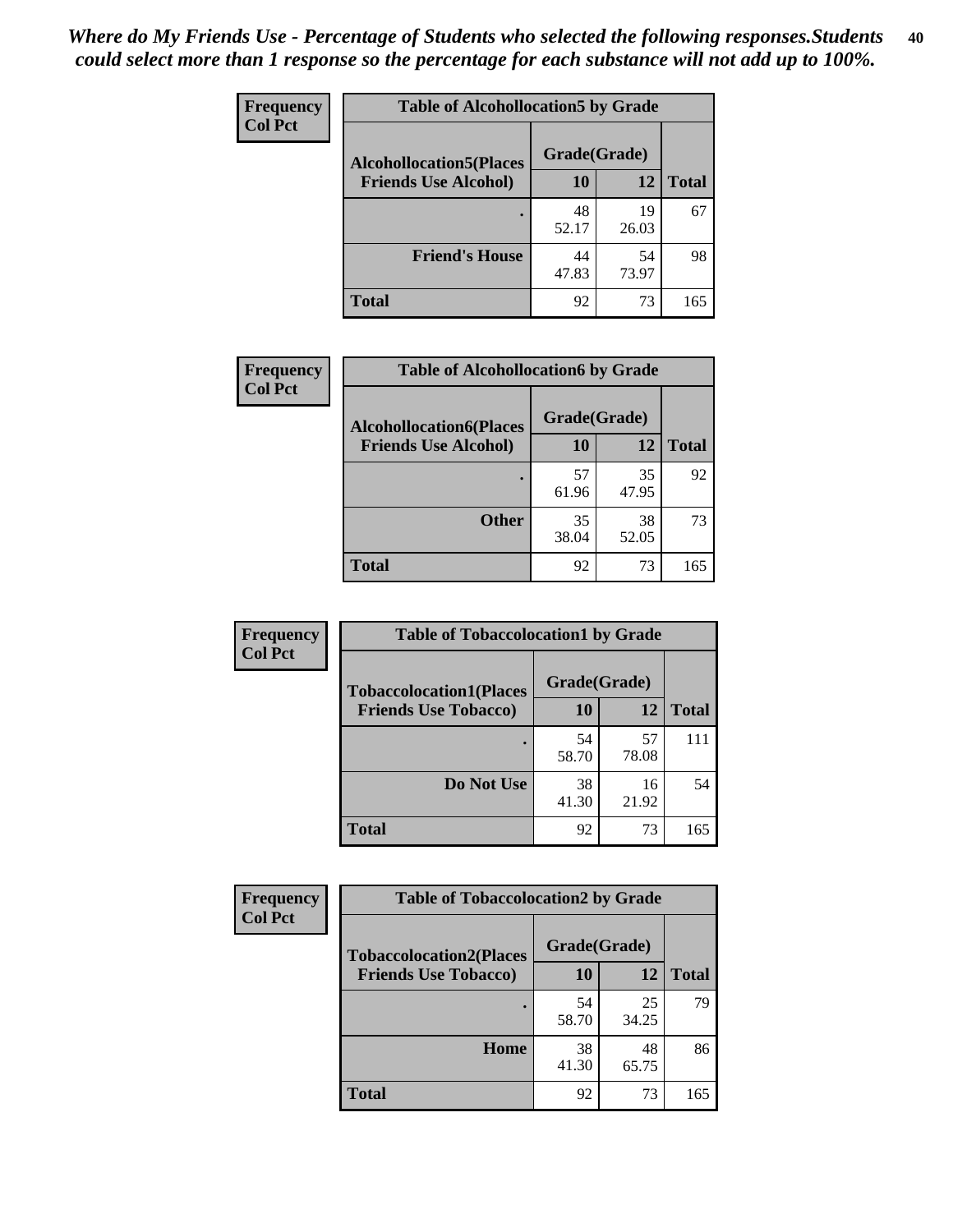*Where do My Friends Use - Percentage of Students who selected the following responses.Students could select more than 1 response so the percentage for each substance will not add up to 100%.*

**Frequency**
**Col Pct**

| Table of Alcohollocation5 by Grade | | | |
|---|---|---|---|
| **Alcohollocation5(Places Friends Use Alcohol)** | **Grade(Grade)** | | **Total** |
| | **10** | **12** | |
| **.** | 48<br>52.17 | 19<br>26.03 | 67 |
| **Friend's House** | 44<br>47.83 | 54<br>73.97 | 98 |
| **Total** | 92 | 73 | 165 |

**Frequency**
**Col Pct**

| Table of Alcohollocation6 by Grade | | | |
|---|---|---|---|
| **Alcohollocation6(Places Friends Use Alcohol)** | **Grade(Grade)** | | **Total** |
| | **10** | **12** | |
| **.** | 57<br>61.96 | 35<br>47.95 | 92 |
| **Other** | 35<br>38.04 | 38<br>52.05 | 73 |
| **Total** | 92 | 73 | 165 |

**Frequency**
**Col Pct**

| Table of Tobaccolocation1 by Grade | | | |
|---|---|---|---|
| **Tobaccolocation1(Places Friends Use Tobacco)** | **Grade(Grade)** | | **Total** |
| | **10** | **12** | |
| **.** | 54<br>58.70 | 57<br>78.08 | 111 |
| **Do Not Use** | 38<br>41.30 | 16<br>21.92 | 54 |
| **Total** | 92 | 73 | 165 |

**Frequency**
**Col Pct**

| Table of Tobaccolocation2 by Grade | | | |
|---|---|---|---|
| **Tobaccolocation2(Places Friends Use Tobacco)** | **Grade(Grade)** | | **Total** |
| | **10** | **12** | |
| **.** | 54<br>58.70 | 25<br>34.25 | 79 |
| **Home** | 38<br>41.30 | 48<br>65.75 | 86 |
| **Total** | 92 | 73 | 165 |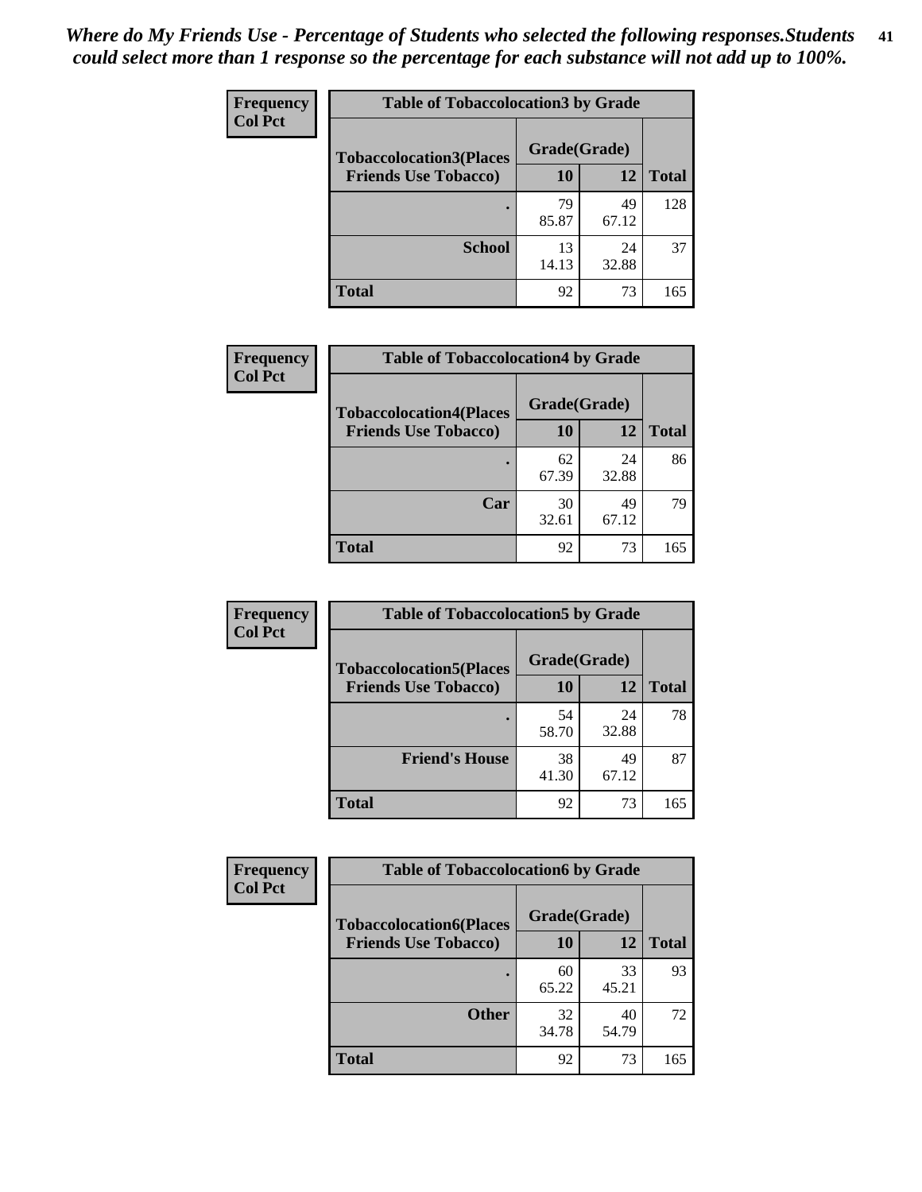*Where do My Friends Use - Percentage of Students who selected the following responses.Students could select more than 1 response so the percentage for each substance will not add up to 100%.*

**Frequency**
**Col Pct**

| Table of Tobaccolocation3 by Grade | | | |
|---|---|---|---|
| **Tobaccolocation3(Places Friends Use Tobacco)** | **Grade(Grade)** | | **Total** |
| | **10** | **12** | |
| **.** | 79<br>85.87 | 49<br>67.12 | 128 |
| **School** | 13<br>14.13 | 24<br>32.88 | 37 |
| **Total** | 92 | 73 | 165 |

**Frequency**
**Col Pct**

| Table of Tobaccolocation4 by Grade | | | |
|---|---|---|---|
| **Tobaccolocation4(Places Friends Use Tobacco)** | **Grade(Grade)** | | **Total** |
| | **10** | **12** | |
| **.** | 62<br>67.39 | 24<br>32.88 | 86 |
| **Car** | 30<br>32.61 | 49<br>67.12 | 79 |
| **Total** | 92 | 73 | 165 |

**Frequency**
**Col Pct**

| Table of Tobaccolocation5 by Grade | | | |
|---|---|---|---|
| **Tobaccolocation5(Places Friends Use Tobacco)** | **Grade(Grade)** | | **Total** |
| | **10** | **12** | |
| **.** | 54<br>58.70 | 24<br>32.88 | 78 |
| **Friend's House** | 38<br>41.30 | 49<br>67.12 | 87 |
| **Total** | 92 | 73 | 165 |

**Frequency**
**Col Pct**

| Table of Tobaccolocation6 by Grade | | | |
|---|---|---|---|
| **Tobaccolocation6(Places Friends Use Tobacco)** | **Grade(Grade)** | | **Total** |
| | **10** | **12** | |
| **.** | 60<br>65.22 | 33<br>45.21 | 93 |
| **Other** | 32<br>34.78 | 40<br>54.79 | 72 |
| **Total** | 92 | 73 | 165 |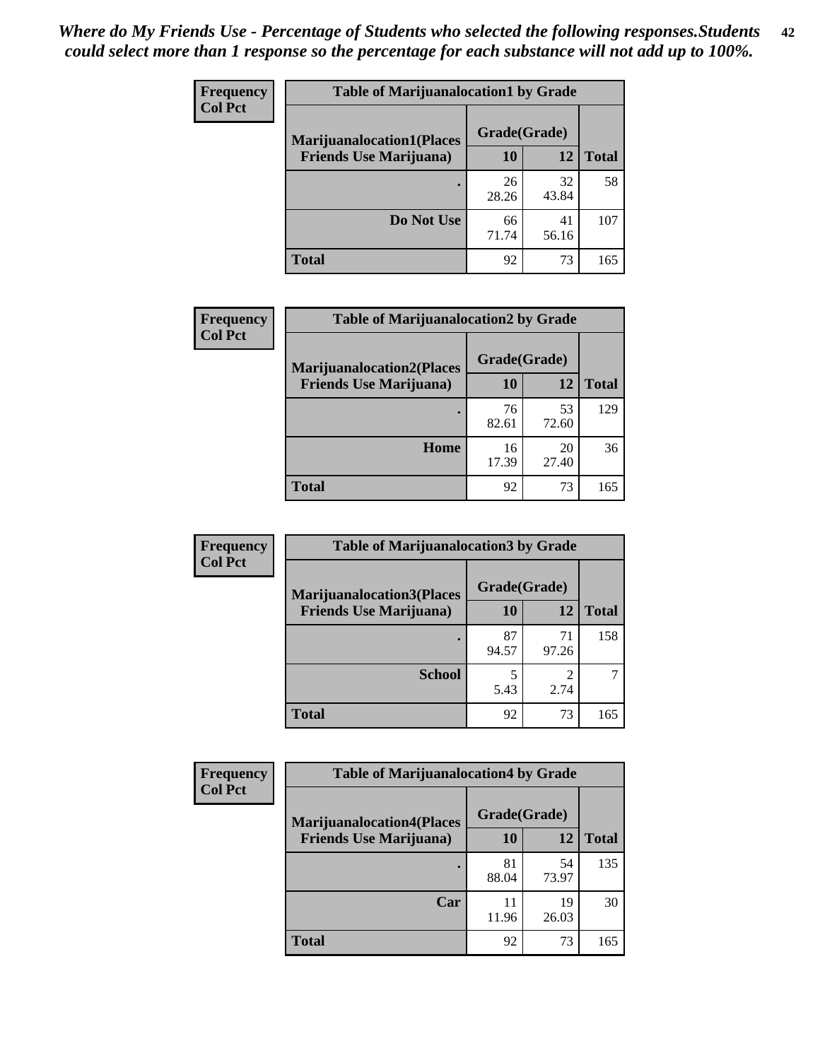*Where do My Friends Use - Percentage of Students who selected the following responses.Students could select more than 1 response so the percentage for each substance will not add up to 100%.*

**Frequency**
**Col Pct**

| Table of Marijuanalocation1 by Grade | | | |
|---|---|---|---|
| **Marijuanalocation1(Places Friends Use Marijuana)** | **Grade(Grade)** | | **Total** |
| | **10** | **12** | |
| **.** | 26<br>28.26 | 32<br>43.84 | 58 |
| **Do Not Use** | 66<br>71.74 | 41<br>56.16 | 107 |
| **Total** | 92 | 73 | 165 |

**Frequency**
**Col Pct**

| Table of Marijuanalocation2 by Grade | | | |
|---|---|---|---|
| **Marijuanalocation2(Places Friends Use Marijuana)** | **Grade(Grade)** | | **Total** |
| | **10** | **12** | |
| **.** | 76<br>82.61 | 53<br>72.60 | 129 |
| **Home** | 16<br>17.39 | 20<br>27.40 | 36 |
| **Total** | 92 | 73 | 165 |

**Frequency**
**Col Pct**

| Table of Marijuanalocation3 by Grade | | | |
|---|---|---|---|
| **Marijuanalocation3(Places Friends Use Marijuana)** | **Grade(Grade)** | | **Total** |
| | **10** | **12** | |
| **.** | 87<br>94.57 | 71<br>97.26 | 158 |
| **School** | 5<br>5.43 | 2<br>2.74 | 7 |
| **Total** | 92 | 73 | 165 |

**Frequency**
**Col Pct**

| Table of Marijuanalocation4 by Grade | | | |
|---|---|---|---|
| **Marijuanalocation4(Places Friends Use Marijuana)** | **Grade(Grade)** | | **Total** |
| | **10** | **12** | |
| **.** | 81<br>88.04 | 54<br>73.97 | 135 |
| **Car** | 11<br>11.96 | 19<br>26.03 | 30 |
| **Total** | 92 | 73 | 165 |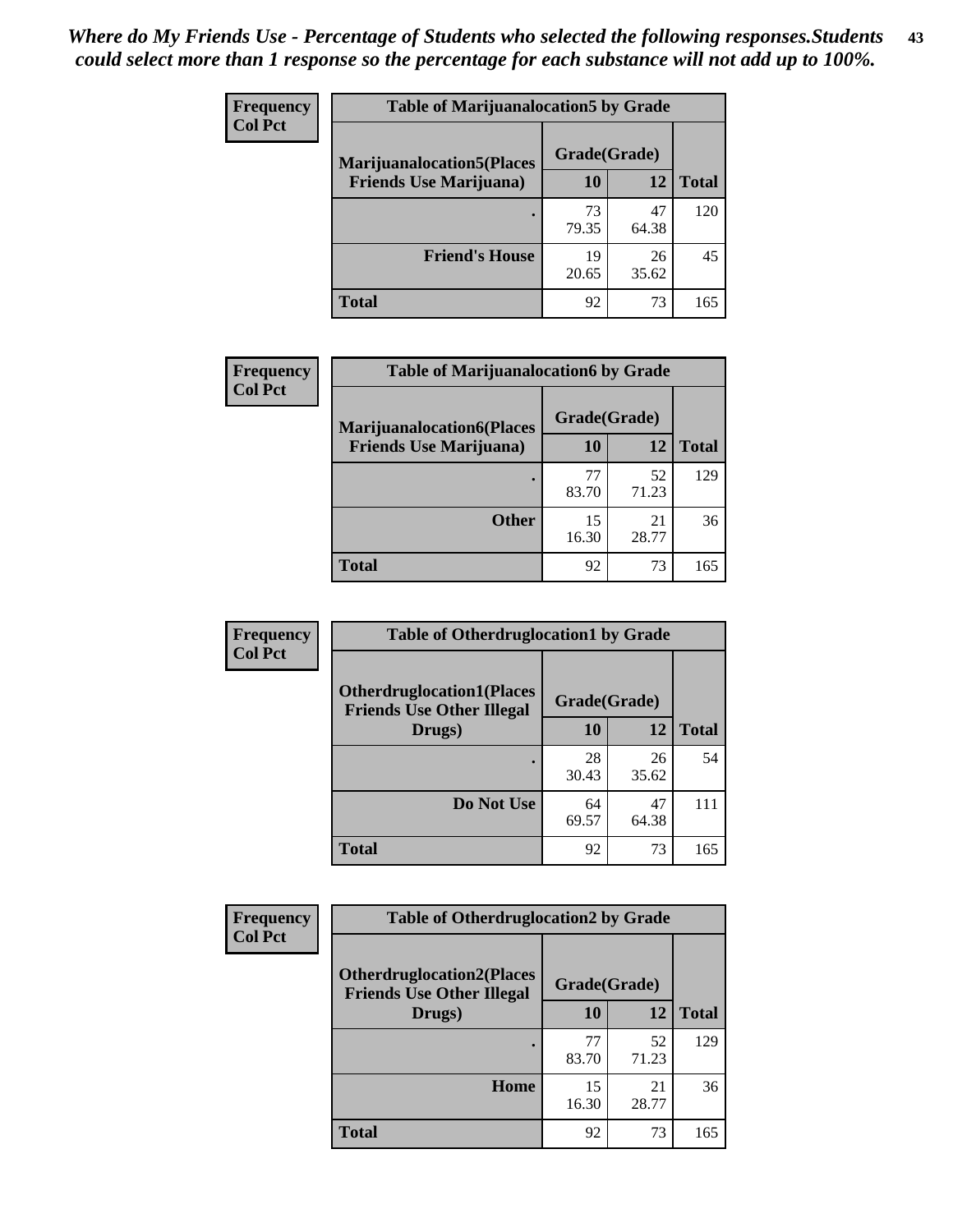*Where do My Friends Use - Percentage of Students who selected the following responses.Students could select more than 1 response so the percentage for each substance will not add up to 100%.*

**Frequency**
**Col Pct**

| Table of Marijuanalocation5 by Grade | | | |
|---|---|---|---|
| **Marijuanalocation5(Places Friends Use Marijuana)** | **Grade(Grade)** | | **Total** |
| | **10** | **12** | |
| . | 73<br>79.35 | 47<br>64.38 | 120 |
| **Friend's House** | 19<br>20.65 | 26<br>35.62 | 45 |
| **Total** | 92 | 73 | 165 |

**Frequency**
**Col Pct**

| Table of Marijuanalocation6 by Grade | | | |
|---|---|---|---|
| **Marijuanalocation6(Places Friends Use Marijuana)** | **Grade(Grade)** | | **Total** |
| | **10** | **12** | |
| . | 77<br>83.70 | 52<br>71.23 | 129 |
| **Other** | 15<br>16.30 | 21<br>28.77 | 36 |
| **Total** | 92 | 73 | 165 |

**Frequency**
**Col Pct**

| Table of Otherdruglocation1 by Grade | | | |
|---|---|---|---|
| **Otherdruglocation1(Places Friends Use Other Illegal Drugs)** | **Grade(Grade)** | | **Total** |
| | **10** | **12** | |
| . | 28<br>30.43 | 26<br>35.62 | 54 |
| **Do Not Use** | 64<br>69.57 | 47<br>64.38 | 111 |
| **Total** | 92 | 73 | 165 |

**Frequency**
**Col Pct**

| Table of Otherdruglocation2 by Grade | | | |
|---|---|---|---|
| **Otherdruglocation2(Places Friends Use Other Illegal Drugs)** | **Grade(Grade)** | | **Total** |
| | **10** | **12** | |
| . | 77<br>83.70 | 52<br>71.23 | 129 |
| **Home** | 15<br>16.30 | 21<br>28.77 | 36 |
| **Total** | 92 | 73 | 165 |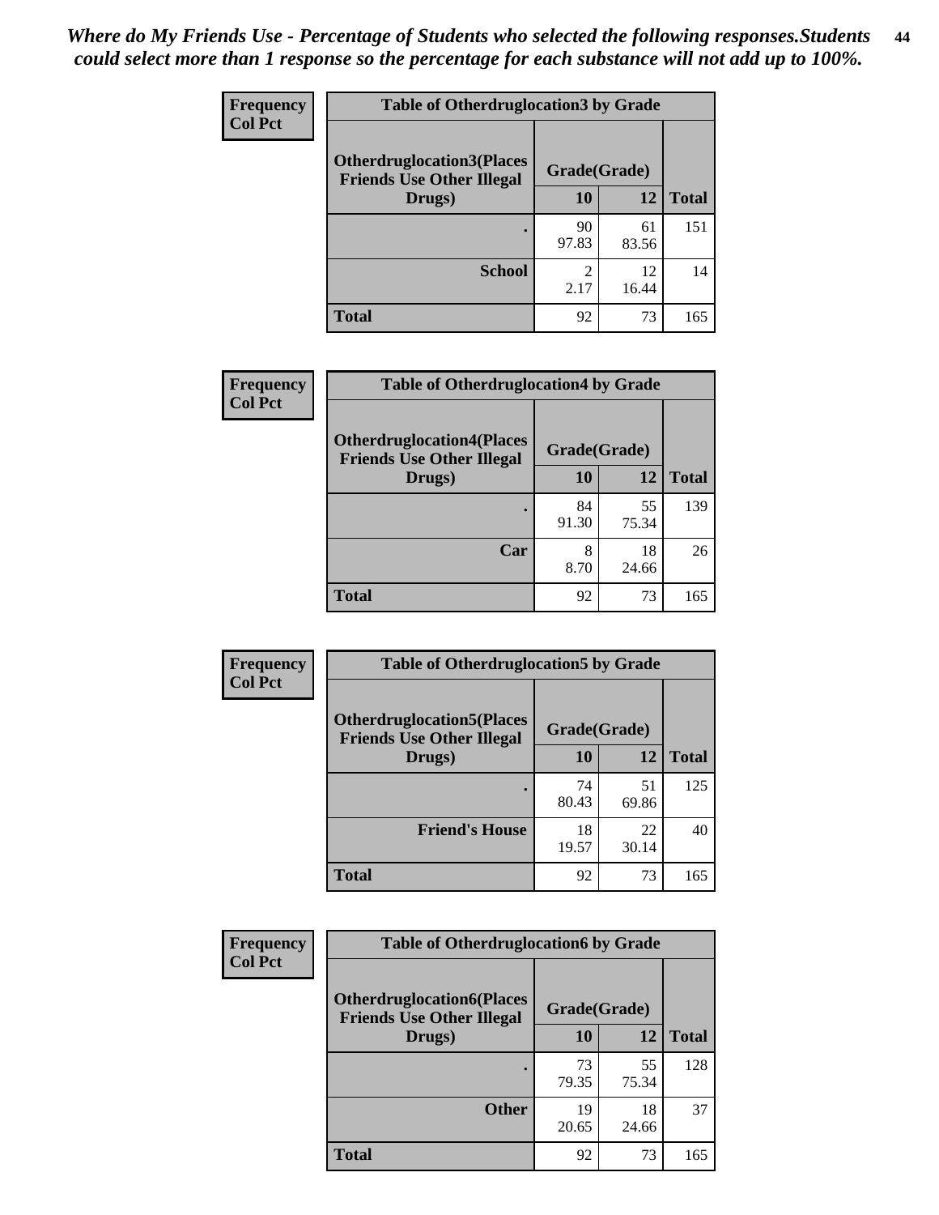*Where do My Friends Use - Percentage of Students who selected the following responses.Students could select more than 1 response so the percentage for each substance will not add up to 100%.*

**Frequency**
**Col Pct**

| Table of Otherdruglocation3 by Grade | | | |
|---|---|---|---|
| **Otherdruglocation3(Places Friends Use Other Illegal Drugs)** | **Grade(Grade)** | | |
| | **10** | **12** | **Total** |
| **.** | 90<br>97.83 | 61<br>83.56 | 151 |
| **School** | 2<br>2.17 | 12<br>16.44 | 14 |
| **Total** | 92 | 73 | 165 |

**Frequency**
**Col Pct**

| Table of Otherdruglocation4 by Grade | | | |
|---|---|---|---|
| **Otherdruglocation4(Places Friends Use Other Illegal Drugs)** | **Grade(Grade)** | | |
| | **10** | **12** | **Total** |
| **.** | 84<br>91.30 | 55<br>75.34 | 139 |
| **Car** | 8<br>8.70 | 18<br>24.66 | 26 |
| **Total** | 92 | 73 | 165 |

**Frequency**
**Col Pct**

| Table of Otherdruglocation5 by Grade | | | |
|---|---|---|---|
| **Otherdruglocation5(Places Friends Use Other Illegal Drugs)** | **Grade(Grade)** | | |
| | **10** | **12** | **Total** |
| **.** | 74<br>80.43 | 51<br>69.86 | 125 |
| **Friend's House** | 18<br>19.57 | 22<br>30.14 | 40 |
| **Total** | 92 | 73 | 165 |

**Frequency**
**Col Pct**

| Table of Otherdruglocation6 by Grade | | | |
|---|---|---|---|
| **Otherdruglocation6(Places Friends Use Other Illegal Drugs)** | **Grade(Grade)** | | |
| | **10** | **12** | **Total** |
| **.** | 73<br>79.35 | 55<br>75.34 | 128 |
| **Other** | 19<br>20.65 | 18<br>24.66 | 37 |
| **Total** | 92 | 73 | 165 |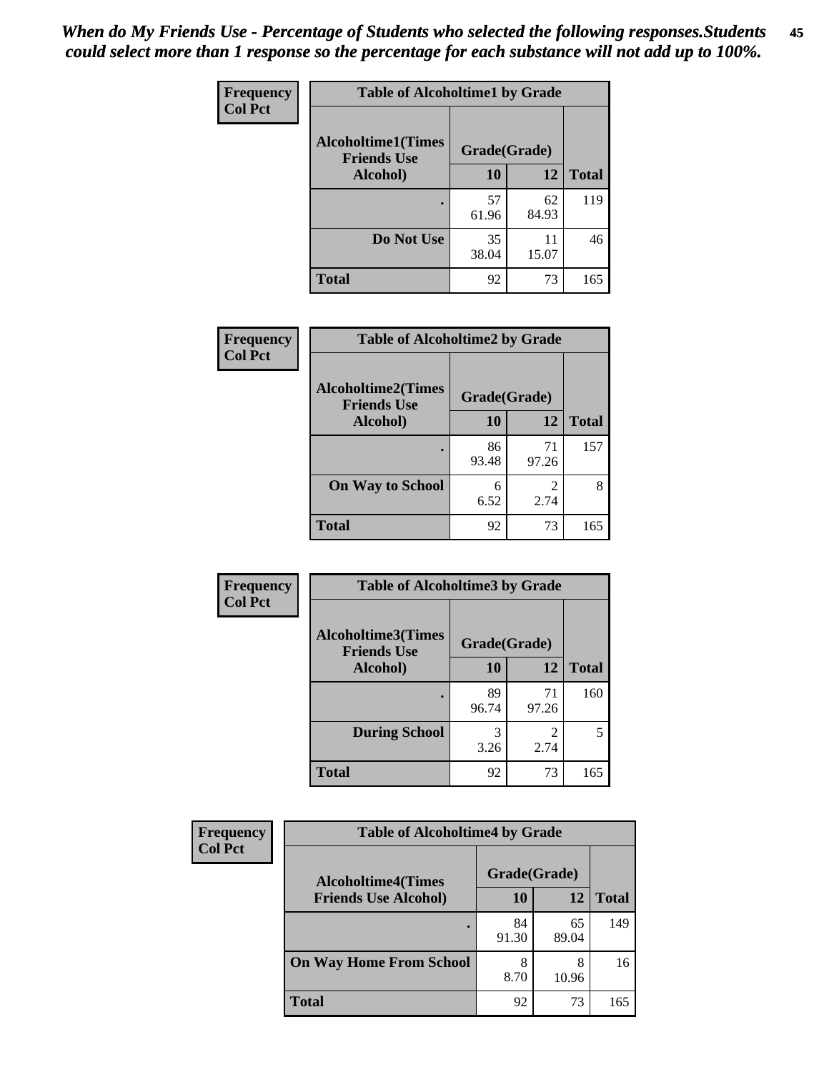*When do My Friends Use - Percentage of Students who selected the following responses.Students could select more than 1 response so the percentage for each substance will not add up to 100%.*

**Frequency**
**Col Pct**

| Table of Alcoholtime1 by Grade | | | |
|---|---|---|---|
| **Alcoholtime1(Times Friends Use Alcohol)** | **Grade(Grade)** | | |
| | **10** | **12** | **Total** |
| **.** | 57<br>61.96 | 62<br>84.93 | 119 |
| **Do Not Use** | 35<br>38.04 | 11<br>15.07 | 46 |
| **Total** | 92 | 73 | 165 |

**Frequency**
**Col Pct**

| Table of Alcoholtime2 by Grade | | | |
|---|---|---|---|
| **Alcoholtime2(Times Friends Use Alcohol)** | **Grade(Grade)** | | |
| | **10** | **12** | **Total** |
| **.** | 86<br>93.48 | 71<br>97.26 | 157 |
| **On Way to School** | 6<br>6.52 | 2<br>2.74 | 8 |
| **Total** | 92 | 73 | 165 |

**Frequency**
**Col Pct**

| Table of Alcoholtime3 by Grade | | | |
|---|---|---|---|
| **Alcoholtime3(Times Friends Use Alcohol)** | **Grade(Grade)** | | |
| | **10** | **12** | **Total** |
| **.** | 89<br>96.74 | 71<br>97.26 | 160 |
| **During School** | 3<br>3.26 | 2<br>2.74 | 5 |
| **Total** | 92 | 73 | 165 |

**Frequency**
**Col Pct**

| Table of Alcoholtime4 by Grade | | | |
|---|---|---|---|
| **Alcoholtime4(Times Friends Use Alcohol)** | **Grade(Grade)** | | |
| | **10** | **12** | **Total** |
| **.** | 84<br>91.30 | 65<br>89.04 | 149 |
| **On Way Home From School** | 8<br>8.70 | 8<br>10.96 | 16 |
| **Total** | 92 | 73 | 165 |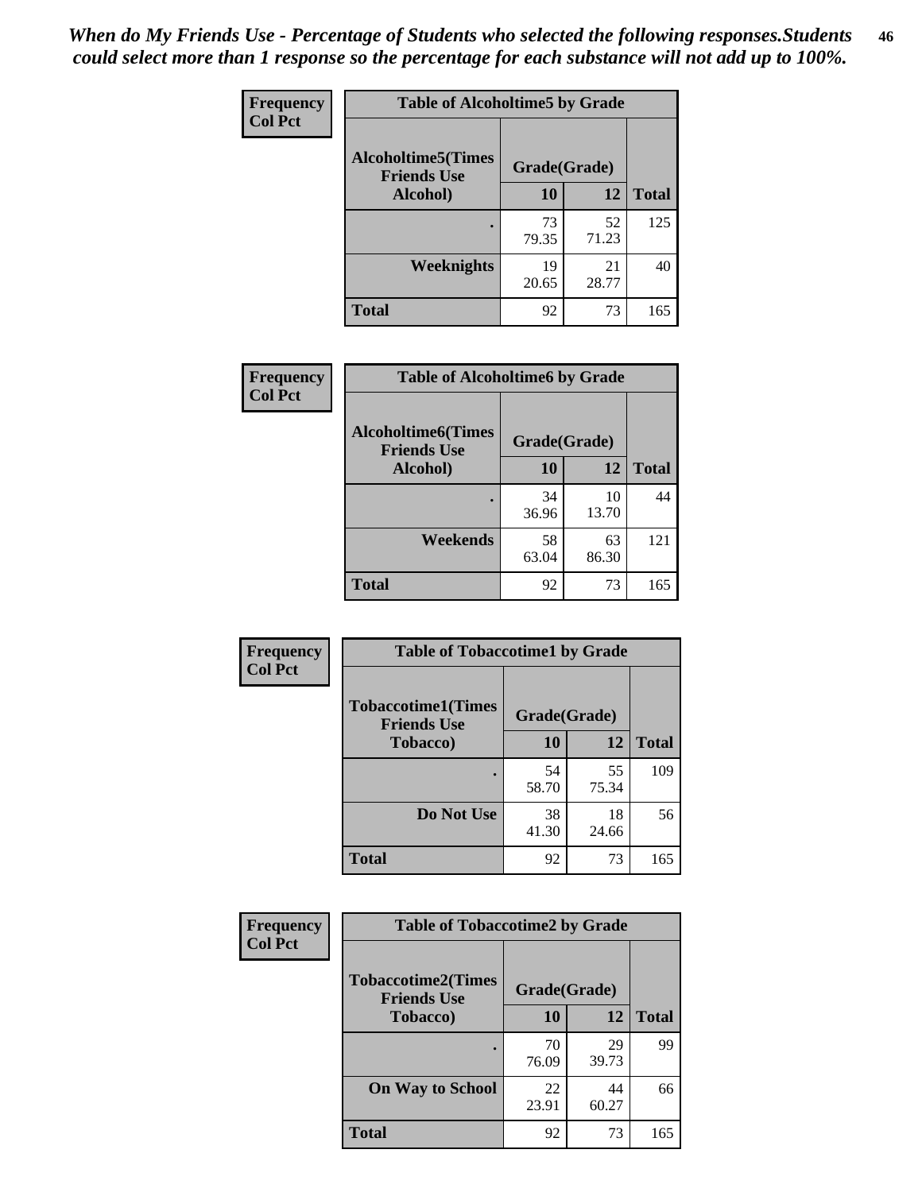*When do My Friends Use - Percentage of Students who selected the following responses.Students could select more than 1 response so the percentage for each substance will not add up to 100%.*

**Frequency**
**Col Pct**

| Table of Alcoholtime5 by Grade | | | |
|---|---|---|---|
| **Alcoholtime5(Times Friends Use Alcohol)** | **Grade(Grade)** | | **Total** |
| | **10** | **12** | |
| **.** | 73<br>79.35 | 52<br>71.23 | 125 |
| **Weeknights** | 19<br>20.65 | 21<br>28.77 | 40 |
| **Total** | 92 | 73 | 165 |

**Frequency**
**Col Pct**

| Table of Alcoholtime6 by Grade | | | |
|---|---|---|---|
| **Alcoholtime6(Times Friends Use Alcohol)** | **Grade(Grade)** | | **Total** |
| | **10** | **12** | |
| **.** | 34<br>36.96 | 10<br>13.70 | 44 |
| **Weekends** | 58<br>63.04 | 63<br>86.30 | 121 |
| **Total** | 92 | 73 | 165 |

**Frequency**
**Col Pct**

| Table of Tobaccotime1 by Grade | | | |
|---|---|---|---|
| **Tobaccotime1(Times Friends Use Tobacco)** | **Grade(Grade)** | | **Total** |
| | **10** | **12** | |
| **.** | 54<br>58.70 | 55<br>75.34 | 109 |
| **Do Not Use** | 38<br>41.30 | 18<br>24.66 | 56 |
| **Total** | 92 | 73 | 165 |

**Frequency**
**Col Pct**

| Table of Tobaccotime2 by Grade | | | |
|---|---|---|---|
| **Tobaccotime2(Times Friends Use Tobacco)** | **Grade(Grade)** | | **Total** |
| | **10** | **12** | |
| **.** | 70<br>76.09 | 29<br>39.73 | 99 |
| **On Way to School** | 22<br>23.91 | 44<br>60.27 | 66 |
| **Total** | 92 | 73 | 165 |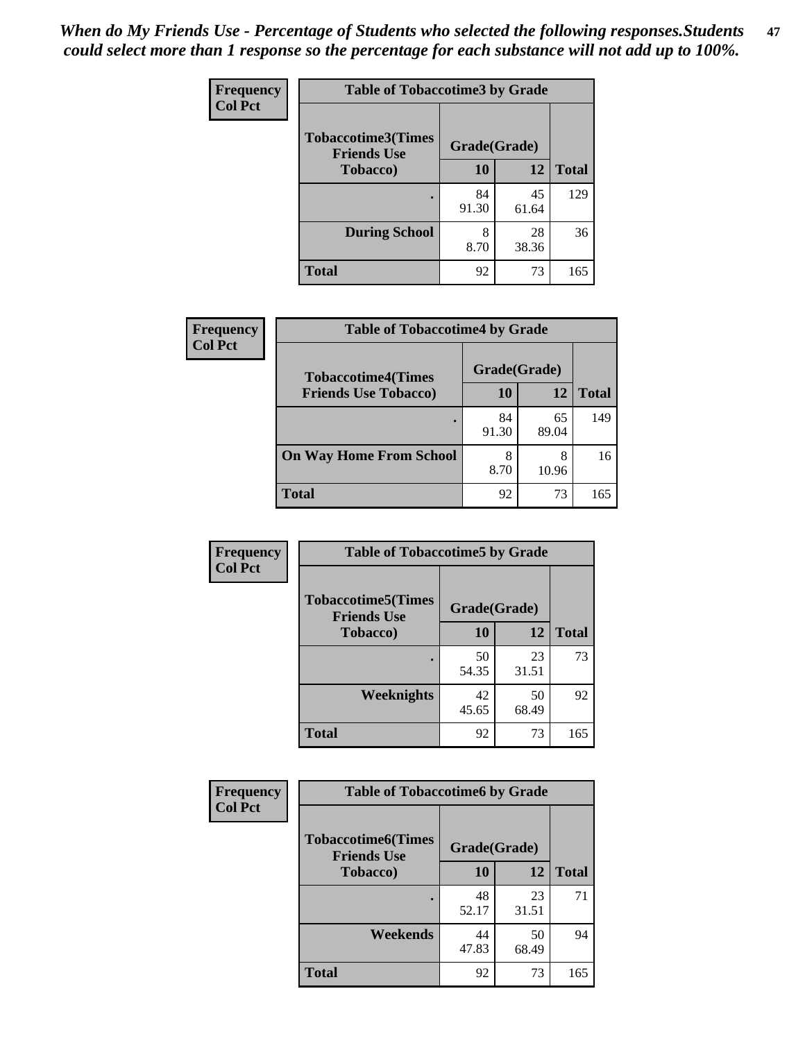*When do My Friends Use - Percentage of Students who selected the following responses.Students could select more than 1 response so the percentage for each substance will not add up to 100%.*

**Frequency**
**Col Pct**

| Table of Tobaccotime3 by Grade | | | |
|---|---|---|---|
| **Tobaccotime3(Times Friends Use Tobacco)** | **Grade(Grade)** | | **Total** |
| | **10** | **12** | |
| . | 84<br>91.30 | 45<br>61.64 | 129 |
| **During School** | 8<br>8.70 | 28<br>38.36 | 36 |
| **Total** | 92 | 73 | 165 |

**Frequency**
**Col Pct**

| Table of Tobaccotime4 by Grade | | | |
|---|---|---|---|
| **Tobaccotime4(Times Friends Use Tobacco)** | **Grade(Grade)** | | **Total** |
| | **10** | **12** | |
| . | 84<br>91.30 | 65<br>89.04 | 149 |
| **On Way Home From School** | 8<br>8.70 | 8<br>10.96 | 16 |
| **Total** | 92 | 73 | 165 |

**Frequency**
**Col Pct**

| Table of Tobaccotime5 by Grade | | | |
|---|---|---|---|
| **Tobaccotime5(Times Friends Use Tobacco)** | **Grade(Grade)** | | **Total** |
| | **10** | **12** | |
| . | 50<br>54.35 | 23<br>31.51 | 73 |
| **Weeknights** | 42<br>45.65 | 50<br>68.49 | 92 |
| **Total** | 92 | 73 | 165 |

**Frequency**
**Col Pct**

| Table of Tobaccotime6 by Grade | | | |
|---|---|---|---|
| **Tobaccotime6(Times Friends Use Tobacco)** | **Grade(Grade)** | | **Total** |
| | **10** | **12** | |
| . | 48<br>52.17 | 23<br>31.51 | 71 |
| **Weekends** | 44<br>47.83 | 50<br>68.49 | 94 |
| **Total** | 92 | 73 | 165 |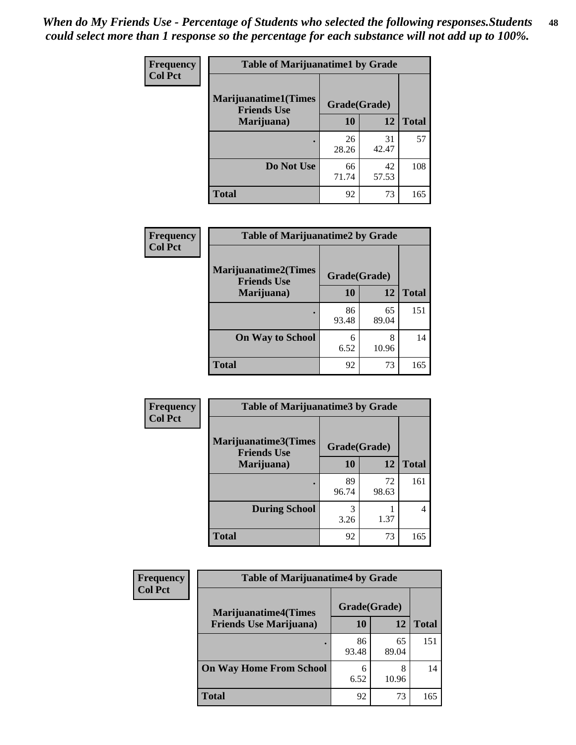*When do My Friends Use - Percentage of Students who selected the following responses.Students could select more than 1 response so the percentage for each substance will not add up to 100%.*

**Frequency**
**Col Pct**

| Table of Marijuanatime1 by Grade | | | |
|---|---|---|---|
| **Marijuanatime1(Times Friends Use Marijuana)** | **Grade(Grade)** | | **Total** |
| | **10** | **12** | |
| **.** | 26<br>28.26 | 31<br>42.47 | 57 |
| **Do Not Use** | 66<br>71.74 | 42<br>57.53 | 108 |
| **Total** | 92 | 73 | 165 |

**Frequency**
**Col Pct**

| Table of Marijuanatime2 by Grade | | | |
|---|---|---|---|
| **Marijuanatime2(Times Friends Use Marijuana)** | **Grade(Grade)** | | **Total** |
| | **10** | **12** | |
| **.** | 86<br>93.48 | 65<br>89.04 | 151 |
| **On Way to School** | 6<br>6.52 | 8<br>10.96 | 14 |
| **Total** | 92 | 73 | 165 |

**Frequency**
**Col Pct**

| Table of Marijuanatime3 by Grade | | | |
|---|---|---|---|
| **Marijuanatime3(Times Friends Use Marijuana)** | **Grade(Grade)** | | **Total** |
| | **10** | **12** | |
| **.** | 89<br>96.74 | 72<br>98.63 | 161 |
| **During School** | 3<br>3.26 | 1<br>1.37 | 4 |
| **Total** | 92 | 73 | 165 |

**Frequency**
**Col Pct**

| Table of Marijuanatime4 by Grade | | | |
|---|---|---|---|
| **Marijuanatime4(Times Friends Use Marijuana)** | **Grade(Grade)** | | **Total** |
| | **10** | **12** | |
| **.** | 86<br>93.48 | 65<br>89.04 | 151 |
| **On Way Home From School** | 6<br>6.52 | 8<br>10.96 | 14 |
| **Total** | 92 | 73 | 165 |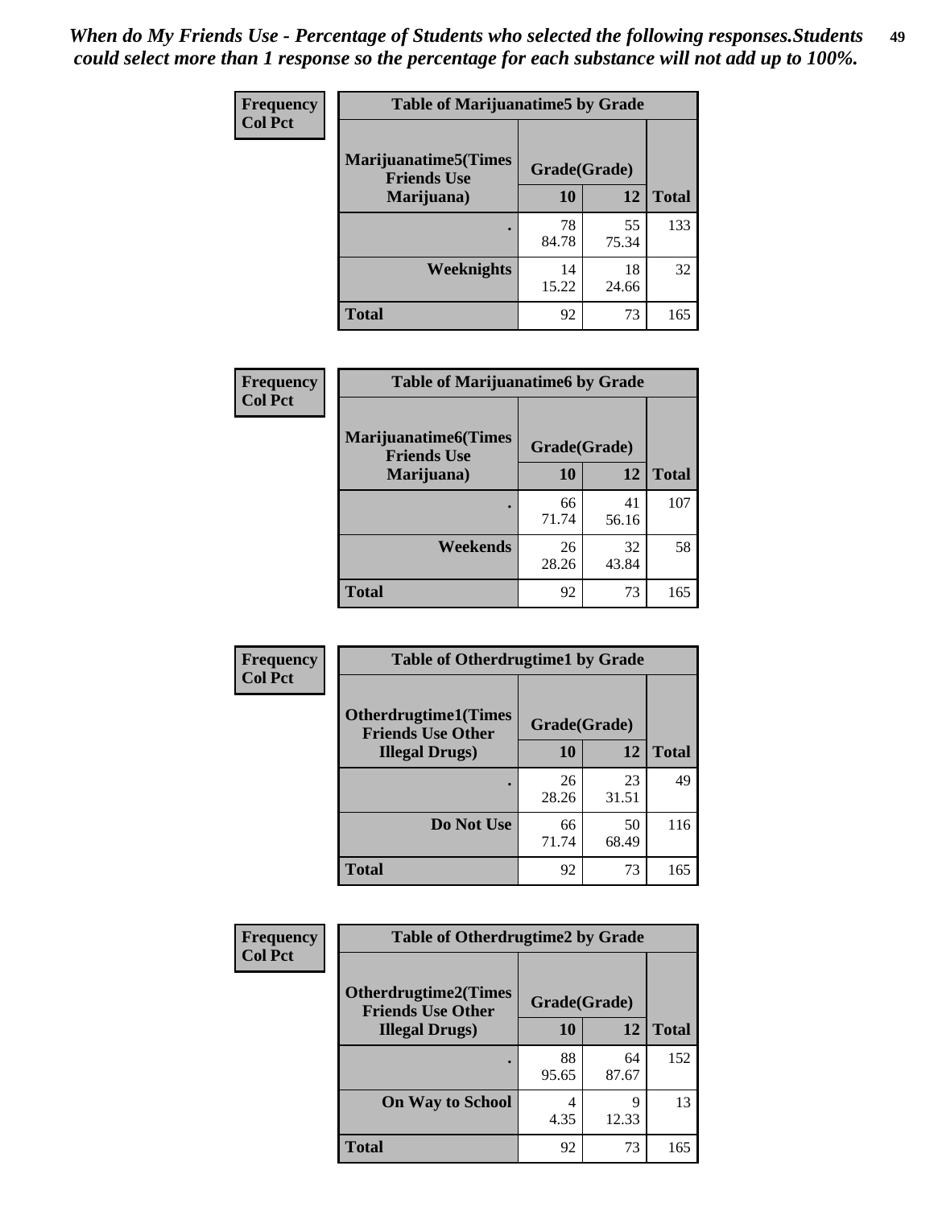*When do My Friends Use - Percentage of Students who selected the following responses.Students could select more than 1 response so the percentage for each substance will not add up to 100%.*

**Frequency**
**Col Pct**

| Table of Marijuanatime5 by Grade | | | |
|---|---|---|---|
| **Marijuanatime5(Times Friends Use Marijuana)** | **Grade(Grade)** | | **Total** |
| | **10** | **12** | |
| **.** | 78<br>84.78 | 55<br>75.34 | 133 |
| **Weeknights** | 14<br>15.22 | 18<br>24.66 | 32 |
| **Total** | 92 | 73 | 165 |

**Frequency**
**Col Pct**

| Table of Marijuanatime6 by Grade | | | |
|---|---|---|---|
| **Marijuanatime6(Times Friends Use Marijuana)** | **Grade(Grade)** | | **Total** |
| | **10** | **12** | |
| **.** | 66<br>71.74 | 41<br>56.16 | 107 |
| **Weekends** | 26<br>28.26 | 32<br>43.84 | 58 |
| **Total** | 92 | 73 | 165 |

**Frequency**
**Col Pct**

| Table of Otherdrugtime1 by Grade | | | |
|---|---|---|---|
| **Otherdrugtime1(Times Friends Use Other Illegal Drugs)** | **Grade(Grade)** | | **Total** |
| | **10** | **12** | |
| **.** | 26<br>28.26 | 23<br>31.51 | 49 |
| **Do Not Use** | 66<br>71.74 | 50<br>68.49 | 116 |
| **Total** | 92 | 73 | 165 |

**Frequency**
**Col Pct**

| Table of Otherdrugtime2 by Grade | | | |
|---|---|---|---|
| **Otherdrugtime2(Times Friends Use Other Illegal Drugs)** | **Grade(Grade)** | | **Total** |
| | **10** | **12** | |
| **.** | 88<br>95.65 | 64<br>87.67 | 152 |
| **On Way to School** | 4<br>4.35 | 9<br>12.33 | 13 |
| **Total** | 92 | 73 | 165 |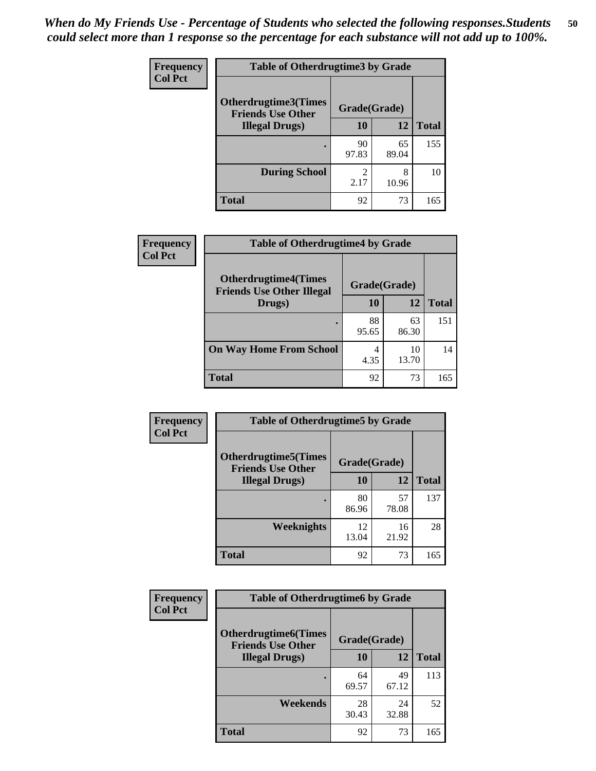*When do My Friends Use - Percentage of Students who selected the following responses.Students could select more than 1 response so the percentage for each substance will not add up to 100%.*

**Frequency**
**Col Pct**

| Table of Otherdrugtime3 by Grade | | | |
|---|---|---|---|
| **Otherdrugtime3(Times Friends Use Other Illegal Drugs)** | **Grade(Grade)** | | **Total** |
| | **10** | **12** | |
| **.** | 90<br>97.83 | 65<br>89.04 | 155 |
| **During School** | 2<br>2.17 | 8<br>10.96 | 10 |
| **Total** | 92 | 73 | 165 |

**Frequency**
**Col Pct**

| Table of Otherdrugtime4 by Grade | | | |
|---|---|---|---|
| **Otherdrugtime4(Times Friends Use Other Illegal Drugs)** | **Grade(Grade)** | | **Total** |
| | **10** | **12** | |
| **.** | 88<br>95.65 | 63<br>86.30 | 151 |
| **On Way Home From School** | 4<br>4.35 | 10<br>13.70 | 14 |
| **Total** | 92 | 73 | 165 |

**Frequency**
**Col Pct**

| Table of Otherdrugtime5 by Grade | | | |
|---|---|---|---|
| **Otherdrugtime5(Times Friends Use Other Illegal Drugs)** | **Grade(Grade)** | | **Total** |
| | **10** | **12** | |
| **.** | 80<br>86.96 | 57<br>78.08 | 137 |
| **Weeknights** | 12<br>13.04 | 16<br>21.92 | 28 |
| **Total** | 92 | 73 | 165 |

**Frequency**
**Col Pct**

| Table of Otherdrugtime6 by Grade | | | |
|---|---|---|---|
| **Otherdrugtime6(Times Friends Use Other Illegal Drugs)** | **Grade(Grade)** | | **Total** |
| | **10** | **12** | |
| **.** | 64<br>69.57 | 49<br>67.12 | 113 |
| **Weekends** | 28<br>30.43 | 24<br>32.88 | 52 |
| **Total** | 92 | 73 | 165 |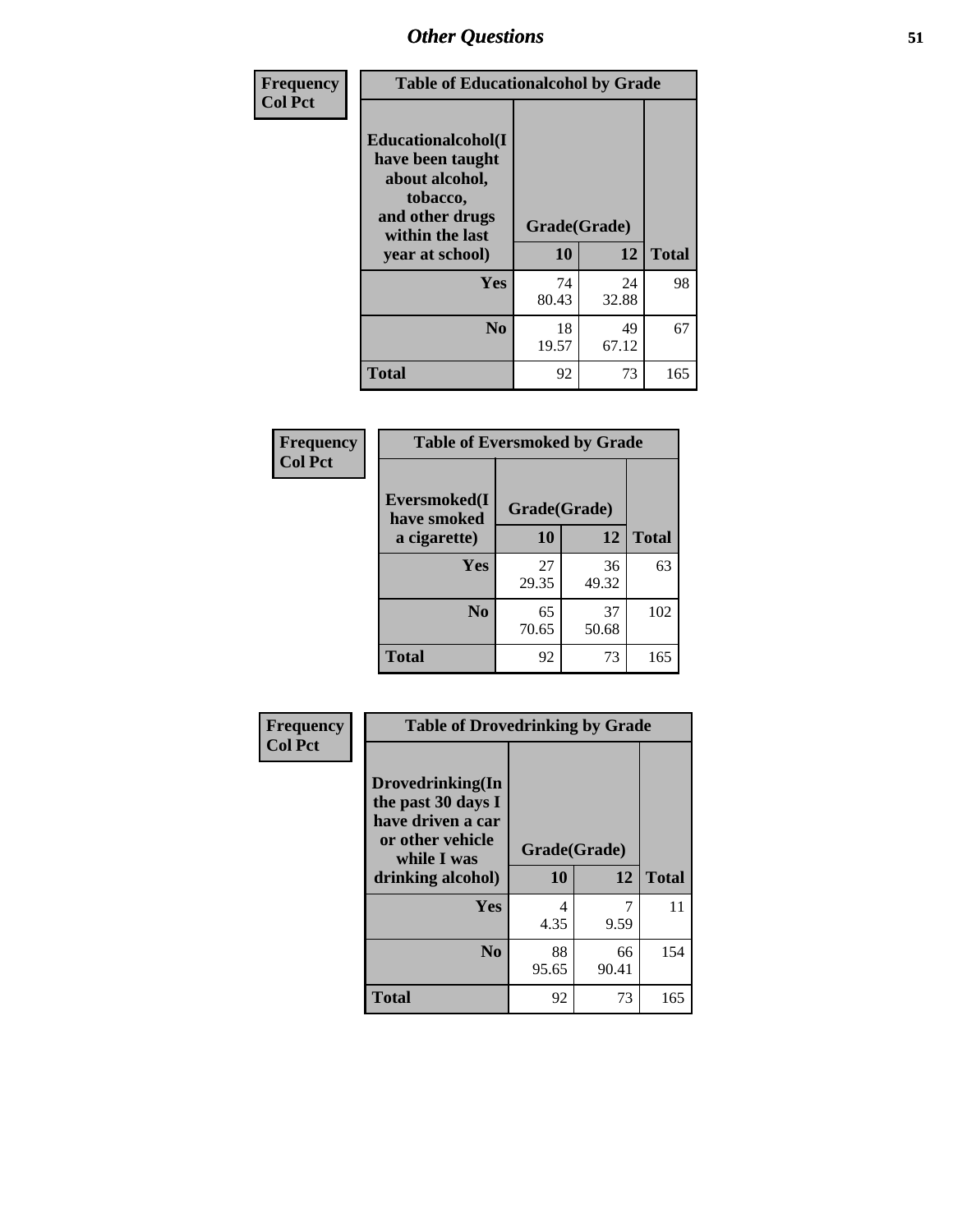| Frequency<br>Col Pct | | | |
|---|---|---|---|
| **Table of Educationalalcohol by Grade** | | | |
| **Educationalalcohol(I have been taught about alcohol, tobacco, and other drugs within the last year at school)** | **Grade(Grade)** | | |
| | **10** | **12** | **Total** |
| **Yes** | 74<br>80.43 | 24<br>32.88 | 98 |
| **No** | 18<br>19.57 | 49<br>67.12 | 67 |
| **Total** | 92 | 73 | 165 |

| Frequency<br>Col Pct | | | |
|---|---|---|---|
| **Table of Eversmoked by Grade** | | | |
| **Eversmoked(I have smoked a cigarette)** | **Grade(Grade)** | | |
| | **10** | **12** | **Total** |
| **Yes** | 27<br>29.35 | 36<br>49.32 | 63 |
| **No** | 65<br>70.65 | 37<br>50.68 | 102 |
| **Total** | 92 | 73 | 165 |

| Frequency<br>Col Pct | | | |
|---|---|---|---|
| **Table of Drovedrinking by Grade** | | | |
| **Drovedrinking(In the past 30 days I have driven a car or other vehicle while I was drinking alcohol)** | **Grade(Grade)** | | |
| | **10** | **12** | **Total** |
| **Yes** | 4<br>4.35 | 7<br>9.59 | 11 |
| **No** | 88<br>95.65 | 66<br>90.41 | 154 |
| **Total** | 92 | 73 | 165 |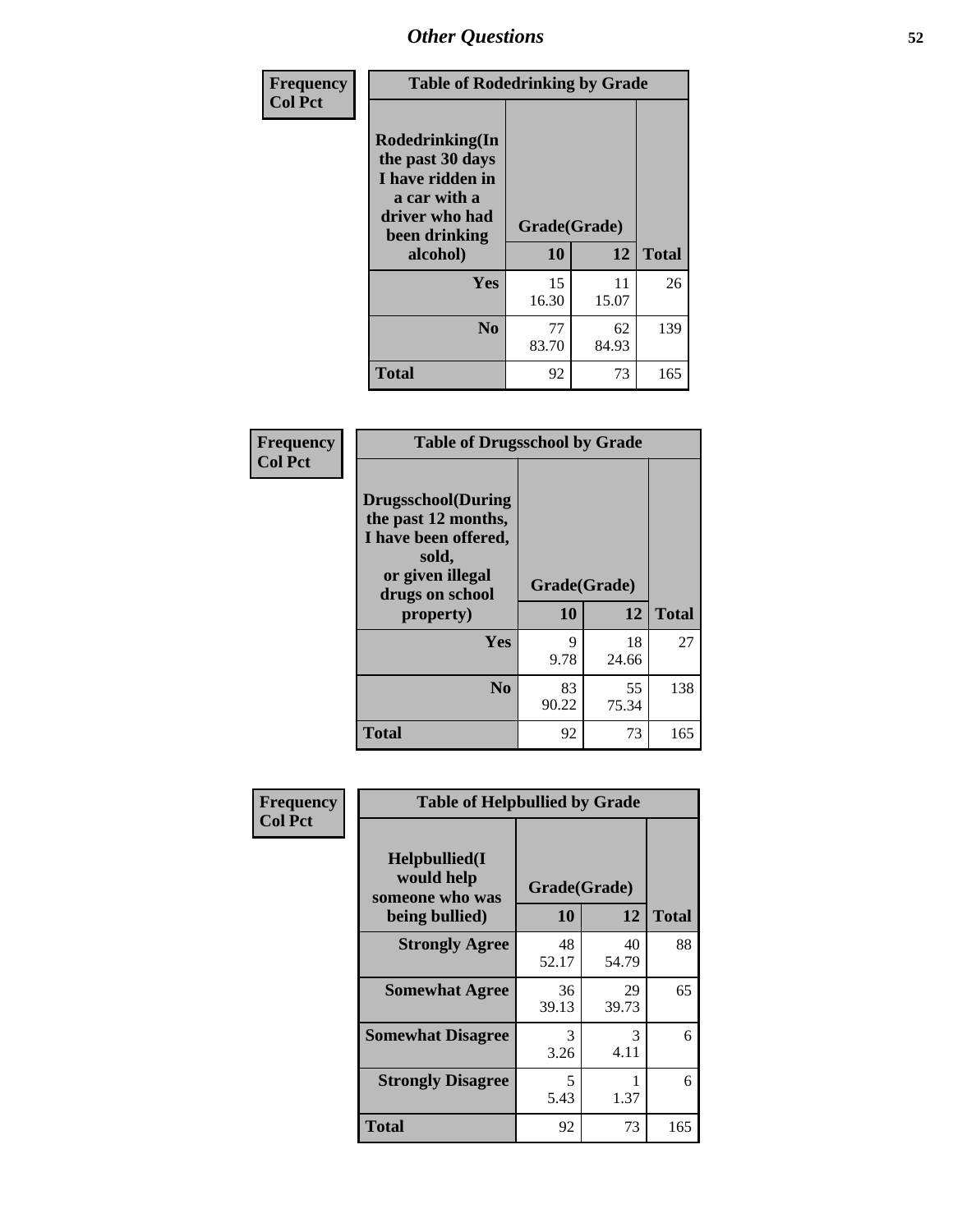# Other Questions

**Frequency**
**Col Pct**

| Table of Rodedrinking by Grade | | | |
|---|---|---|---|
| **Rodedrinking(In the past 30 days I have ridden in a car with a driver who had been drinking alcohol)** | **Grade(Grade)** | | |
| | **10** | **12** | **Total** |
| **Yes** | 15<br>16.30 | 11<br>15.07 | 26 |
| **No** | 77<br>83.70 | 62<br>84.93 | 139 |
| **Total** | 92 | 73 | 165 |

**Frequency**
**Col Pct**

| Table of Drugsschool by Grade | | | |
|---|---|---|---|
| **Drugsschool(During the past 12 months, I have been offered, sold, or given illegal drugs on school property)** | **Grade(Grade)** | | |
| | **10** | **12** | **Total** |
| **Yes** | 9<br>9.78 | 18<br>24.66 | 27 |
| **No** | 83<br>90.22 | 55<br>75.34 | 138 |
| **Total** | 92 | 73 | 165 |

**Frequency**
**Col Pct**

| Table of Helpbullied by Grade | | | |
|---|---|---|---|
| **Helpbullied(I would help someone who was being bullied)** | **Grade(Grade)** | | |
| | **10** | **12** | **Total** |
| **Strongly Agree** | 48<br>52.17 | 40<br>54.79 | 88 |
| **Somewhat Agree** | 36<br>39.13 | 29<br>39.73 | 65 |
| **Somewhat Disagree** | 3<br>3.26 | 3<br>4.11 | 6 |
| **Strongly Disagree** | 5<br>5.43 | 1<br>1.37 | 6 |
| **Total** | 92 | 73 | 165 |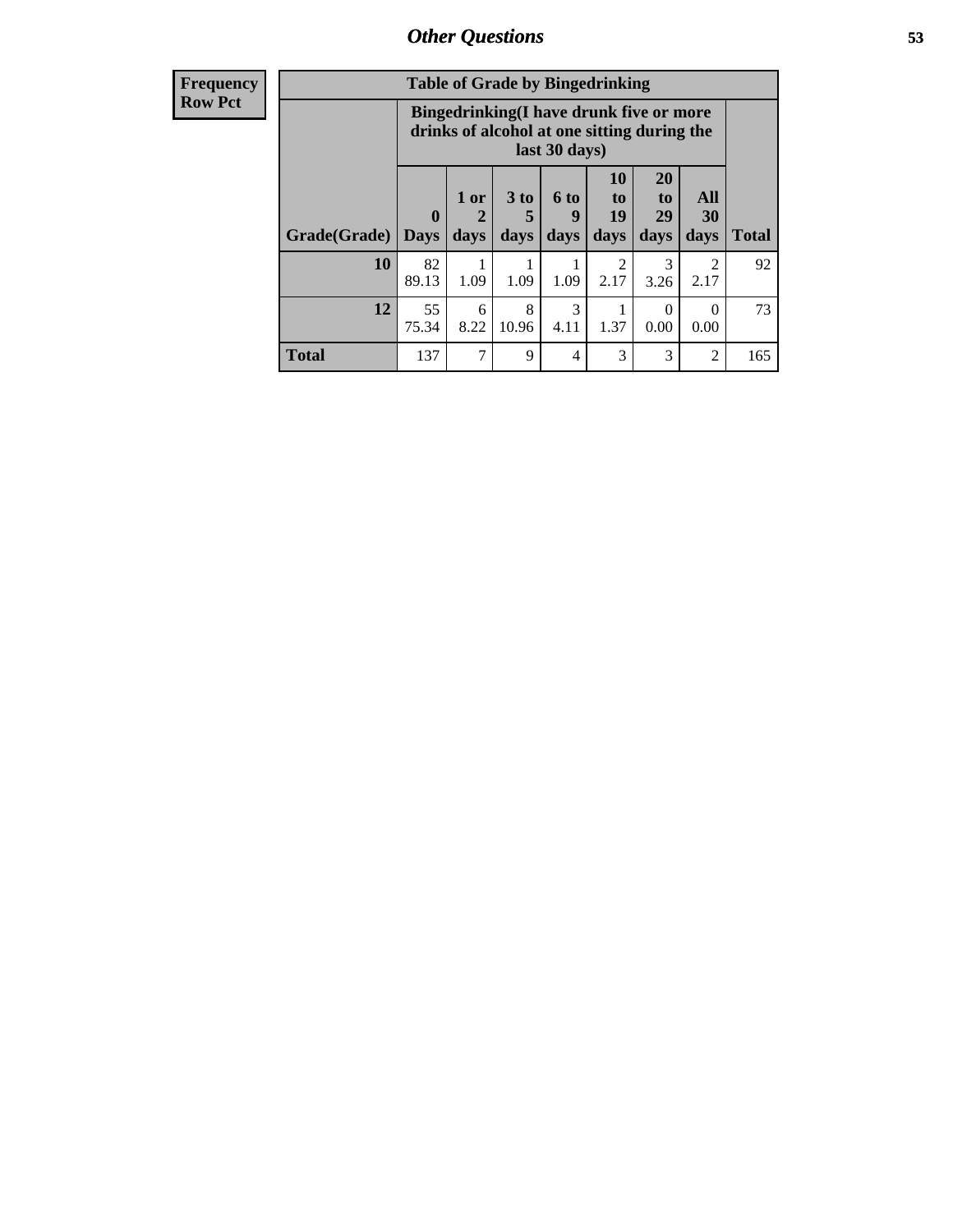## Other Questions

**Frequency**
**Row Pct**

**Table of Grade by Bingedrinking**

| Grade(Grade) | Bingedrinking(I have drunk five or more drinks of alcohol at one sitting during the last 30 days) | | | | | | | Total |
|---|---|---|---|---|---|---|---|---|
| | 0 Days | 1 or 2 days | 3 to 5 days | 6 to 9 days | 10 to 19 days | 20 to 29 days | All 30 days | |
| **10** | 82<br>89.13 | 1<br>1.09 | 1<br>1.09 | 1<br>1.09 | 2<br>2.17 | 3<br>3.26 | 2<br>2.17 | 92 |
| **12** | 55<br>75.34 | 6<br>8.22 | 8<br>10.96 | 3<br>4.11 | 1<br>1.37 | 0<br>0.00 | 0<br>0.00 | 73 |
| **Total** | 137 | 7 | 9 | 4 | 3 | 3 | 2 | 165 |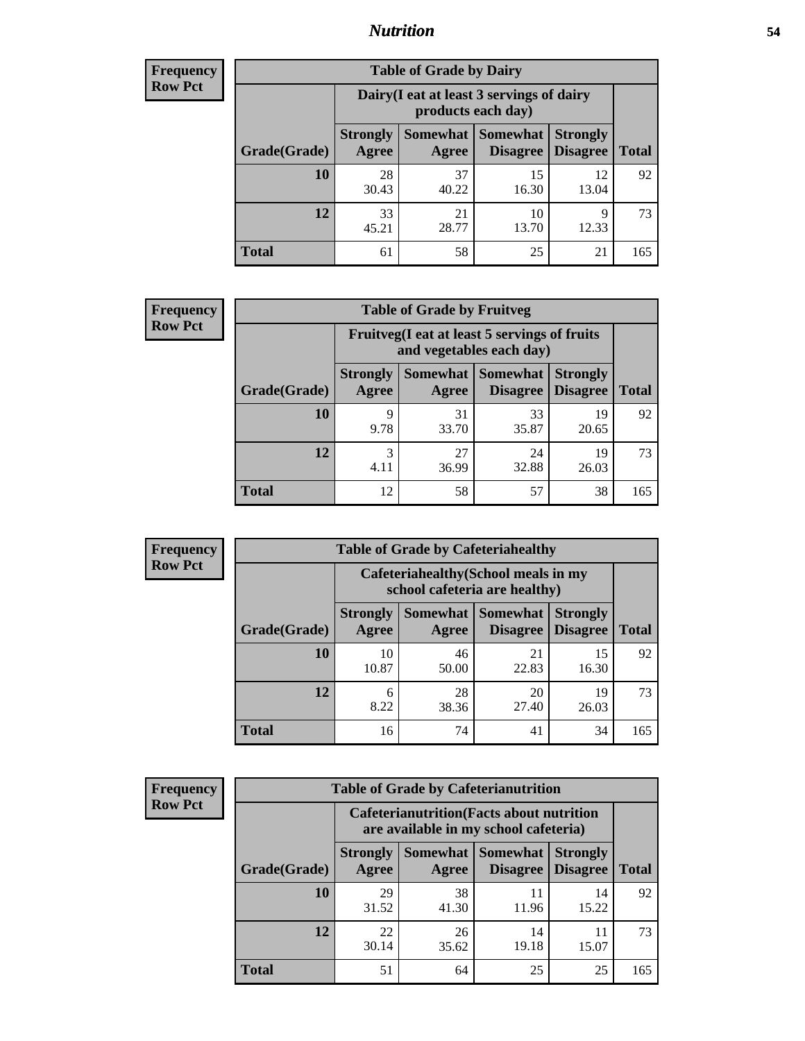## Nutrition

**Frequency**
**Row Pct**

| Table of Grade by Dairy | | | | | |
|---|---|---|---|---|---|
| | Dairy(I eat at least 3 servings of dairy products each day) | | | | |
| Grade(Grade) | Strongly Agree | Somewhat Agree | Somewhat Disagree | Strongly Disagree | Total |
| 10 | 28<br>30.43 | 37<br>40.22 | 15<br>16.30 | 12<br>13.04 | 92 |
| 12 | 33<br>45.21 | 21<br>28.77 | 10<br>13.70 | 9<br>12.33 | 73 |
| Total | 61 | 58 | 25 | 21 | 165 |

**Frequency**
**Row Pct**

| Table of Grade by Fruitveg | | | | | |
|---|---|---|---|---|---|
| | Fruitveg(I eat at least 5 servings of fruits and vegetables each day) | | | | |
| Grade(Grade) | Strongly Agree | Somewhat Agree | Somewhat Disagree | Strongly Disagree | Total |
| 10 | 9<br>9.78 | 31<br>33.70 | 33<br>35.87 | 19<br>20.65 | 92 |
| 12 | 3<br>4.11 | 27<br>36.99 | 24<br>32.88 | 19<br>26.03 | 73 |
| Total | 12 | 58 | 57 | 38 | 165 |

**Frequency**
**Row Pct**

| Table of Grade by Cafeteriahealthy | | | | | |
|---|---|---|---|---|---|
| | Cafeteriahealthy(School meals in my school cafeteria are healthy) | | | | |
| Grade(Grade) | Strongly Agree | Somewhat Agree | Somewhat Disagree | Strongly Disagree | Total |
| 10 | 10<br>10.87 | 46<br>50.00 | 21<br>22.83 | 15<br>16.30 | 92 |
| 12 | 6<br>8.22 | 28<br>38.36 | 20<br>27.40 | 19<br>26.03 | 73 |
| Total | 16 | 74 | 41 | 34 | 165 |

**Frequency**
**Row Pct**

| Table of Grade by Cafeterianutrition | | | | | |
|---|---|---|---|---|---|
| | Cafeterianutrition(Facts about nutrition are available in my school cafeteria) | | | | |
| Grade(Grade) | Strongly Agree | Somewhat Agree | Somewhat Disagree | Strongly Disagree | Total |
| 10 | 29<br>31.52 | 38<br>41.30 | 11<br>11.96 | 14<br>15.22 | 92 |
| 12 | 22<br>30.14 | 26<br>35.62 | 14<br>19.18 | 11<br>15.07 | 73 |
| Total | 51 | 64 | 25 | 25 | 165 |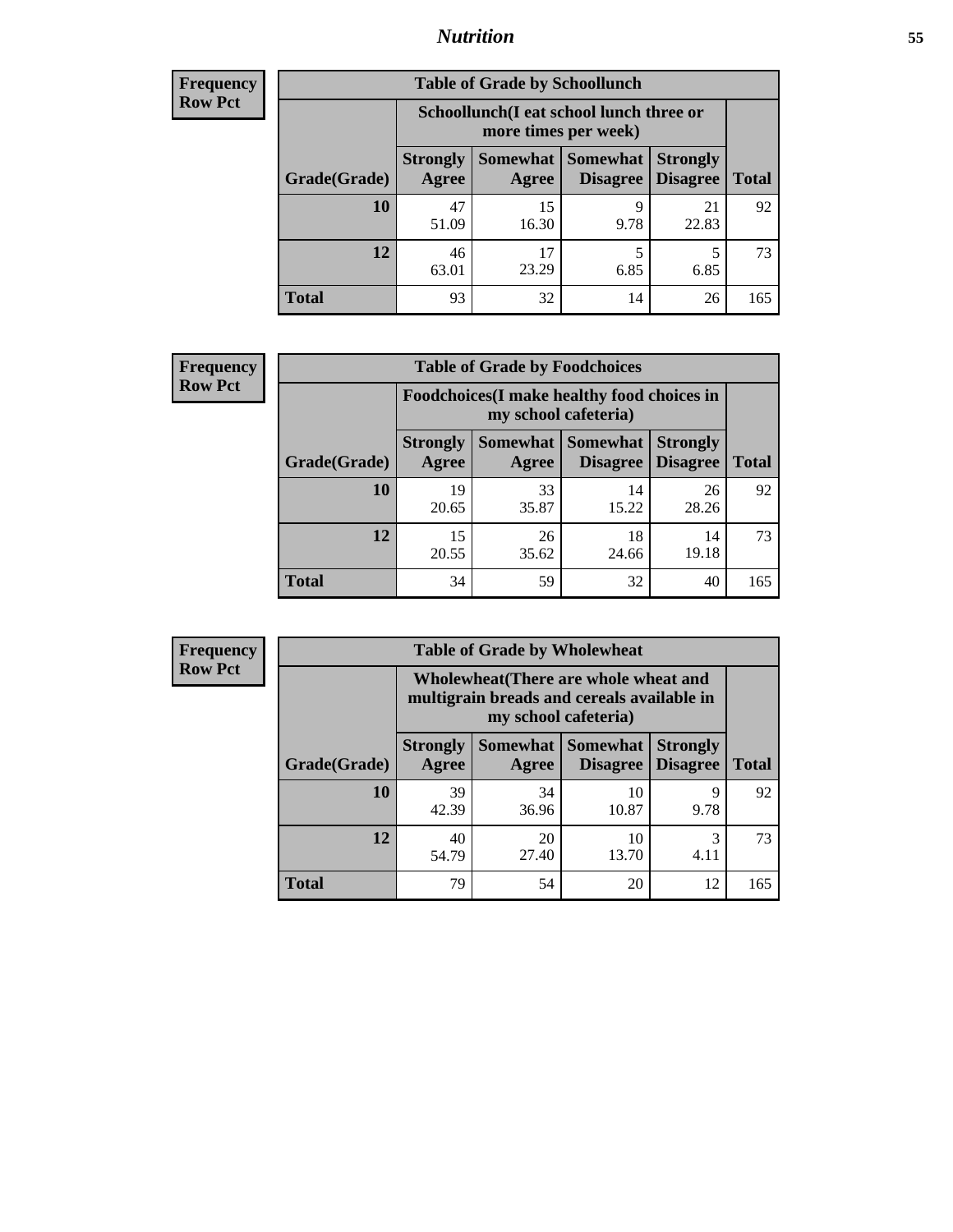**Frequency**
**Row Pct**

| Table of Grade by Schoollunch | | | | | |
|---|---|---|---|---|---|
| | Schoollunch(I eat school lunch three or more times per week) | | | | |
| Grade(Grade) | Strongly Agree | Somewhat Agree | Somewhat Disagree | Strongly Disagree | Total |
| **10** | 47<br>51.09 | 15<br>16.30 | 9<br>9.78 | 21<br>22.83 | 92 |
| **12** | 46<br>63.01 | 17<br>23.29 | 5<br>6.85 | 5<br>6.85 | 73 |
| **Total** | 93 | 32 | 14 | 26 | 165 |

**Frequency**
**Row Pct**

| Table of Grade by Foodchoices | | | | | |
|---|---|---|---|---|---|
| | Foodchoices(I make healthy food choices in my school cafeteria) | | | | |
| Grade(Grade) | Strongly Agree | Somewhat Agree | Somewhat Disagree | Strongly Disagree | Total |
| **10** | 19<br>20.65 | 33<br>35.87 | 14<br>15.22 | 26<br>28.26 | 92 |
| **12** | 15<br>20.55 | 26<br>35.62 | 18<br>24.66 | 14<br>19.18 | 73 |
| **Total** | 34 | 59 | 32 | 40 | 165 |

**Frequency**
**Row Pct**

| Table of Grade by Wholewheat | | | | | |
|---|---|---|---|---|---|
| | Wholewheat(There are whole wheat and multigrain breads and cereals available in my school cafeteria) | | | | |
| Grade(Grade) | Strongly Agree | Somewhat Agree | Somewhat Disagree | Strongly Disagree | Total |
| **10** | 39<br>42.39 | 34<br>36.96 | 10<br>10.87 | 9<br>9.78 | 92 |
| **12** | 40<br>54.79 | 20<br>27.40 | 10<br>13.70 | 3<br>4.11 | 73 |
| **Total** | 79 | 54 | 20 | 12 | 165 |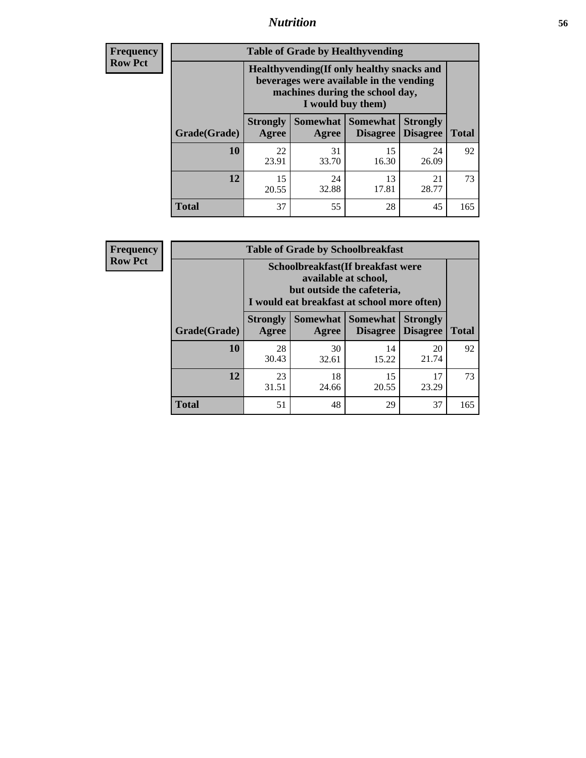**Frequency**
**Row Pct**

**Table of Grade by Healthyvending**

| Grade(Grade) | Healthyvending(If only healthy snacks and beverages were available in the vending machines during the school day, I would buy them) | | | | Total |
|---|---|---|---|---|---|
| | Strongly Agree | Somewhat Agree | Somewhat Disagree | Strongly Disagree | |
| **10** | 22<br>23.91 | 31<br>33.70 | 15<br>16.30 | 24<br>26.09 | 92 |
| **12** | 15<br>20.55 | 24<br>32.88 | 13<br>17.81 | 21<br>28.77 | 73 |
| **Total** | 37 | 55 | 28 | 45 | 165 |

**Frequency**
**Row Pct**

**Table of Grade by Schoolbreakfast**

| Grade(Grade) | Schoolbreakfast(If breakfast were available at school, but outside the cafeteria, I would eat breakfast at school more often) | | | | Total |
|---|---|---|---|---|---|
| | Strongly Agree | Somewhat Agree | Somewhat Disagree | Strongly Disagree | |
| **10** | 28<br>30.43 | 30<br>32.61 | 14<br>15.22 | 20<br>21.74 | 92 |
| **12** | 23<br>31.51 | 18<br>24.66 | 15<br>20.55 | 17<br>23.29 | 73 |
| **Total** | 51 | 48 | 29 | 37 | 165 |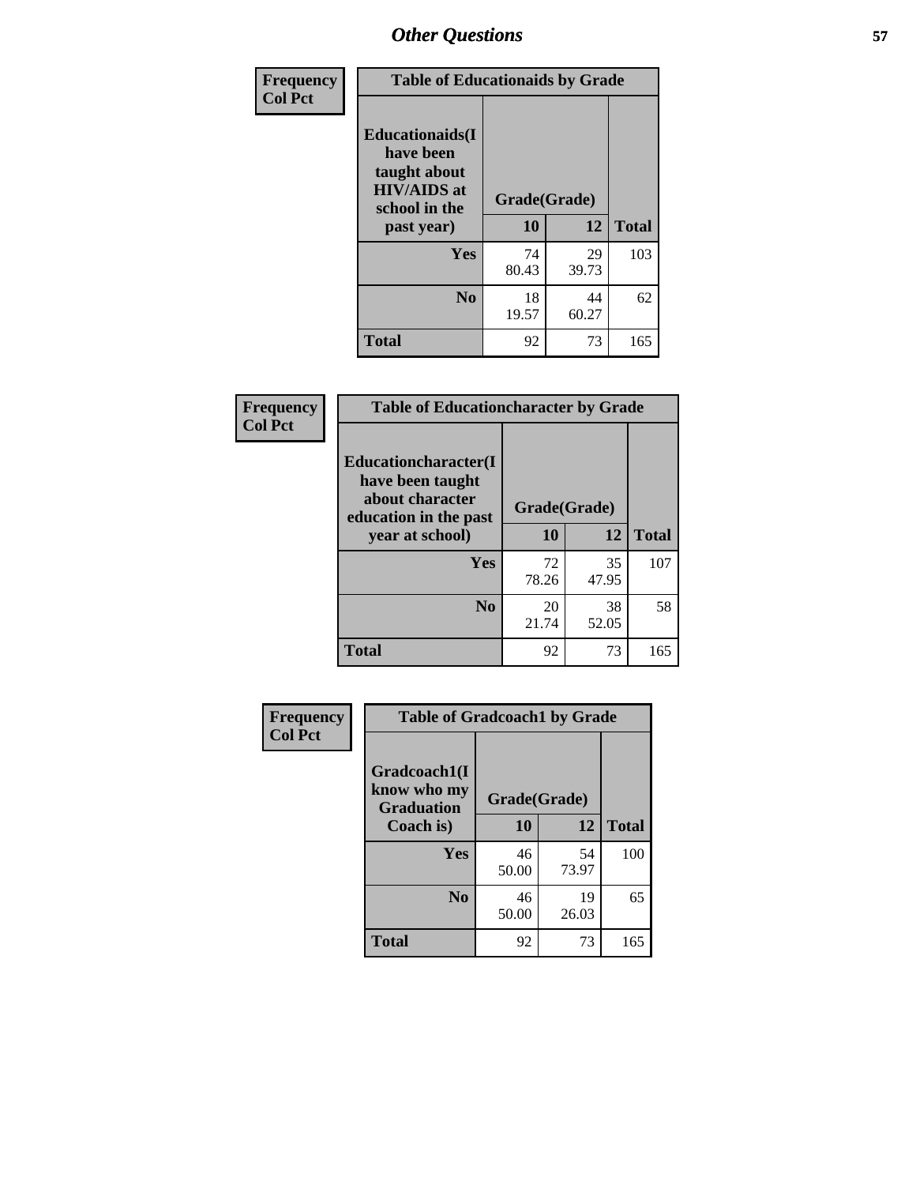# Other Questions

Frequency
Col Pct

**Table of Educationaids by Grade**

| Educationaids(I have been taught about HIV/AIDS at school in the past year) | Grade(Grade) | | Total |
|---|---|---|---|
| | 10 | 12 | |
| Yes | 74<br>80.43 | 29<br>39.73 | 103 |
| No | 18<br>19.57 | 44<br>60.27 | 62 |
| Total | 92 | 73 | 165 |

Frequency
Col Pct

**Table of Educationcharacter by Grade**

| Educationcharacter(I have been taught about character education in the past year at school) | Grade(Grade) | | Total |
|---|---|---|---|
| | 10 | 12 | |
| Yes | 72<br>78.26 | 35<br>47.95 | 107 |
| No | 20<br>21.74 | 38<br>52.05 | 58 |
| Total | 92 | 73 | 165 |

Frequency
Col Pct

**Table of Gradcoach1 by Grade**

| Gradcoach1(I know who my Graduation Coach is) | Grade(Grade) | | Total |
|---|---|---|---|
| | 10 | 12 | |
| Yes | 46<br>50.00 | 54<br>73.97 | 100 |
| No | 46<br>50.00 | 19<br>26.03 | 65 |
| Total | 92 | 73 | 165 |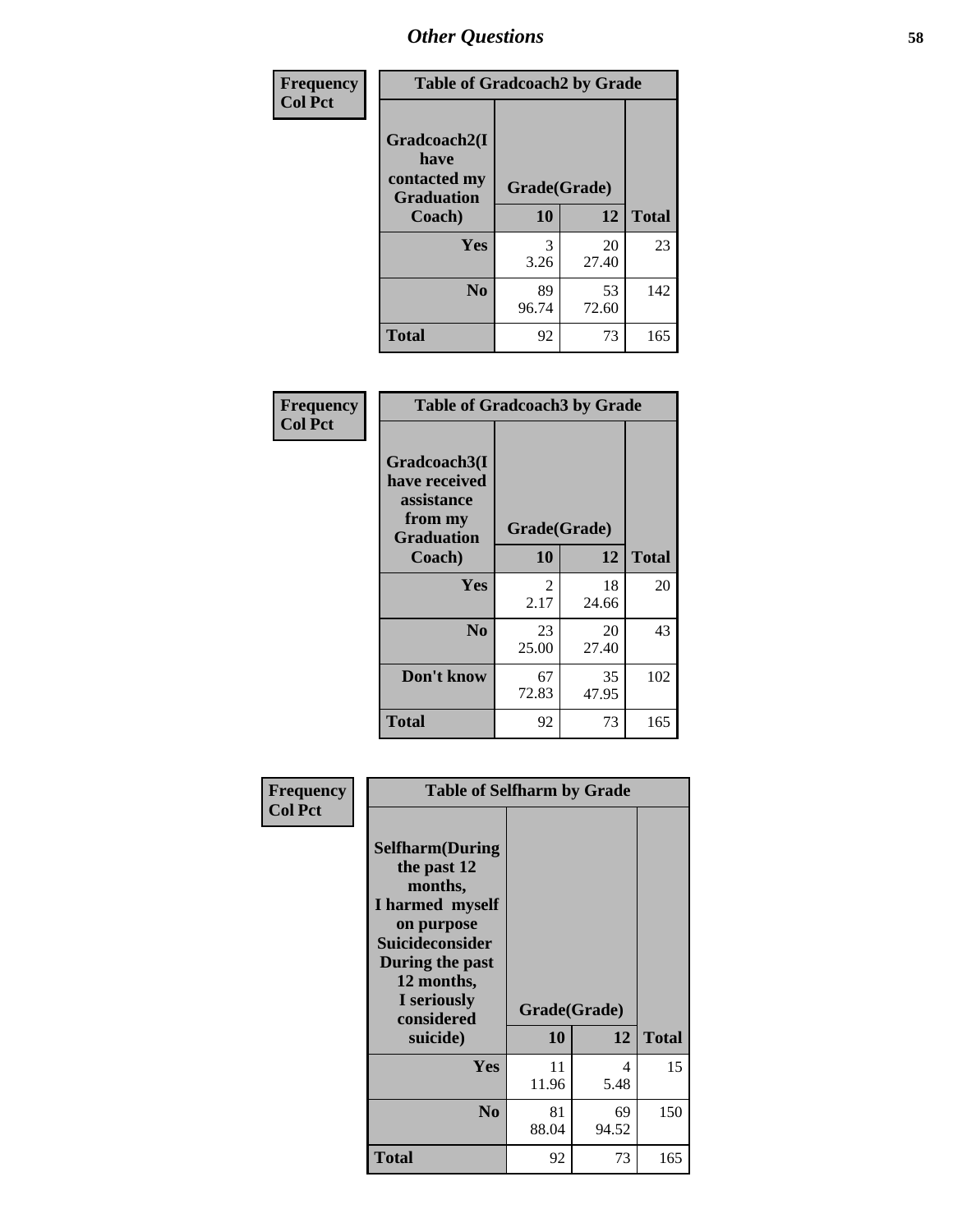## Other Questions

**Frequency**
**Col Pct**

| Table of Gradcoach2 by Grade | | | |
|---|---|---|---|
| Gradcoach2(I have contacted my Graduation Coach) | Grade(Grade) | | |
| | 10 | 12 | Total |
| Yes | 3<br>3.26 | 20<br>27.40 | 23 |
| No | 89<br>96.74 | 53<br>72.60 | 142 |
| Total | 92 | 73 | 165 |

**Frequency**
**Col Pct**

| Table of Gradcoach3 by Grade | | | |
|---|---|---|---|
| Gradcoach3(I have received assistance from my Graduation Coach) | Grade(Grade) | | |
| | 10 | 12 | Total |
| Yes | 2<br>2.17 | 18<br>24.66 | 20 |
| No | 23<br>25.00 | 20<br>27.40 | 43 |
| Don't know | 67<br>72.83 | 35<br>47.95 | 102 |
| Total | 92 | 73 | 165 |

**Frequency**
**Col Pct**

| Table of Selfharm by Grade | | | |
|---|---|---|---|
| Selfharm(During the past 12 months, I harmed myself on purpose Suicideconsider During the past 12 months, I seriously considered suicide) | Grade(Grade) | | |
| | 10 | 12 | Total |
| Yes | 11<br>11.96 | 4<br>5.48 | 15 |
| No | 81<br>88.04 | 69<br>94.52 | 150 |
| Total | 92 | 73 | 165 |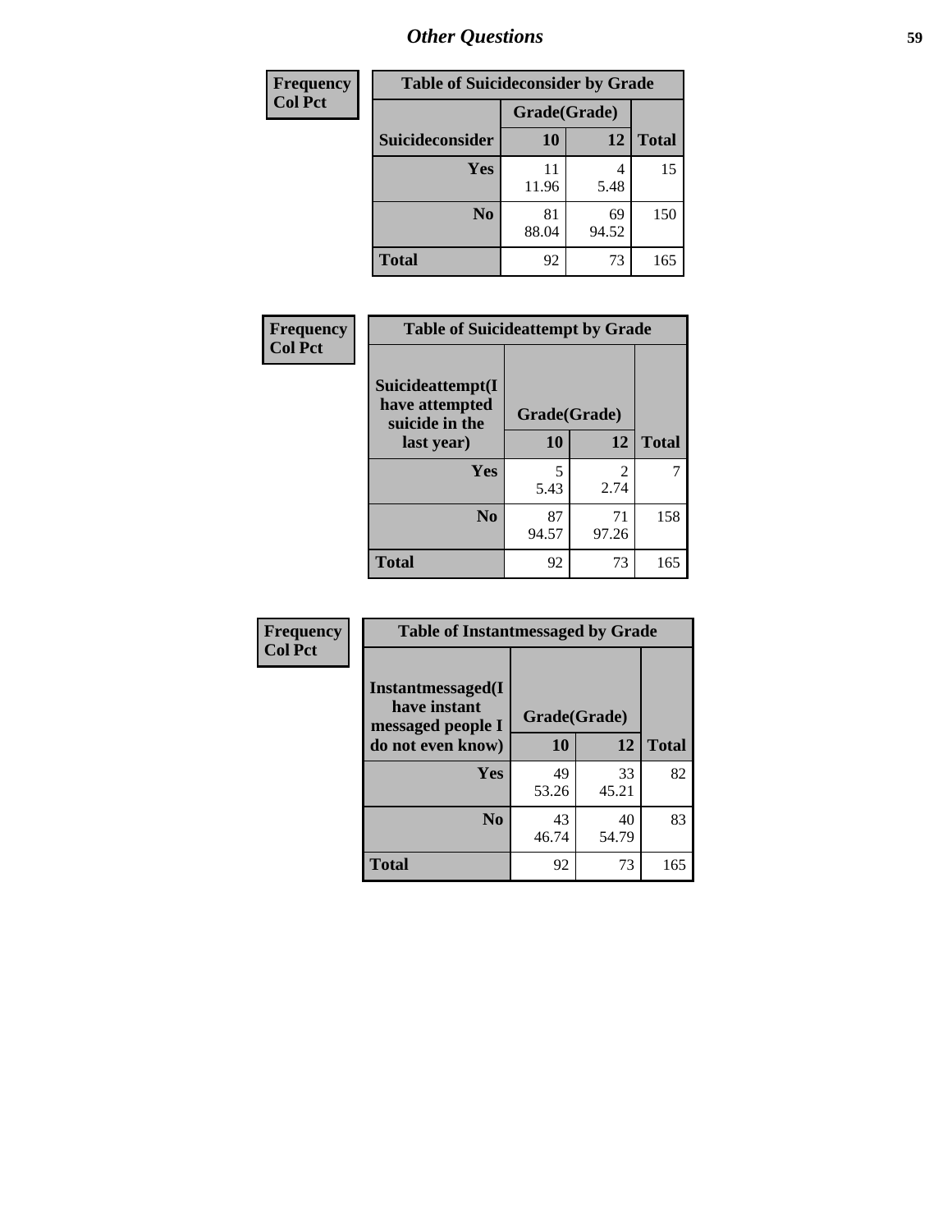## Other Questions

| Frequency Col Pct |
|---|

**Table of Suicideconsider by Grade**

| Suicideconsider | Grade(Grade) 10 | 12 | Total |
|---|---|---|---|
| Yes | 11<br>11.96 | 4<br>5.48 | 15 |
| No | 81<br>88.04 | 69<br>94.52 | 150 |
| Total | 92 | 73 | 165 |

| Frequency Col Pct |
|---|

**Table of Suicideattempt by Grade**

| Suicideattempt(I have attempted suicide in the last year) | Grade(Grade) 10 | 12 | Total |
|---|---|---|---|
| Yes | 5<br>5.43 | 2<br>2.74 | 7 |
| No | 87<br>94.57 | 71<br>97.26 | 158 |
| Total | 92 | 73 | 165 |

| Frequency Col Pct |
|---|

**Table of Instantmessaged by Grade**

| Instantmessaged(I have instant messaged people I do not even know) | Grade(Grade) 10 | 12 | Total |
|---|---|---|---|
| Yes | 49<br>53.26 | 33<br>45.21 | 82 |
| No | 43<br>46.74 | 40<br>54.79 | 83 |
| Total | 92 | 73 | 165 |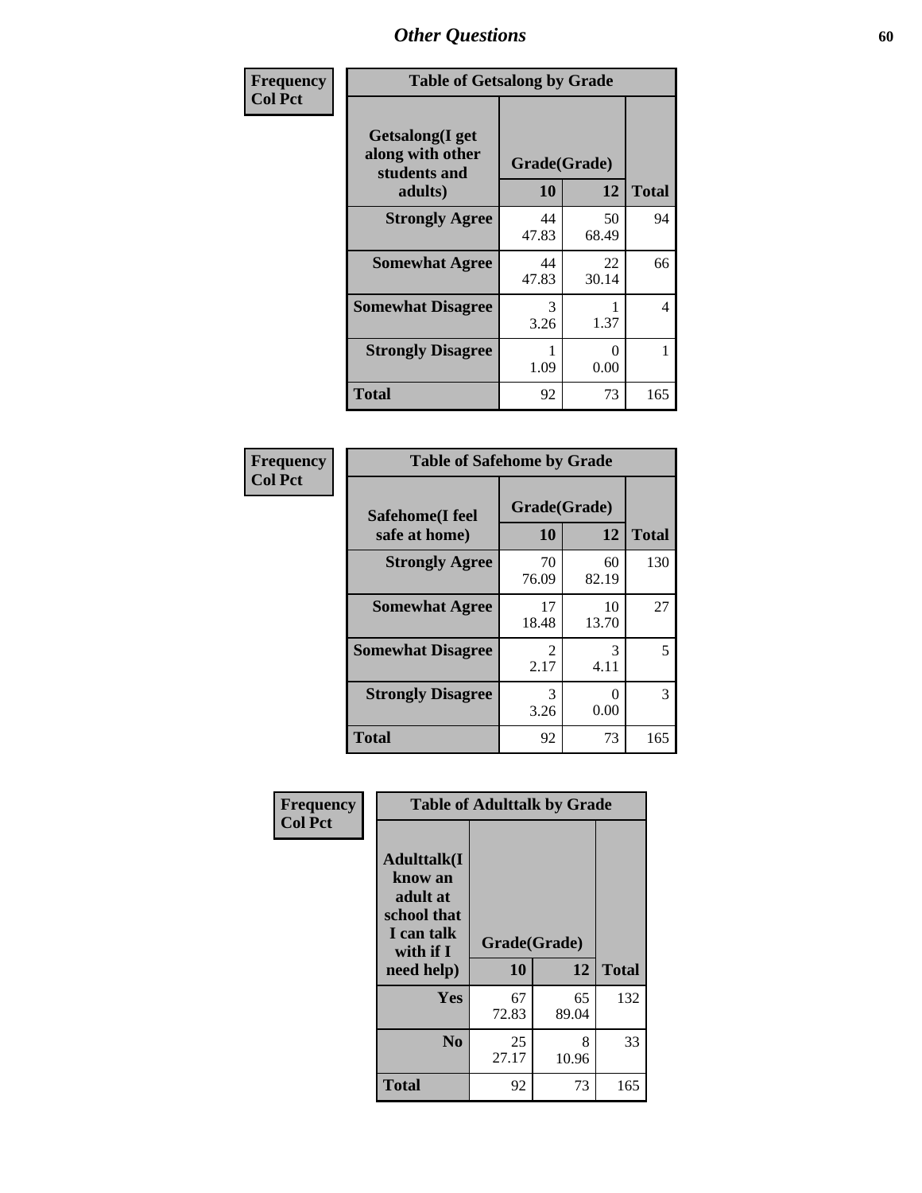## Other Questions

**Frequency**
**Col Pct**

**Table of Getsalong by Grade**

| Getsalong(I get along with other students and adults) | Grade(Grade) 10 | 12 | Total |
|---|---|---|---|
| **Strongly Agree** | 44<br>47.83 | 50<br>68.49 | 94 |
| **Somewhat Agree** | 44<br>47.83 | 22<br>30.14 | 66 |
| **Somewhat Disagree** | 3<br>3.26 | 1<br>1.37 | 4 |
| **Strongly Disagree** | 1<br>1.09 | 0<br>0.00 | 1 |
| **Total** | 92 | 73 | 165 |

**Frequency**
**Col Pct**

**Table of Safehome by Grade**

| Safehome(I feel safe at home) | Grade(Grade) 10 | 12 | Total |
|---|---|---|---|
| **Strongly Agree** | 70<br>76.09 | 60<br>82.19 | 130 |
| **Somewhat Agree** | 17<br>18.48 | 10<br>13.70 | 27 |
| **Somewhat Disagree** | 2<br>2.17 | 3<br>4.11 | 5 |
| **Strongly Disagree** | 3<br>3.26 | 0<br>0.00 | 3 |
| **Total** | 92 | 73 | 165 |

**Frequency**
**Col Pct**

**Table of Adulttalk by Grade**

| Adulttalk(I know an adult at school that I can talk with if I need help) | Grade(Grade) 10 | 12 | Total |
|---|---|---|---|
| **Yes** | 67<br>72.83 | 65<br>89.04 | 132 |
| **No** | 25<br>27.17 | 8<br>10.96 | 33 |
| **Total** | 92 | 73 | 165 |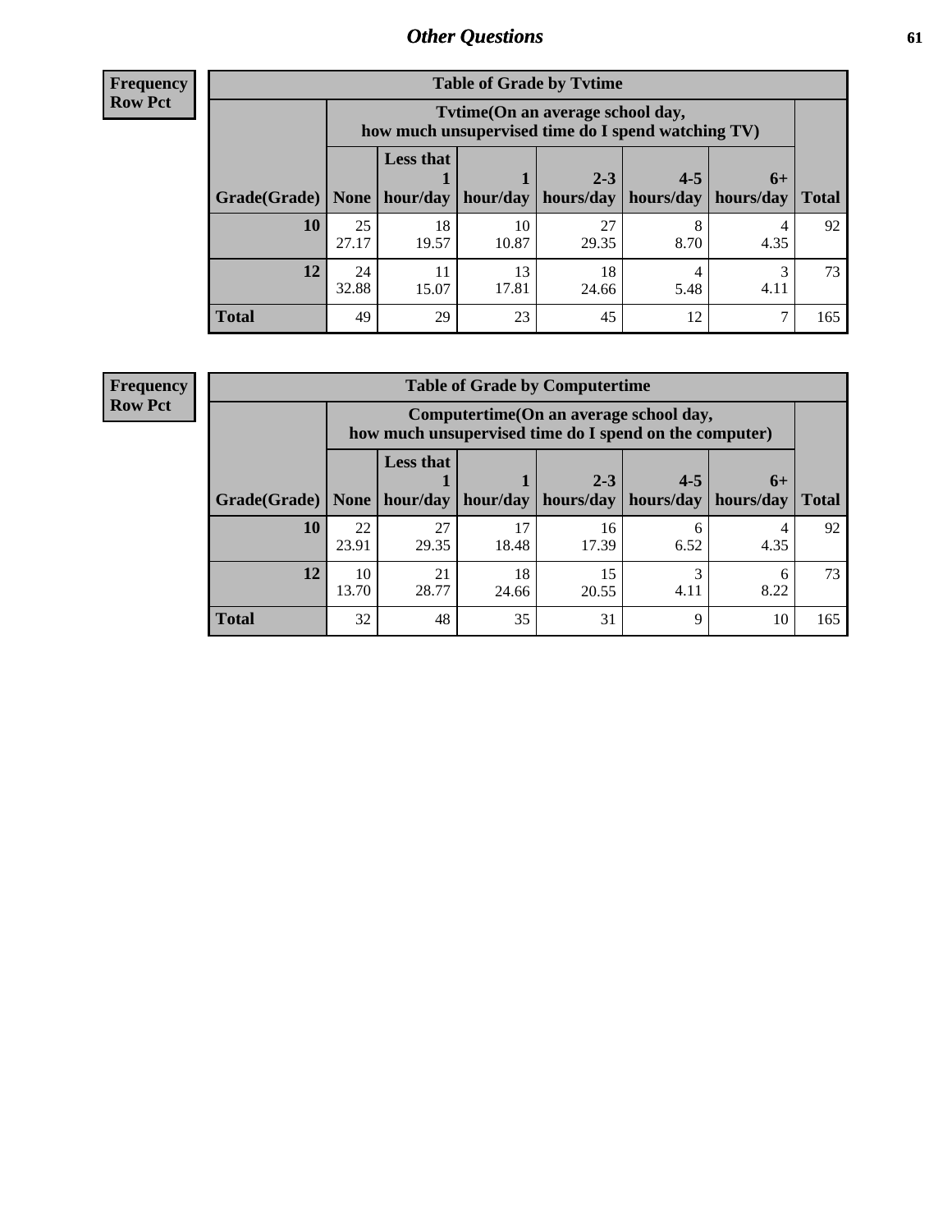# Other Questions

**Frequency**
**Row Pct**

| Table of Grade by Tvtime | | | | | | | |
|---|---|---|---|---|---|---|---|
| | Tvtime(On an average school day, how much unsupervised time do I spend watching TV) | | | | | | |
| Grade(Grade) | None | Less that 1 hour/day | 1 hour/day | 2-3 hours/day | 4-5 hours/day | 6+ hours/day | Total |
| **10** | 25<br>27.17 | 18<br>19.57 | 10<br>10.87 | 27<br>29.35 | 8<br>8.70 | 4<br>4.35 | 92 |
| **12** | 24<br>32.88 | 11<br>15.07 | 13<br>17.81 | 18<br>24.66 | 4<br>5.48 | 3<br>4.11 | 73 |
| **Total** | 49 | 29 | 23 | 45 | 12 | 7 | 165 |

**Frequency**
**Row Pct**

| Table of Grade by Computertime | | | | | | | |
|---|---|---|---|---|---|---|---|
| | Computertime(On an average school day, how much unsupervised time do I spend on the computer) | | | | | | |
| Grade(Grade) | None | Less that 1 hour/day | 1 hour/day | 2-3 hours/day | 4-5 hours/day | 6+ hours/day | Total |
| **10** | 22<br>23.91 | 27<br>29.35 | 17<br>18.48 | 16<br>17.39 | 6<br>6.52 | 4<br>4.35 | 92 |
| **12** | 10<br>13.70 | 21<br>28.77 | 18<br>24.66 | 15<br>20.55 | 3<br>4.11 | 6<br>8.22 | 73 |
| **Total** | 32 | 48 | 35 | 31 | 9 | 10 | 165 |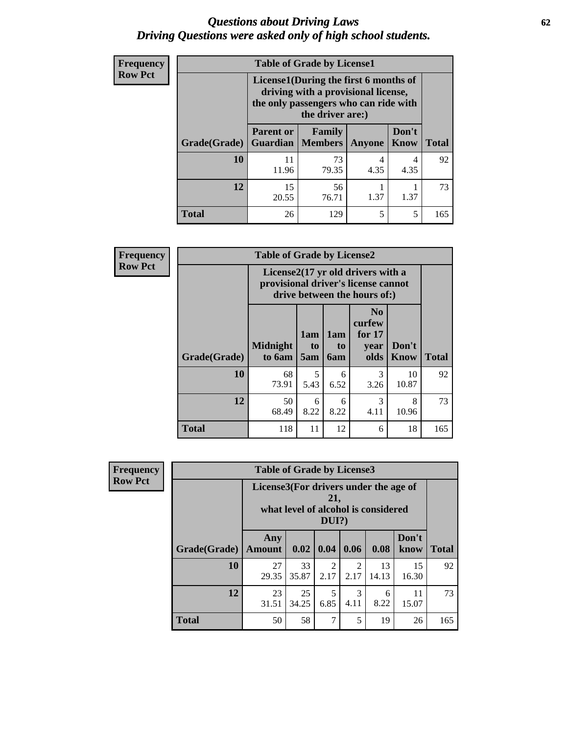## *Questions about Driving Laws*
## *Driving Questions were asked only of high school students.*

**Frequency**
**Row Pct**

**Table of Grade by License1**

| Grade(Grade) | License1(During the first 6 months of driving with a provisional license, the only passengers who can ride with the driver are:) | | | | Total |
|---|---|---|---|---|---|
| | Parent or Guardian | Family Members | Anyone | Don't Know | |
| 10 | 11<br>11.96 | 73<br>79.35 | 4<br>4.35 | 4<br>4.35 | 92 |
| 12 | 15<br>20.55 | 56<br>76.71 | 1<br>1.37 | 1<br>1.37 | 73 |
| Total | 26 | 129 | 5 | 5 | 165 |

**Frequency**
**Row Pct**

**Table of Grade by License2**

| Grade(Grade) | License2(17 yr old drivers with a provisional driver's license cannot drive between the hours of:) | | | | | Total |
|---|---|---|---|---|---|---|
| | Midnight to 6am | 1am to 5am | 1am to 6am | No curfew for 17 year olds | Don't Know | |
| 10 | 68<br>73.91 | 5<br>5.43 | 6<br>6.52 | 3<br>3.26 | 10<br>10.87 | 92 |
| 12 | 50<br>68.49 | 6<br>8.22 | 6<br>8.22 | 3<br>4.11 | 8<br>10.96 | 73 |
| Total | 118 | 11 | 12 | 6 | 18 | 165 |

**Frequency**
**Row Pct**

**Table of Grade by License3**

| Grade(Grade) | License3(For drivers under the age of 21, what level of alcohol is considered DUI?) | | | | | | Total |
|---|---|---|---|---|---|---|---|
| | Any Amount | 0.02 | 0.04 | 0.06 | 0.08 | Don't know | |
| 10 | 27<br>29.35 | 33<br>35.87 | 2<br>2.17 | 2<br>2.17 | 13<br>14.13 | 15<br>16.30 | 92 |
| 12 | 23<br>31.51 | 25<br>34.25 | 5<br>6.85 | 3<br>4.11 | 6<br>8.22 | 11<br>15.07 | 73 |
| Total | 50 | 58 | 7 | 5 | 19 | 26 | 165 |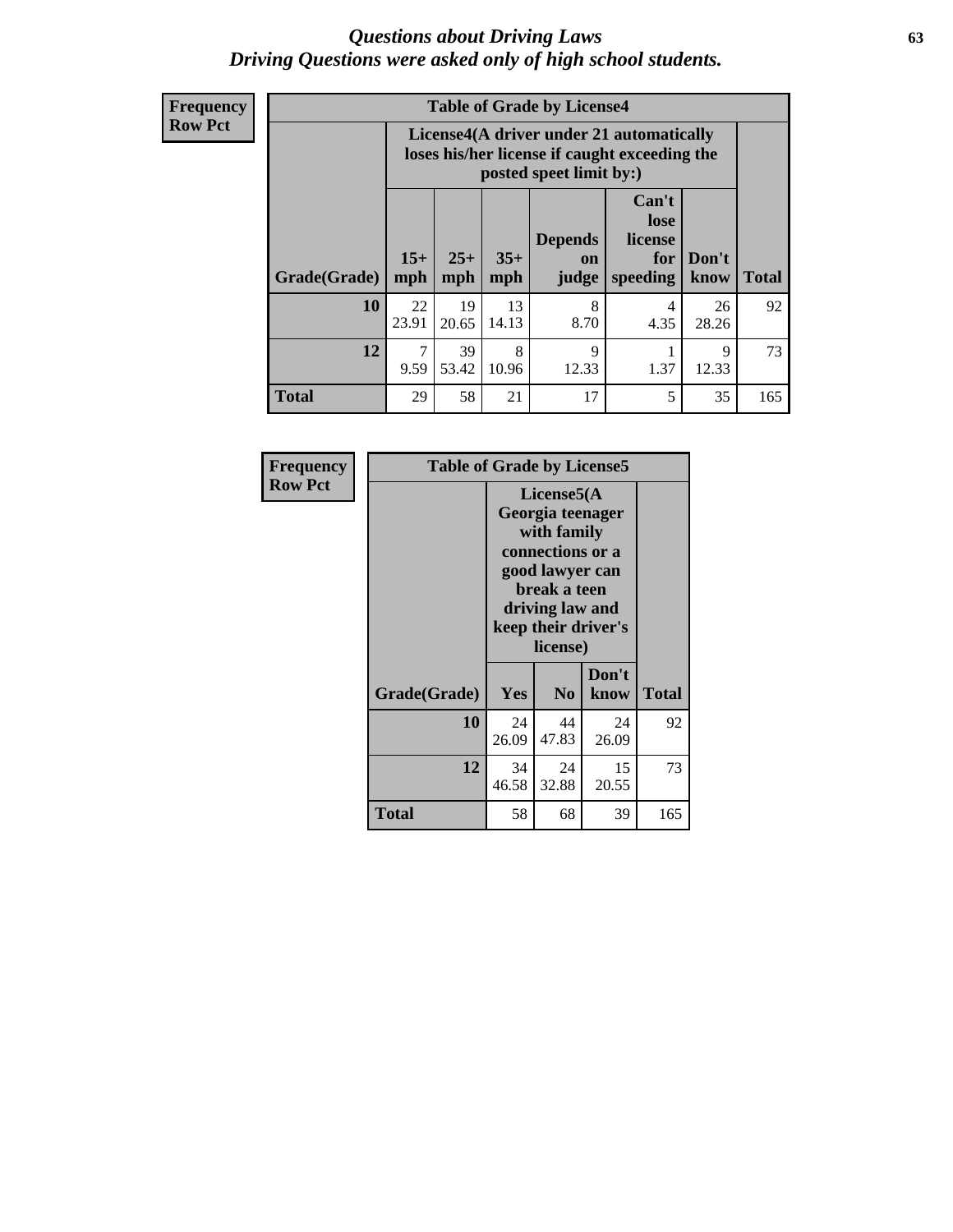# *Questions about Driving Laws*
# *Driving Questions were asked only of high school students.*

**Frequency**
**Row Pct**

| Table of Grade by License4 | | | | | | | |
|---|---|---|---|---|---|---|---|
| | License4(A driver under 21 automatically loses his/her license if caught exceeding the posted speet limit by:) | | | | | | |
| Grade(Grade) | 15+ mph | 25+ mph | 35+ mph | Depends on judge | Can't lose license for speeding | Don't know | Total |
| **10** | 22<br>23.91 | 19<br>20.65 | 13<br>14.13 | 8<br>8.70 | 4<br>4.35 | 26<br>28.26 | 92 |
| **12** | 7<br>9.59 | 39<br>53.42 | 8<br>10.96 | 9<br>12.33 | 1<br>1.37 | 9<br>12.33 | 73 |
| **Total** | 29 | 58 | 21 | 17 | 5 | 35 | 165 |

**Frequency**
**Row Pct**

| Table of Grade by License5 | | | | |
|---|---|---|---|---|
| | License5(A Georgia teenager with family connections or a good lawyer can break a teen driving law and keep their driver's license) | | | |
| Grade(Grade) | Yes | No | Don't know | Total |
| **10** | 24<br>26.09 | 44<br>47.83 | 24<br>26.09 | 92 |
| **12** | 34<br>46.58 | 24<br>32.88 | 15<br>20.55 | 73 |
| **Total** | 58 | 68 | 39 | 165 |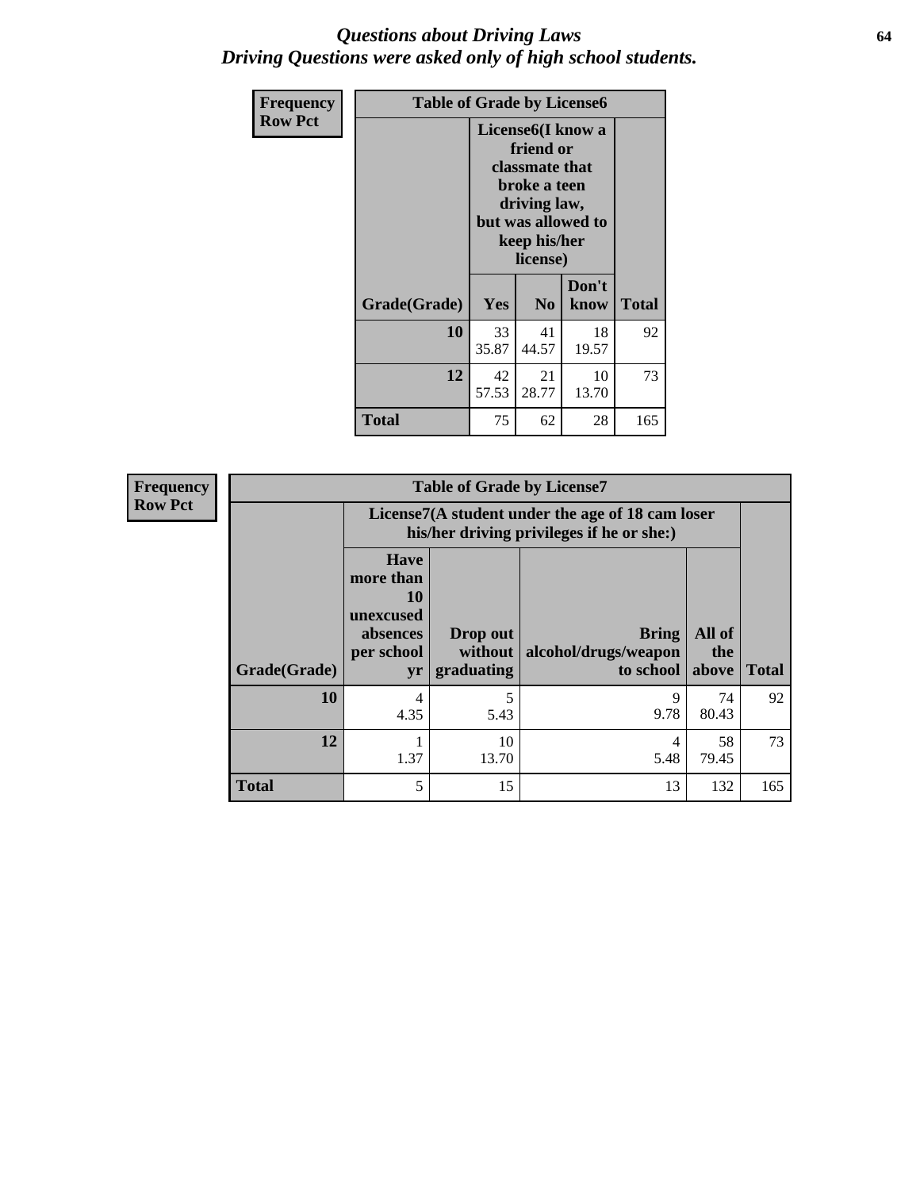# *Questions about Driving Laws*
## *Driving Questions were asked only of high school students.*

**Frequency**
**Row Pct**

| Table of Grade by License6 | | | | |
|---|---|---|---|---|
| | License6(I know a friend or classmate that broke a teen driving law, but was allowed to keep his/her license) | | | |
| **Grade(Grade)** | **Yes** | **No** | **Don't know** | **Total** |
| **10** | 33<br>35.87 | 41<br>44.57 | 18<br>19.57 | 92 |
| **12** | 42<br>57.53 | 21<br>28.77 | 10<br>13.70 | 73 |
| **Total** | 75 | 62 | 28 | 165 |

**Frequency**
**Row Pct**

| Table of Grade by License7 | | | | | |
|---|---|---|---|---|---|
| | License7(A student under the age of 18 cam loser his/her driving privileges if he or she:) | | | | |
| **Grade(Grade)** | **Have more than 10 unexcused absences per school yr** | **Drop out without graduating** | **Bring alcohol/drugs/weapon to school** | **All of the above** | **Total** |
| **10** | 4<br>4.35 | 5<br>5.43 | 9<br>9.78 | 74<br>80.43 | 92 |
| **12** | 1<br>1.37 | 10<br>13.70 | 4<br>5.48 | 58<br>79.45 | 73 |
| **Total** | 5 | 15 | 13 | 132 | 165 |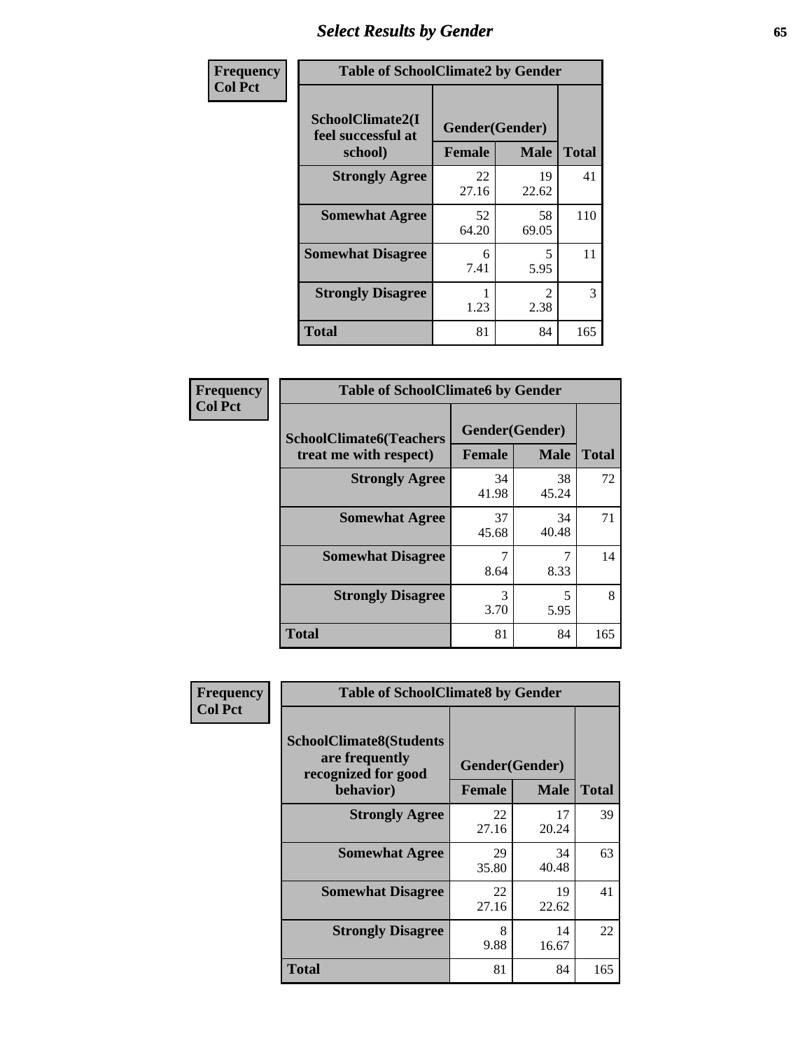# Select Results by Gender

| Frequency Col Pct | Table of SchoolClimate2 by Gender | | |
|---|---|---|---|
| SchoolClimate2(I feel successful at school) | Gender(Gender) | | |
| | Female | Male | Total |
| Strongly Agree | 22<br>27.16 | 19<br>22.62 | 41 |
| Somewhat Agree | 52<br>64.20 | 58<br>69.05 | 110 |
| Somewhat Disagree | 6<br>7.41 | 5<br>5.95 | 11 |
| Strongly Disagree | 1<br>1.23 | 2<br>2.38 | 3 |
| Total | 81 | 84 | 165 |

| Frequency Col Pct | Table of SchoolClimate6 by Gender | | |
|---|---|---|---|
| SchoolClimate6(Teachers treat me with respect) | Gender(Gender) | | |
| | Female | Male | Total |
| Strongly Agree | 34<br>41.98 | 38<br>45.24 | 72 |
| Somewhat Agree | 37<br>45.68 | 34<br>40.48 | 71 |
| Somewhat Disagree | 7<br>8.64 | 7<br>8.33 | 14 |
| Strongly Disagree | 3<br>3.70 | 5<br>5.95 | 8 |
| Total | 81 | 84 | 165 |

| Frequency Col Pct | Table of SchoolClimate8 by Gender | | |
|---|---|---|---|
| SchoolClimate8(Students are frequently recognized for good behavior) | Gender(Gender) | | |
| | Female | Male | Total |
| Strongly Agree | 22<br>27.16 | 17<br>20.24 | 39 |
| Somewhat Agree | 29<br>35.80 | 34<br>40.48 | 63 |
| Somewhat Disagree | 22<br>27.16 | 19<br>22.62 | 41 |
| Strongly Disagree | 8<br>9.88 | 14<br>16.67 | 22 |
| Total | 81 | 84 | 165 |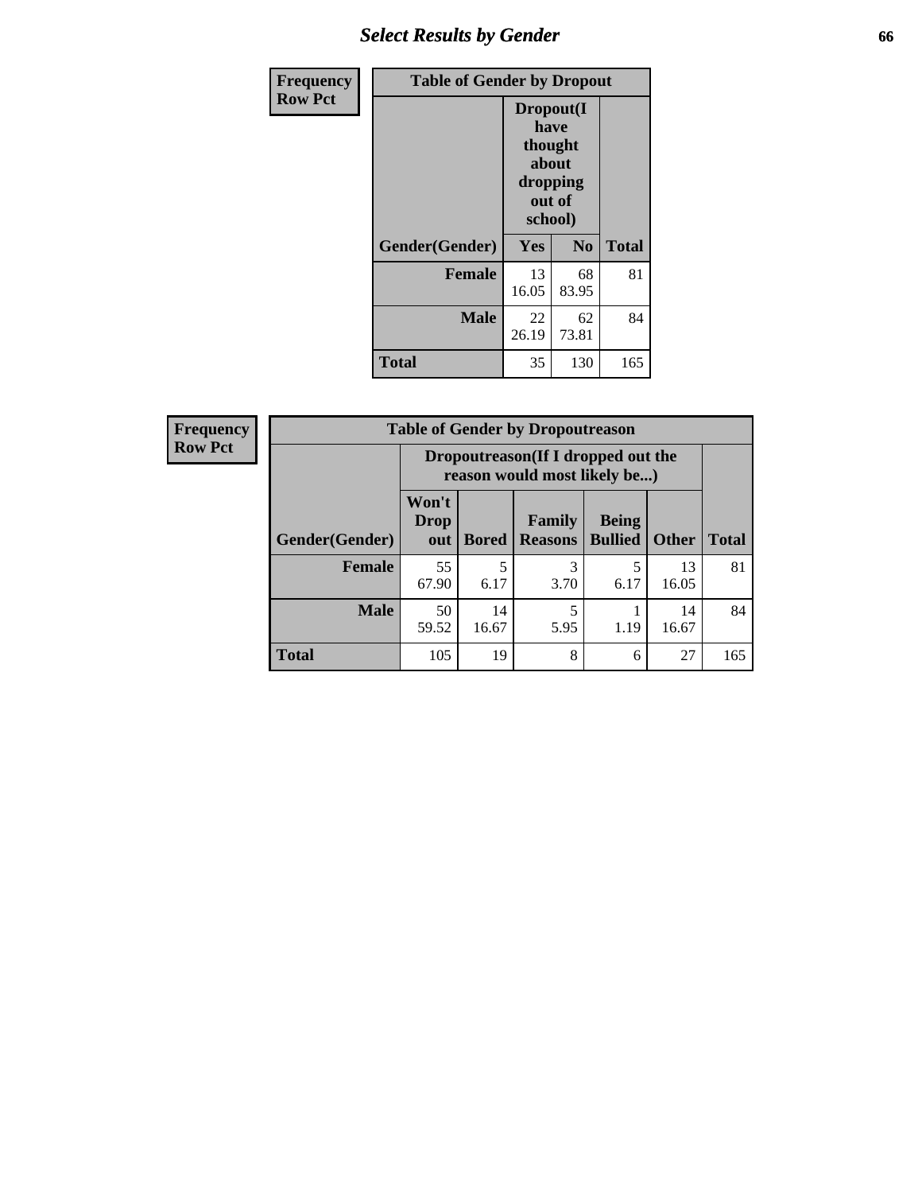| Frequency<br>Row Pct |
|---|

| Table of Gender by Dropout | | | |
|---|---|---|---|
| | Dropout(I have thought about dropping out of school) | | |
| Gender(Gender) | Yes | No | Total |
| Female | 13<br>16.05 | 68<br>83.95 | 81 |
| Male | 22<br>26.19 | 62<br>73.81 | 84 |
| Total | 35 | 130 | 165 |

| Frequency<br>Row Pct |
|---|

| Table of Gender by Dropoutreason | | | | | | |
|---|---|---|---|---|---|---|
| | Dropoutreason(If I dropped out the reason would most likely be...) | | | | | |
| Gender(Gender) | Won't Drop out | Bored | Family Reasons | Being Bullied | Other | Total |
| Female | 55<br>67.90 | 5<br>6.17 | 3<br>3.70 | 5<br>6.17 | 13<br>16.05 | 81 |
| Male | 50<br>59.52 | 14<br>16.67 | 5<br>5.95 | 1<br>1.19 | 14<br>16.67 | 84 |
| Total | 105 | 19 | 8 | 6 | 27 | 165 |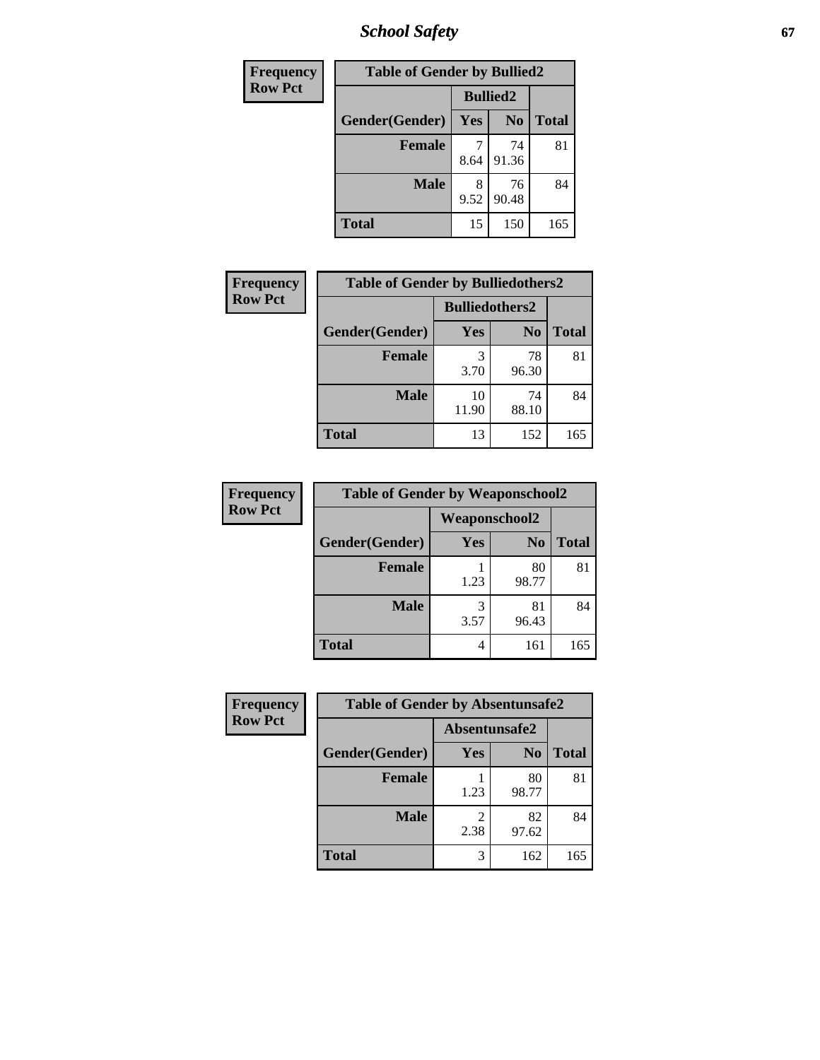| Frequency<br>Row Pct | Table of Gender by Bullied2 | | |
|---|---|---|---|
| | Bullied2 | | |
| Gender(Gender) | Yes | No | Total |
| Female | 7<br>8.64 | 74<br>91.36 | 81 |
| Male | 8<br>9.52 | 76<br>90.48 | 84 |
| Total | 15 | 150 | 165 |

| Frequency<br>Row Pct | Table of Gender by Bulliedothers2 | | |
|---|---|---|---|
| | Bulliedothers2 | | |
| Gender(Gender) | Yes | No | Total |
| Female | 3<br>3.70 | 78<br>96.30 | 81 |
| Male | 10<br>11.90 | 74<br>88.10 | 84 |
| Total | 13 | 152 | 165 |

| Frequency<br>Row Pct | Table of Gender by Weaponschool2 | | |
|---|---|---|---|
| | Weaponschool2 | | |
| Gender(Gender) | Yes | No | Total |
| Female | 1<br>1.23 | 80<br>98.77 | 81 |
| Male | 3<br>3.57 | 81<br>96.43 | 84 |
| Total | 4 | 161 | 165 |

| Frequency<br>Row Pct | Table of Gender by Absentunsafe2 | | |
|---|---|---|---|
| | Absentunsafe2 | | |
| Gender(Gender) | Yes | No | Total |
| Female | 1<br>1.23 | 80<br>98.77 | 81 |
| Male | 2<br>2.38 | 82<br>97.62 | 84 |
| Total | 3 | 162 | 165 |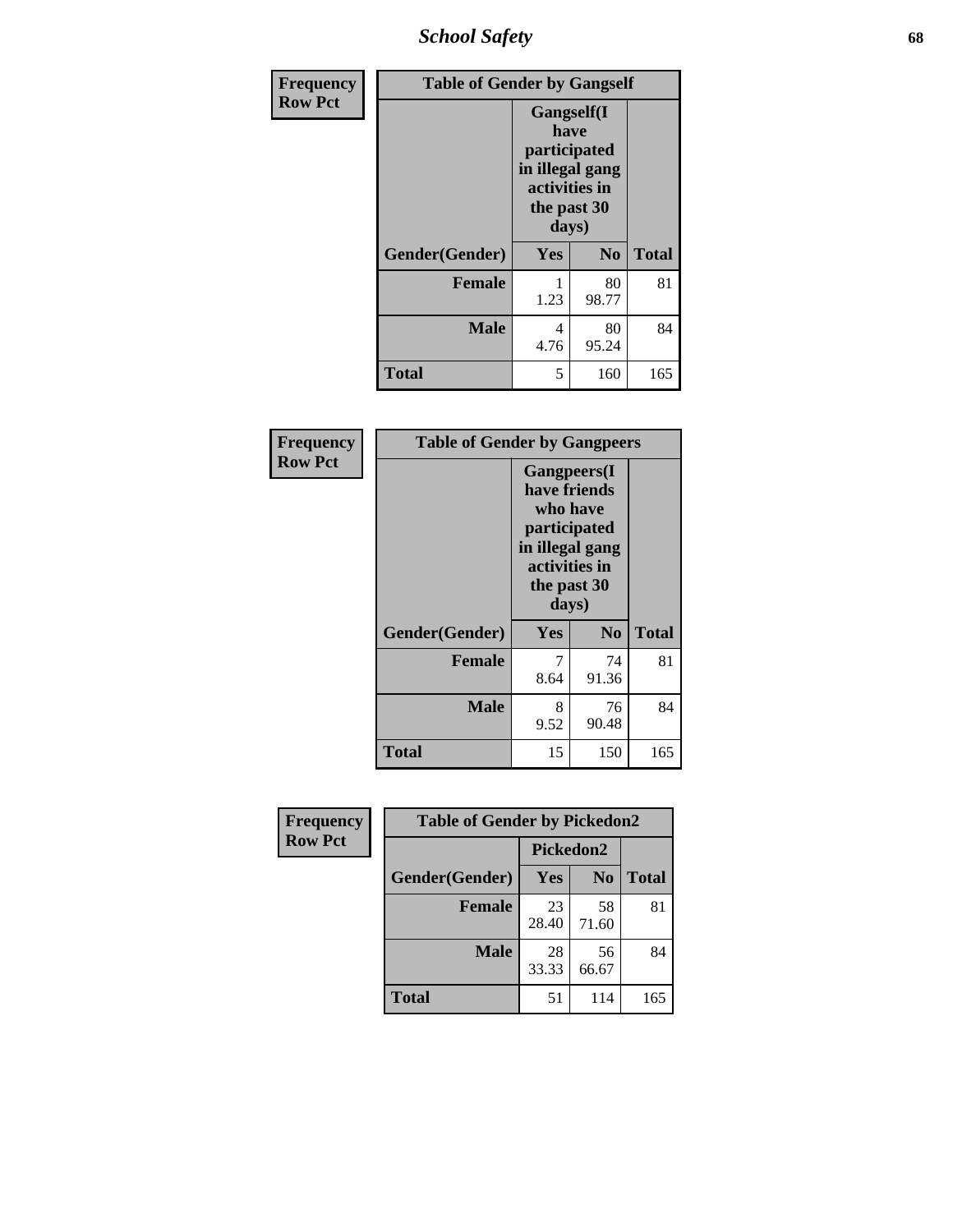| Frequency<br>Row Pct | Table of Gender by Gangself | | |
|---|---|---|---|
| | Gangself(I have participated in illegal gang activities in the past 30 days) | | |
| Gender(Gender) | Yes | No | Total |
| Female | 1<br>1.23 | 80<br>98.77 | 81 |
| Male | 4<br>4.76 | 80<br>95.24 | 84 |
| Total | 5 | 160 | 165 |

| Frequency<br>Row Pct | Table of Gender by Gangpeers | | |
|---|---|---|---|
| | Gangpeers(I have friends who have participated in illegal gang activities in the past 30 days) | | |
| Gender(Gender) | Yes | No | Total |
| Female | 7<br>8.64 | 74<br>91.36 | 81 |
| Male | 8<br>9.52 | 76<br>90.48 | 84 |
| Total | 15 | 150 | 165 |

| Frequency<br>Row Pct | Table of Gender by Pickedon2 | | |
|---|---|---|---|
| | Pickedon2 | | |
| Gender(Gender) | Yes | No | Total |
| Female | 23<br>28.40 | 58<br>71.60 | 81 |
| Male | 28<br>33.33 | 56<br>66.67 | 84 |
| Total | 51 | 114 | 165 |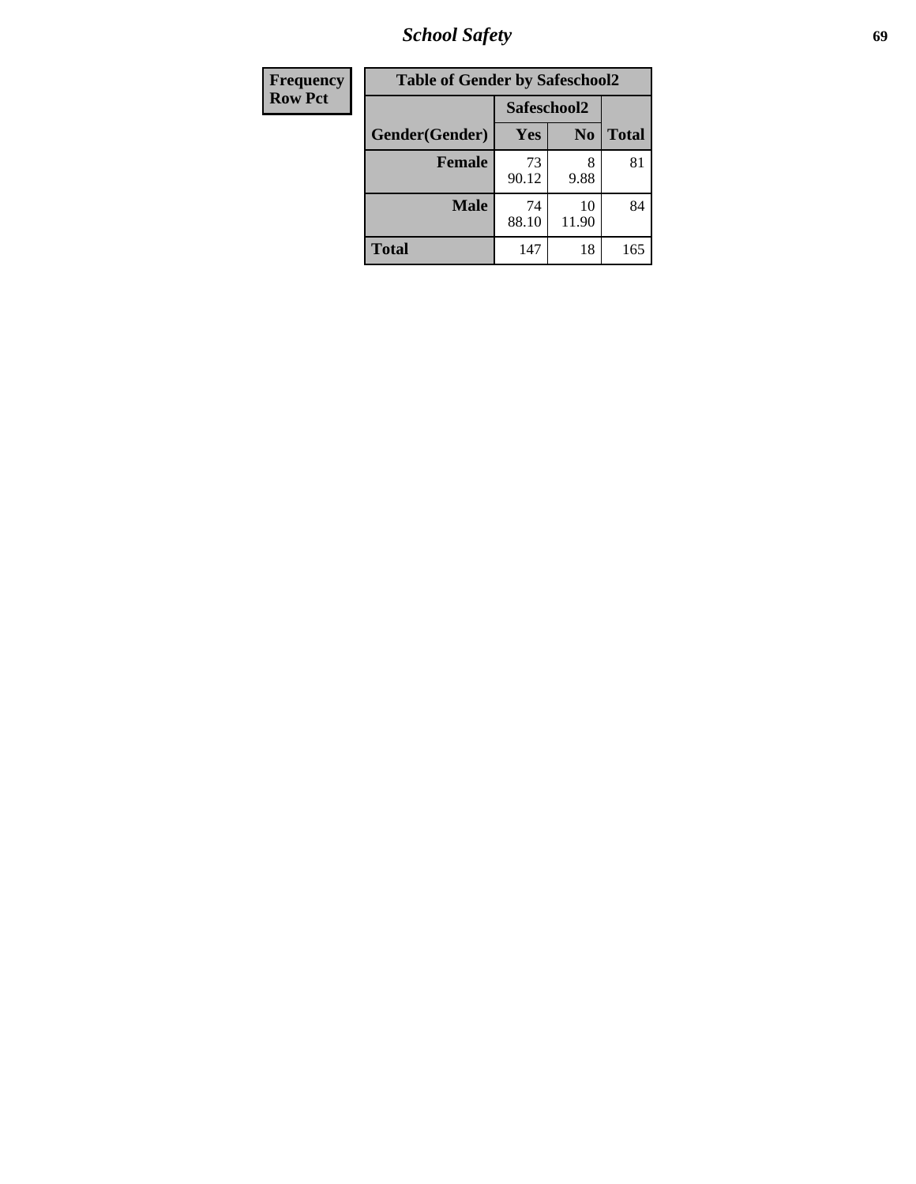| Frequency |
|---|
| Row Pct |

| Table of Gender by Safeschool2 | | | |
|---|---|---|---|
| | Safeschool2 | | |
| Gender(Gender) | Yes | No | Total |
| Female | 73<br>90.12 | 8<br>9.88 | 81 |
| Male | 74<br>88.10 | 10<br>11.90 | 84 |
| Total | 147 | 18 | 165 |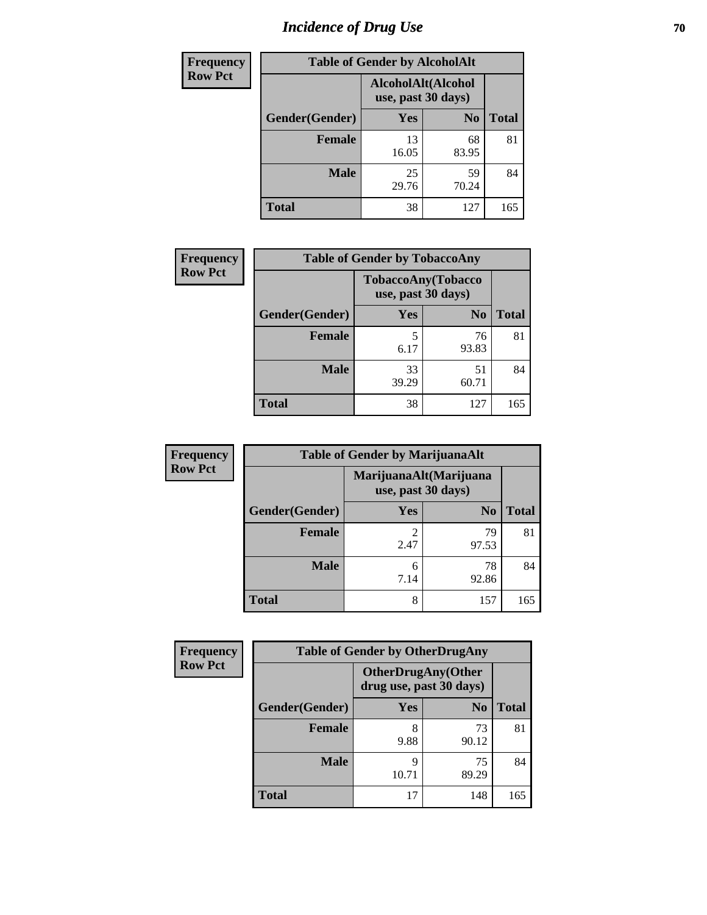# Incidence of Drug Use

**Frequency**
**Row Pct**

| Table of Gender by AlcoholAlt | | | |
|---|---|---|---|
| | AlcoholAlt(Alcohol use, past 30 days) | | |
| Gender(Gender) | Yes | No | Total |
| Female | 13<br>16.05 | 68<br>83.95 | 81 |
| Male | 25<br>29.76 | 59<br>70.24 | 84 |
| Total | 38 | 127 | 165 |

**Frequency**
**Row Pct**

| Table of Gender by TobaccoAny | | | |
|---|---|---|---|
| | TobaccoAny(Tobacco use, past 30 days) | | |
| Gender(Gender) | Yes | No | Total |
| Female | 5<br>6.17 | 76<br>93.83 | 81 |
| Male | 33<br>39.29 | 51<br>60.71 | 84 |
| Total | 38 | 127 | 165 |

**Frequency**
**Row Pct**

| Table of Gender by MarijuanaAlt | | | |
|---|---|---|---|
| | MarijuanaAlt(Marijuana use, past 30 days) | | |
| Gender(Gender) | Yes | No | Total |
| Female | 2<br>2.47 | 79<br>97.53 | 81 |
| Male | 6<br>7.14 | 78<br>92.86 | 84 |
| Total | 8 | 157 | 165 |

**Frequency**
**Row Pct**

| Table of Gender by OtherDrugAny | | | |
|---|---|---|---|
| | OtherDrugAny(Other drug use, past 30 days) | | |
| Gender(Gender) | Yes | No | Total |
| Female | 8<br>9.88 | 73<br>90.12 | 81 |
| Male | 9<br>10.71 | 75<br>89.29 | 84 |
| Total | 17 | 148 | 165 |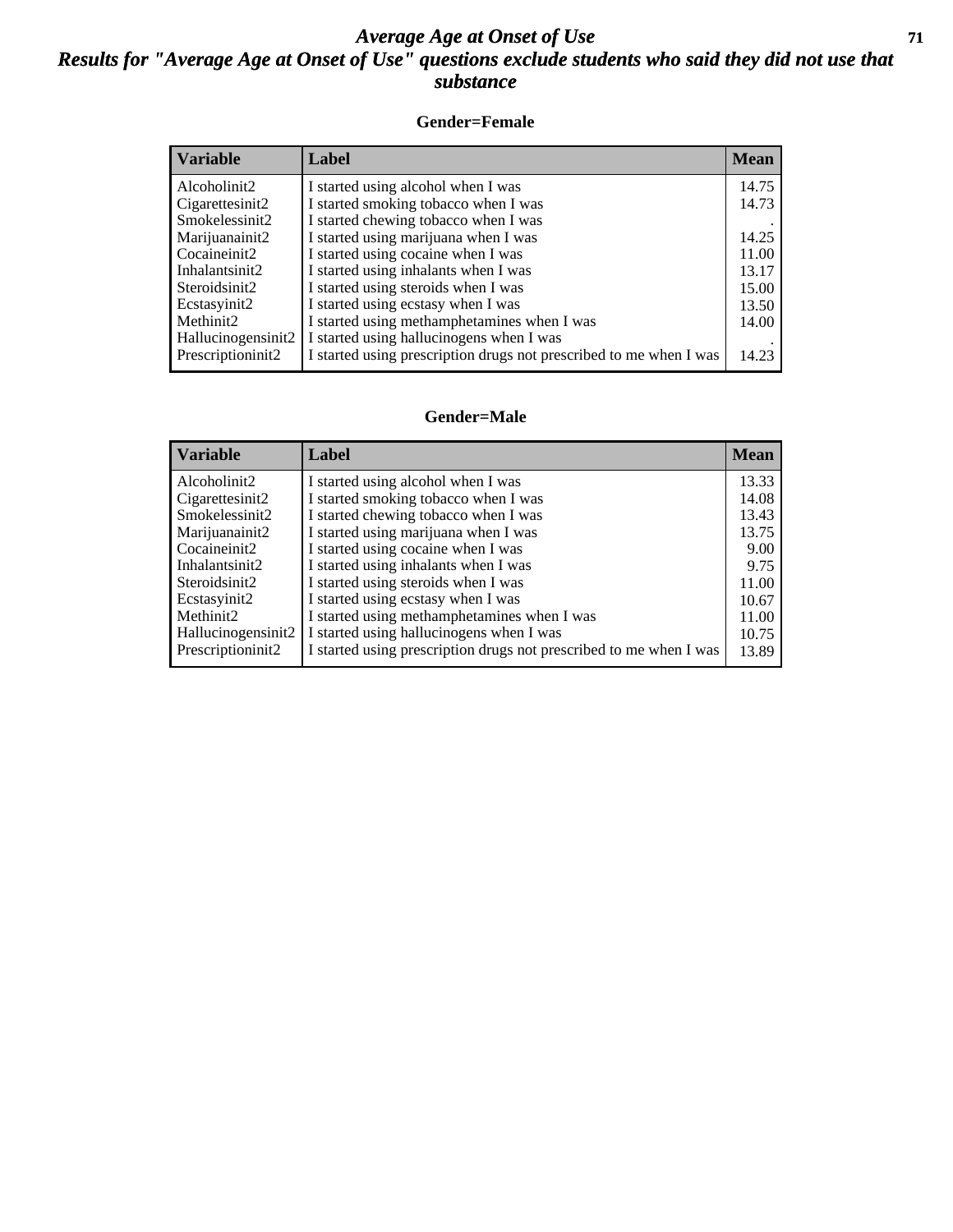# *Average Age at Onset of Use*

## *Results for "Average Age at Onset of Use" questions exclude students who said they did not use that substance*

### Gender=Female

| Variable | Label | Mean |
|---|---|---|
| Alcoholinit2 | I started using alcohol when I was | 14.75 |
| Cigarettesinit2 | I started smoking tobacco when I was | 14.73 |
| Smokelessinit2 | I started chewing tobacco when I was | . |
| Marijuanainit2 | I started using marijuana when I was | 14.25 |
| Cocaineinit2 | I started using cocaine when I was | 11.00 |
| Inhalantsinit2 | I started using inhalants when I was | 13.17 |
| Steroidsinit2 | I started using steroids when I was | 15.00 |
| Ecstasyinit2 | I started using ecstasy when I was | 13.50 |
| Methinit2 | I started using methamphetamines when I was | 14.00 |
| Hallucinogensinit2 | I started using hallucinogens when I was | . |
| Prescriptioninit2 | I started using prescription drugs not prescribed to me when I was | 14.23 |

### Gender=Male

| Variable | Label | Mean |
|---|---|---|
| Alcoholinit2 | I started using alcohol when I was | 13.33 |
| Cigarettesinit2 | I started smoking tobacco when I was | 14.08 |
| Smokelessinit2 | I started chewing tobacco when I was | 13.43 |
| Marijuanainit2 | I started using marijuana when I was | 13.75 |
| Cocaineinit2 | I started using cocaine when I was | 9.00 |
| Inhalantsinit2 | I started using inhalants when I was | 9.75 |
| Steroidsinit2 | I started using steroids when I was | 11.00 |
| Ecstasyinit2 | I started using ecstasy when I was | 10.67 |
| Methinit2 | I started using methamphetamines when I was | 11.00 |
| Hallucinogensinit2 | I started using hallucinogens when I was | 10.75 |
| Prescriptioninit2 | I started using prescription drugs not prescribed to me when I was | 13.89 |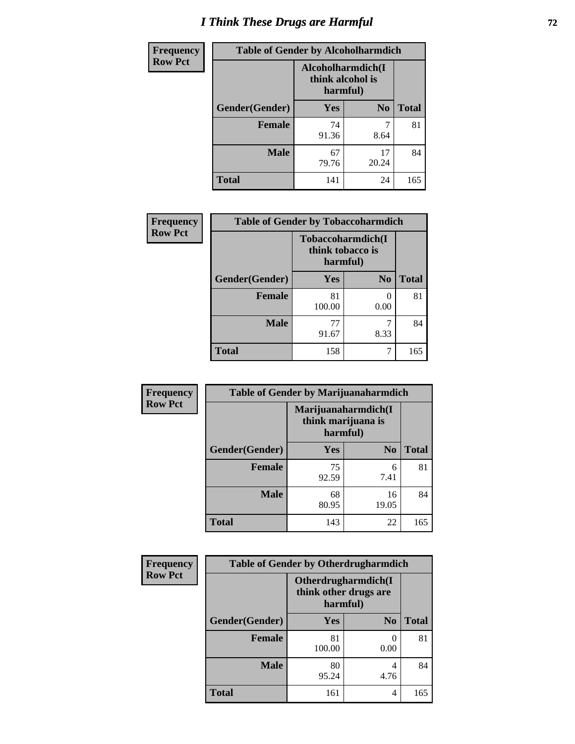# I Think These Drugs are Harmful

| Frequency Row Pct | Table of Gender by Alcoholharmdich | | |
|---|---|---|---|
| | Alcoholharmdich(I think alcohol is harmful) | | |
| Gender(Gender) | Yes | No | Total |
| Female | 74<br>91.36 | 7<br>8.64 | 81 |
| Male | 67<br>79.76 | 17<br>20.24 | 84 |
| Total | 141 | 24 | 165 |

| Frequency Row Pct | Table of Gender by Tobaccoharmdich | | |
|---|---|---|---|
| | Tobaccoharmdich(I think tobacco is harmful) | | |
| Gender(Gender) | Yes | No | Total |
| Female | 81<br>100.00 | 0<br>0.00 | 81 |
| Male | 77<br>91.67 | 7<br>8.33 | 84 |
| Total | 158 | 7 | 165 |

| Frequency Row Pct | Table of Gender by Marijuanaharmdich | | |
|---|---|---|---|
| | Marijuanaharmdich(I think marijuana is harmful) | | |
| Gender(Gender) | Yes | No | Total |
| Female | 75<br>92.59 | 6<br>7.41 | 81 |
| Male | 68<br>80.95 | 16<br>19.05 | 84 |
| Total | 143 | 22 | 165 |

| Frequency Row Pct | Table of Gender by Otherdrugharmdich | | |
|---|---|---|---|
| | Otherdrugharmdich(I think other drugs are harmful) | | |
| Gender(Gender) | Yes | No | Total |
| Female | 81<br>100.00 | 0<br>0.00 | 81 |
| Male | 80<br>95.24 | 4<br>4.76 | 84 |
| Total | 161 | 4 | 165 |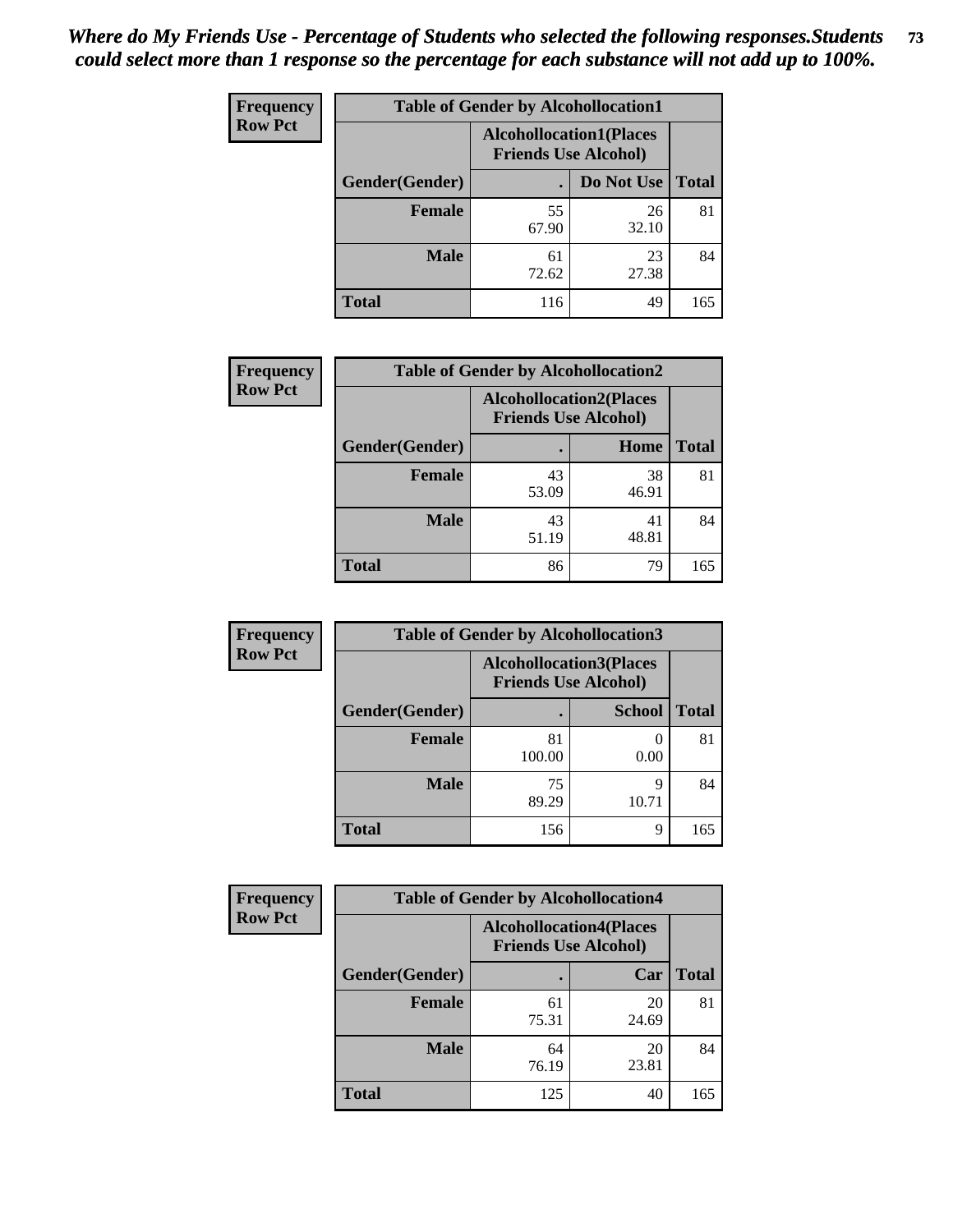*Where do My Friends Use - Percentage of Students who selected the following responses.Students could select more than 1 response so the percentage for each substance will not add up to 100%.*

**Frequency**
**Row Pct**

| Table of Gender by Alcohollocation1 | | | |
|---|---|---|---|
| | Alcohollocation1(Places Friends Use Alcohol) | | |
| Gender(Gender) | . | Do Not Use | Total |
| **Female** | 55<br>67.90 | 26<br>32.10 | 81 |
| **Male** | 61<br>72.62 | 23<br>27.38 | 84 |
| **Total** | 116 | 49 | 165 |

**Frequency**
**Row Pct**

| Table of Gender by Alcohollocation2 | | | |
|---|---|---|---|
| | Alcohollocation2(Places Friends Use Alcohol) | | |
| Gender(Gender) | . | Home | Total |
| **Female** | 43<br>53.09 | 38<br>46.91 | 81 |
| **Male** | 43<br>51.19 | 41<br>48.81 | 84 |
| **Total** | 86 | 79 | 165 |

**Frequency**
**Row Pct**

| Table of Gender by Alcohollocation3 | | | |
|---|---|---|---|
| | Alcohollocation3(Places Friends Use Alcohol) | | |
| Gender(Gender) | . | School | Total |
| **Female** | 81<br>100.00 | 0<br>0.00 | 81 |
| **Male** | 75<br>89.29 | 9<br>10.71 | 84 |
| **Total** | 156 | 9 | 165 |

**Frequency**
**Row Pct**

| Table of Gender by Alcohollocation4 | | | |
|---|---|---|---|
| | Alcohollocation4(Places Friends Use Alcohol) | | |
| Gender(Gender) | . | Car | Total |
| **Female** | 61<br>75.31 | 20<br>24.69 | 81 |
| **Male** | 64<br>76.19 | 20<br>23.81 | 84 |
| **Total** | 125 | 40 | 165 |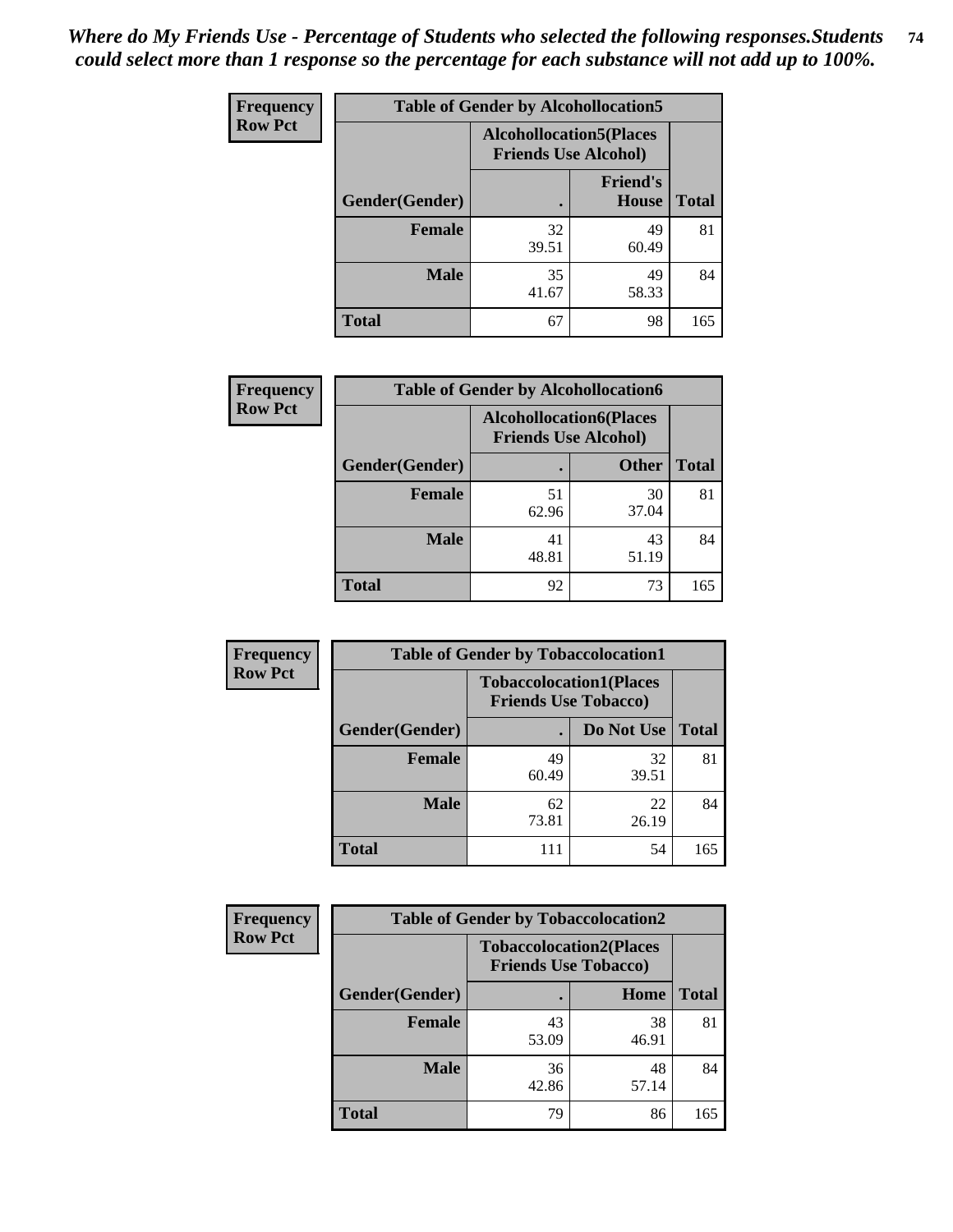*Where do My Friends Use - Percentage of Students who selected the following responses.Students could select more than 1 response so the percentage for each substance will not add up to 100%.*

**Frequency Row Pct**

| Table of Gender by Alcohollocation5 | | | |
|---|---|---|---|
| | Alcohollocation5(Places Friends Use Alcohol) | | |
| Gender(Gender) | . | Friend's House | Total |
| Female | 32<br>39.51 | 49<br>60.49 | 81 |
| Male | 35<br>41.67 | 49<br>58.33 | 84 |
| Total | 67 | 98 | 165 |

**Frequency Row Pct**

| Table of Gender by Alcohollocation6 | | | |
|---|---|---|---|
| | Alcohollocation6(Places Friends Use Alcohol) | | |
| Gender(Gender) | . | Other | Total |
| Female | 51<br>62.96 | 30<br>37.04 | 81 |
| Male | 41<br>48.81 | 43<br>51.19 | 84 |
| Total | 92 | 73 | 165 |

**Frequency Row Pct**

| Table of Gender by Tobaccolocation1 | | | |
|---|---|---|---|
| | Tobaccolocation1(Places Friends Use Tobacco) | | |
| Gender(Gender) | . | Do Not Use | Total |
| Female | 49<br>60.49 | 32<br>39.51 | 81 |
| Male | 62<br>73.81 | 22<br>26.19 | 84 |
| Total | 111 | 54 | 165 |

**Frequency Row Pct**

| Table of Gender by Tobaccolocation2 | | | |
|---|---|---|---|
| | Tobaccolocation2(Places Friends Use Tobacco) | | |
| Gender(Gender) | . | Home | Total |
| Female | 43<br>53.09 | 38<br>46.91 | 81 |
| Male | 36<br>42.86 | 48<br>57.14 | 84 |
| Total | 79 | 86 | 165 |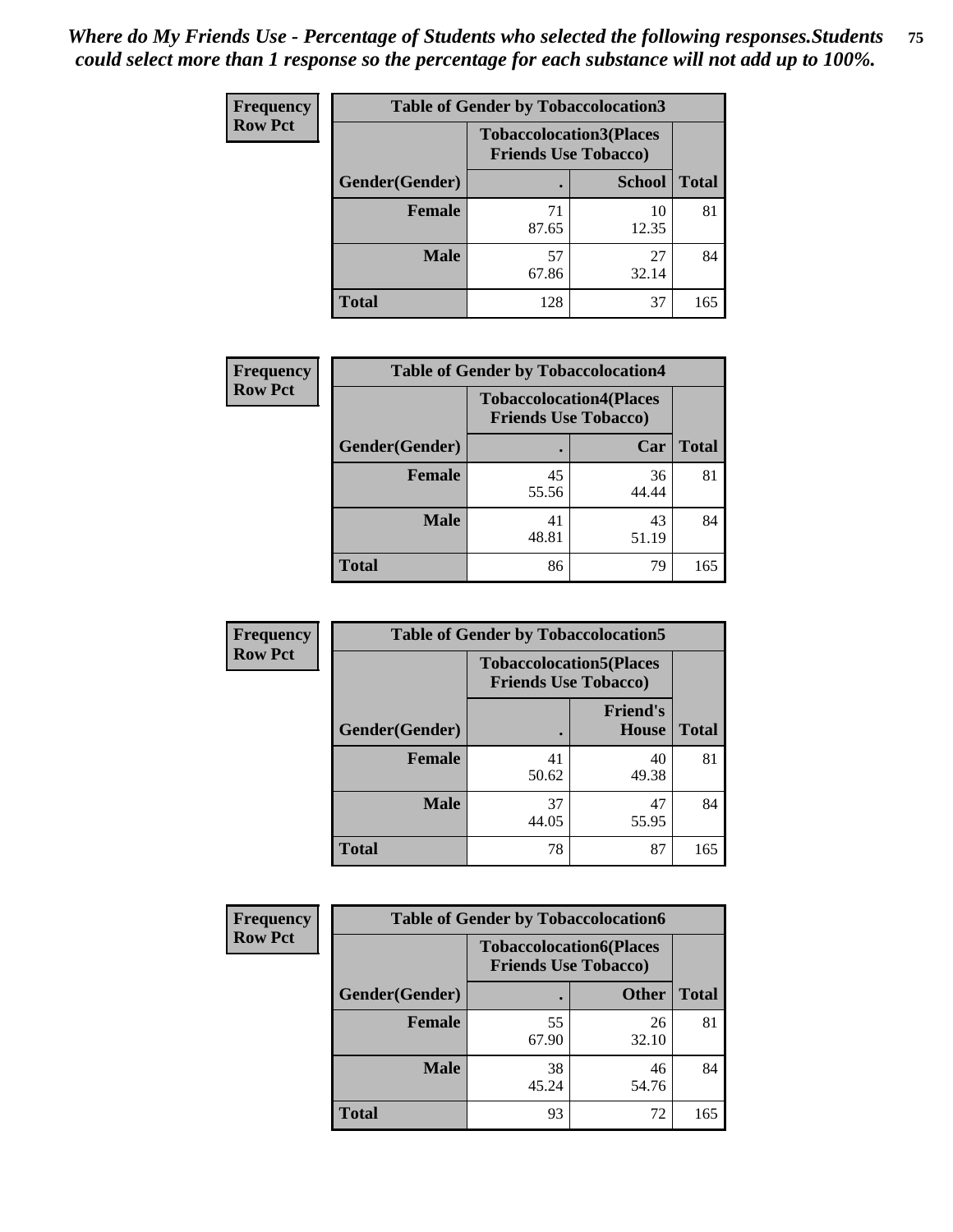*Where do My Friends Use - Percentage of Students who selected the following responses.Students could select more than 1 response so the percentage for each substance will not add up to 100%.*

**Frequency / Row Pct**

| Table of Gender by Tobaccolocation3 | | | |
|---|---|---|---|
| | Tobaccolocation3(Places Friends Use Tobacco) | | |
| Gender(Gender) | . | School | Total |
| Female | 71<br>87.65 | 10<br>12.35 | 81 |
| Male | 57<br>67.86 | 27<br>32.14 | 84 |
| Total | 128 | 37 | 165 |

**Frequency / Row Pct**

| Table of Gender by Tobaccolocation4 | | | |
|---|---|---|---|
| | Tobaccolocation4(Places Friends Use Tobacco) | | |
| Gender(Gender) | . | Car | Total |
| Female | 45<br>55.56 | 36<br>44.44 | 81 |
| Male | 41<br>48.81 | 43<br>51.19 | 84 |
| Total | 86 | 79 | 165 |

**Frequency / Row Pct**

| Table of Gender by Tobaccolocation5 | | | |
|---|---|---|---|
| | Tobaccolocation5(Places Friends Use Tobacco) | | |
| Gender(Gender) | . | Friend's House | Total |
| Female | 41<br>50.62 | 40<br>49.38 | 81 |
| Male | 37<br>44.05 | 47<br>55.95 | 84 |
| Total | 78 | 87 | 165 |

**Frequency / Row Pct**

| Table of Gender by Tobaccolocation6 | | | |
|---|---|---|---|
| | Tobaccolocation6(Places Friends Use Tobacco) | | |
| Gender(Gender) | . | Other | Total |
| Female | 55<br>67.90 | 26<br>32.10 | 81 |
| Male | 38<br>45.24 | 46<br>54.76 | 84 |
| Total | 93 | 72 | 165 |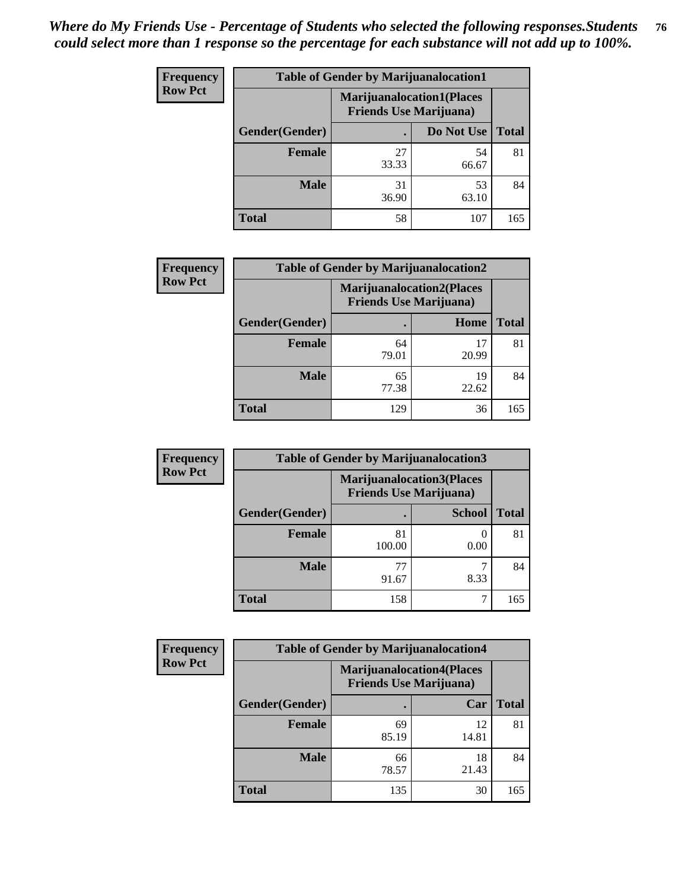*Where do My Friends Use - Percentage of Students who selected the following responses.Students could select more than 1 response so the percentage for each substance will not add up to 100%.*

**Frequency**
**Row Pct**

| Table of Gender by Marijuanalocation1 | | | |
|---|---|---|---|
| | Marijuanalocation1(Places Friends Use Marijuana) | | |
| Gender(Gender) | . | Do Not Use | Total |
| Female | 27<br>33.33 | 54<br>66.67 | 81 |
| Male | 31<br>36.90 | 53<br>63.10 | 84 |
| Total | 58 | 107 | 165 |

**Frequency**
**Row Pct**

| Table of Gender by Marijuanalocation2 | | | |
|---|---|---|---|
| | Marijuanalocation2(Places Friends Use Marijuana) | | |
| Gender(Gender) | . | Home | Total |
| Female | 64<br>79.01 | 17<br>20.99 | 81 |
| Male | 65<br>77.38 | 19<br>22.62 | 84 |
| Total | 129 | 36 | 165 |

**Frequency**
**Row Pct**

| Table of Gender by Marijuanalocation3 | | | |
|---|---|---|---|
| | Marijuanalocation3(Places Friends Use Marijuana) | | |
| Gender(Gender) | . | School | Total |
| Female | 81<br>100.00 | 0<br>0.00 | 81 |
| Male | 77<br>91.67 | 7<br>8.33 | 84 |
| Total | 158 | 7 | 165 |

**Frequency**
**Row Pct**

| Table of Gender by Marijuanalocation4 | | | |
|---|---|---|---|
| | Marijuanalocation4(Places Friends Use Marijuana) | | |
| Gender(Gender) | . | Car | Total |
| Female | 69<br>85.19 | 12<br>14.81 | 81 |
| Male | 66<br>78.57 | 18<br>21.43 | 84 |
| Total | 135 | 30 | 165 |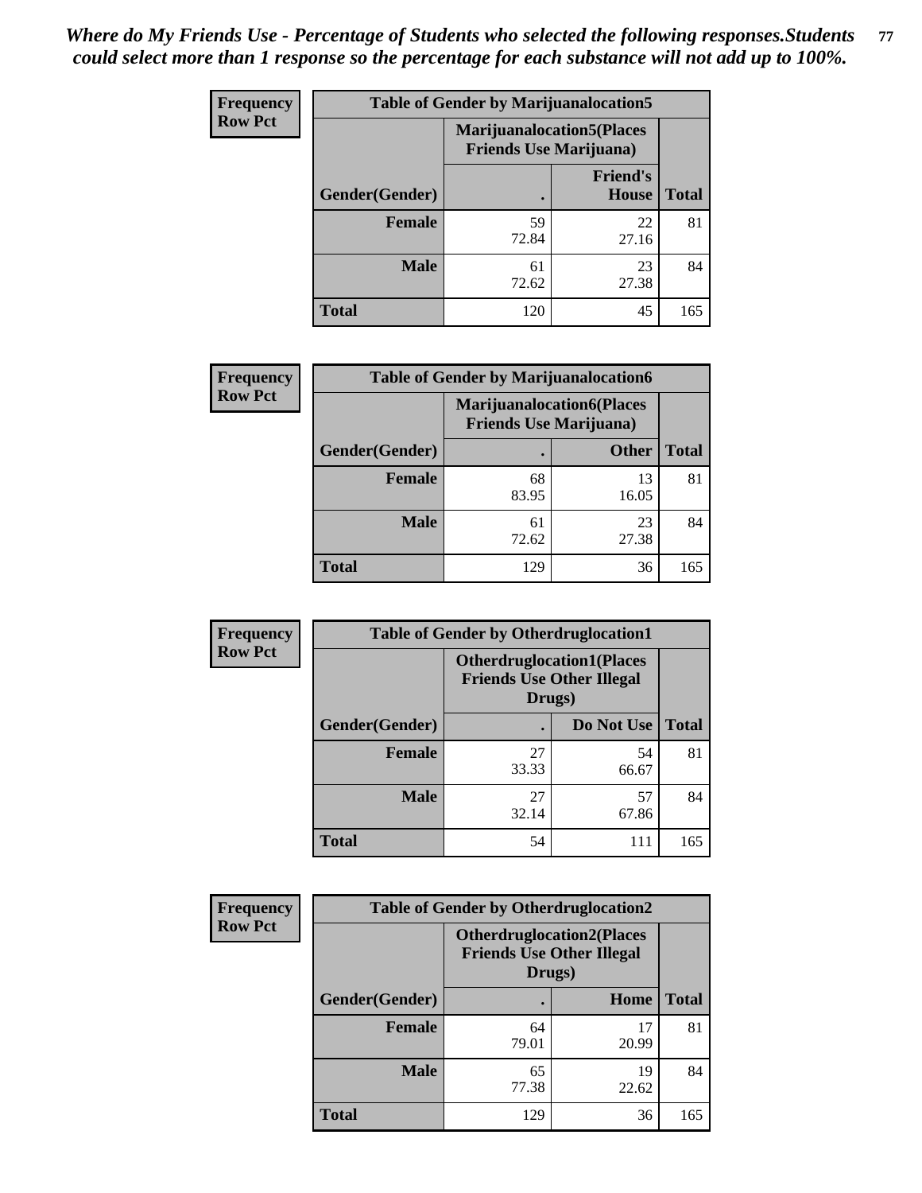*Where do My Friends Use - Percentage of Students who selected the following responses.Students could select more than 1 response so the percentage for each substance will not add up to 100%.*

**Frequency**
**Row Pct**

| Table of Gender by Marijuanalocation5 | | | |
|---|---|---|---|
| | Marijuanalocation5(Places Friends Use Marijuana) | | |
| Gender(Gender) | . | Friend's House | Total |
| **Female** | 59<br>72.84 | 22<br>27.16 | 81 |
| **Male** | 61<br>72.62 | 23<br>27.38 | 84 |
| **Total** | 120 | 45 | 165 |

**Frequency**
**Row Pct**

| Table of Gender by Marijuanalocation6 | | | |
|---|---|---|---|
| | Marijuanalocation6(Places Friends Use Marijuana) | | |
| Gender(Gender) | . | Other | Total |
| **Female** | 68<br>83.95 | 13<br>16.05 | 81 |
| **Male** | 61<br>72.62 | 23<br>27.38 | 84 |
| **Total** | 129 | 36 | 165 |

**Frequency**
**Row Pct**

| Table of Gender by Otherdruglocation1 | | | |
|---|---|---|---|
| | Otherdruglocation1(Places Friends Use Other Illegal Drugs) | | |
| Gender(Gender) | . | Do Not Use | Total |
| **Female** | 27<br>33.33 | 54<br>66.67 | 81 |
| **Male** | 27<br>32.14 | 57<br>67.86 | 84 |
| **Total** | 54 | 111 | 165 |

**Frequency**
**Row Pct**

| Table of Gender by Otherdruglocation2 | | | |
|---|---|---|---|
| | Otherdruglocation2(Places Friends Use Other Illegal Drugs) | | |
| Gender(Gender) | . | Home | Total |
| **Female** | 64<br>79.01 | 17<br>20.99 | 81 |
| **Male** | 65<br>77.38 | 19<br>22.62 | 84 |
| **Total** | 129 | 36 | 165 |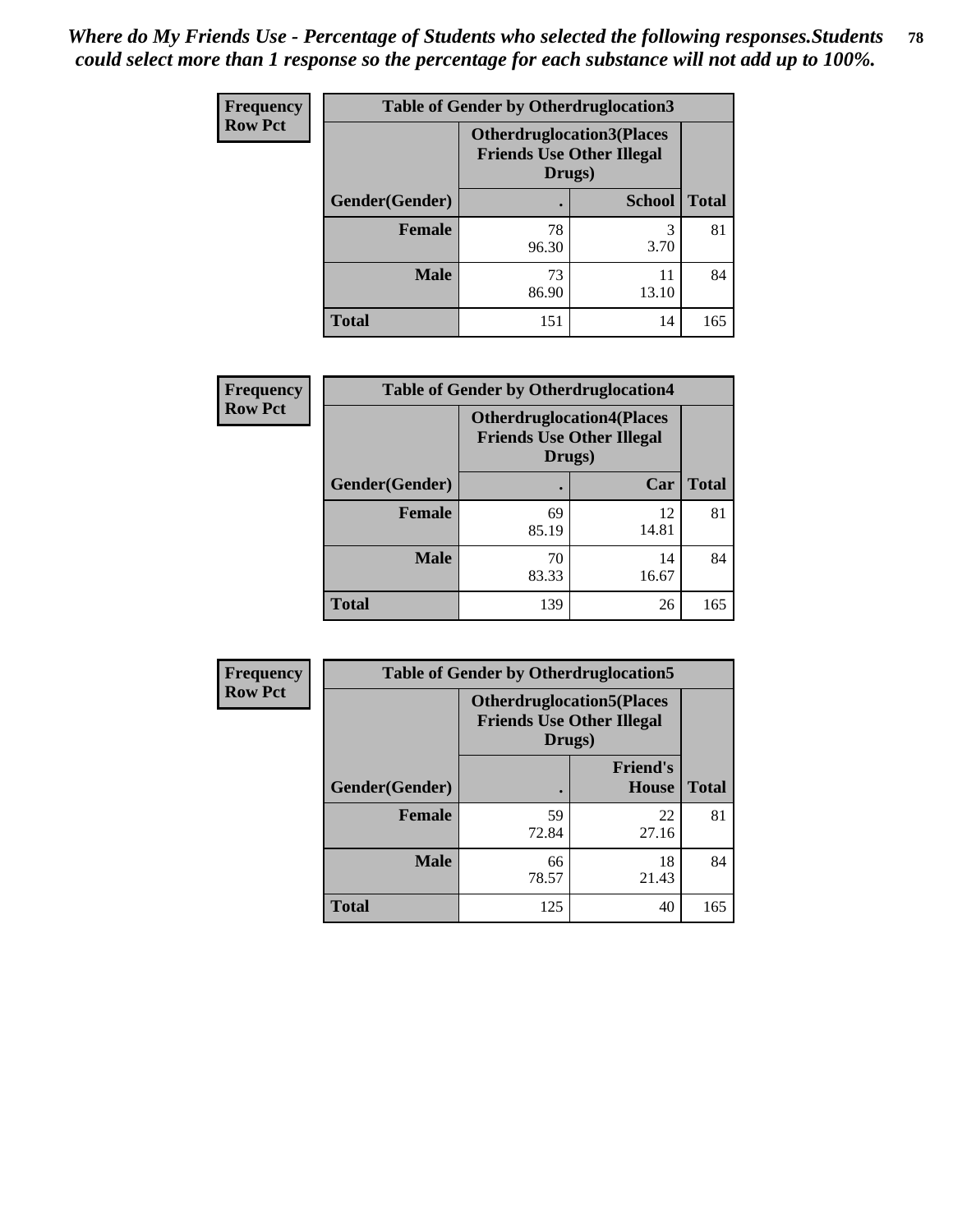*Where do My Friends Use - Percentage of Students who selected the following responses.Students could select more than 1 response so the percentage for each substance will not add up to 100%.*

**Frequency**
**Row Pct**

| Table of Gender by Otherdruglocation3 | | | |
|---|---|---|---|
| | Otherdruglocation3(Places Friends Use Other Illegal Drugs) | | |
| Gender(Gender) | . | School | Total |
| Female | 78<br>96.30 | 3<br>3.70 | 81 |
| Male | 73<br>86.90 | 11<br>13.10 | 84 |
| Total | 151 | 14 | 165 |

**Frequency**
**Row Pct**

| Table of Gender by Otherdruglocation4 | | | |
|---|---|---|---|
| | Otherdruglocation4(Places Friends Use Other Illegal Drugs) | | |
| Gender(Gender) | . | Car | Total |
| Female | 69<br>85.19 | 12<br>14.81 | 81 |
| Male | 70<br>83.33 | 14<br>16.67 | 84 |
| Total | 139 | 26 | 165 |

**Frequency**
**Row Pct**

| Table of Gender by Otherdruglocation5 | | | |
|---|---|---|---|
| | Otherdruglocation5(Places Friends Use Other Illegal Drugs) | | |
| Gender(Gender) | . | Friend's House | Total |
| Female | 59<br>72.84 | 22<br>27.16 | 81 |
| Male | 66<br>78.57 | 18<br>21.43 | 84 |
| Total | 125 | 40 | 165 |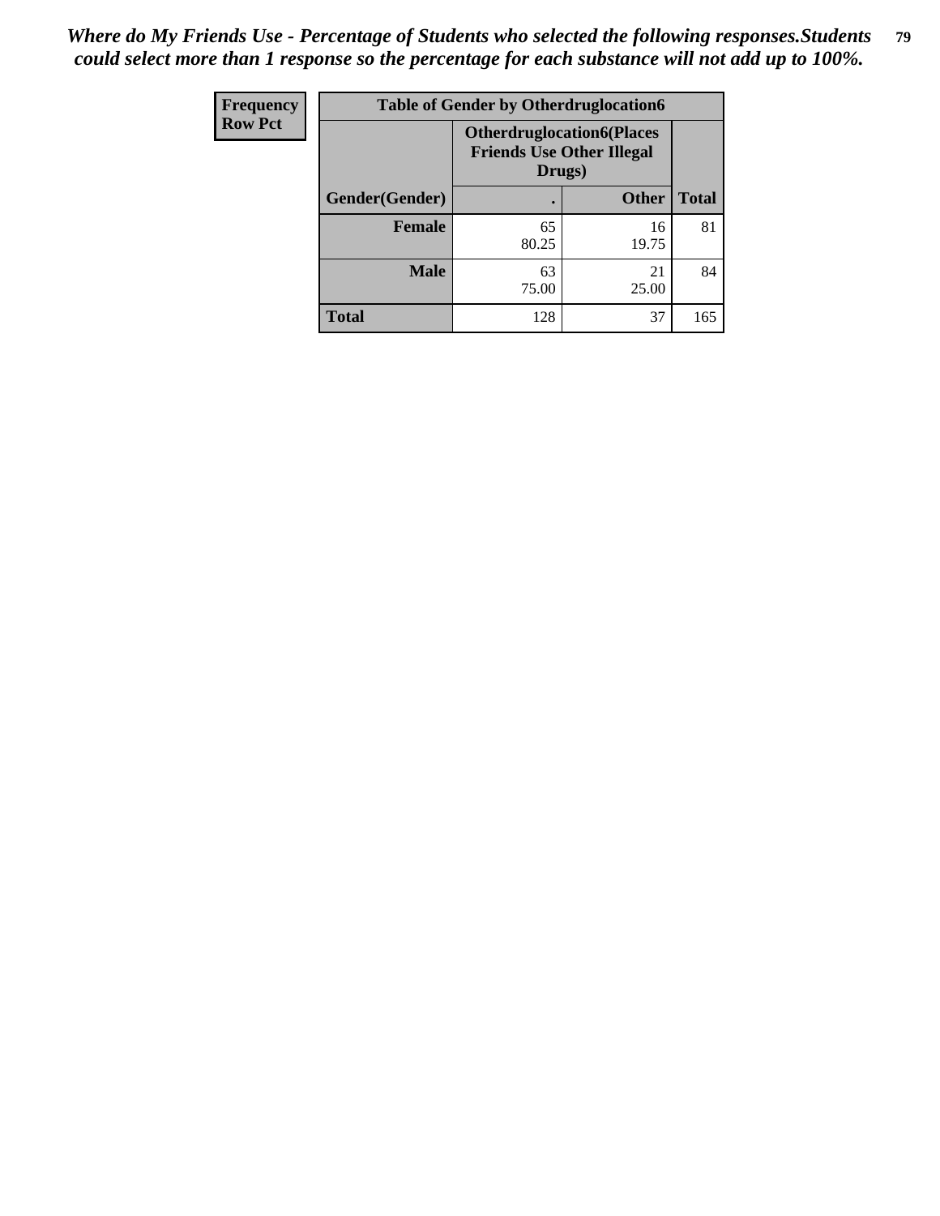*Where do My Friends Use - Percentage of Students who selected the following responses.Students could select more than 1 response so the percentage for each substance will not add up to 100%.*

| Frequency Row Pct | Table of Gender by Otherdruglocation6 | | |
|---|---|---|---|
| | Otherdruglocation6(Places Friends Use Other Illegal Drugs) | | |
| Gender(Gender) | . | Other | Total |
| Female | 65<br>80.25 | 16<br>19.75 | 81 |
| Male | 63<br>75.00 | 21<br>25.00 | 84 |
| Total | 128 | 37 | 165 |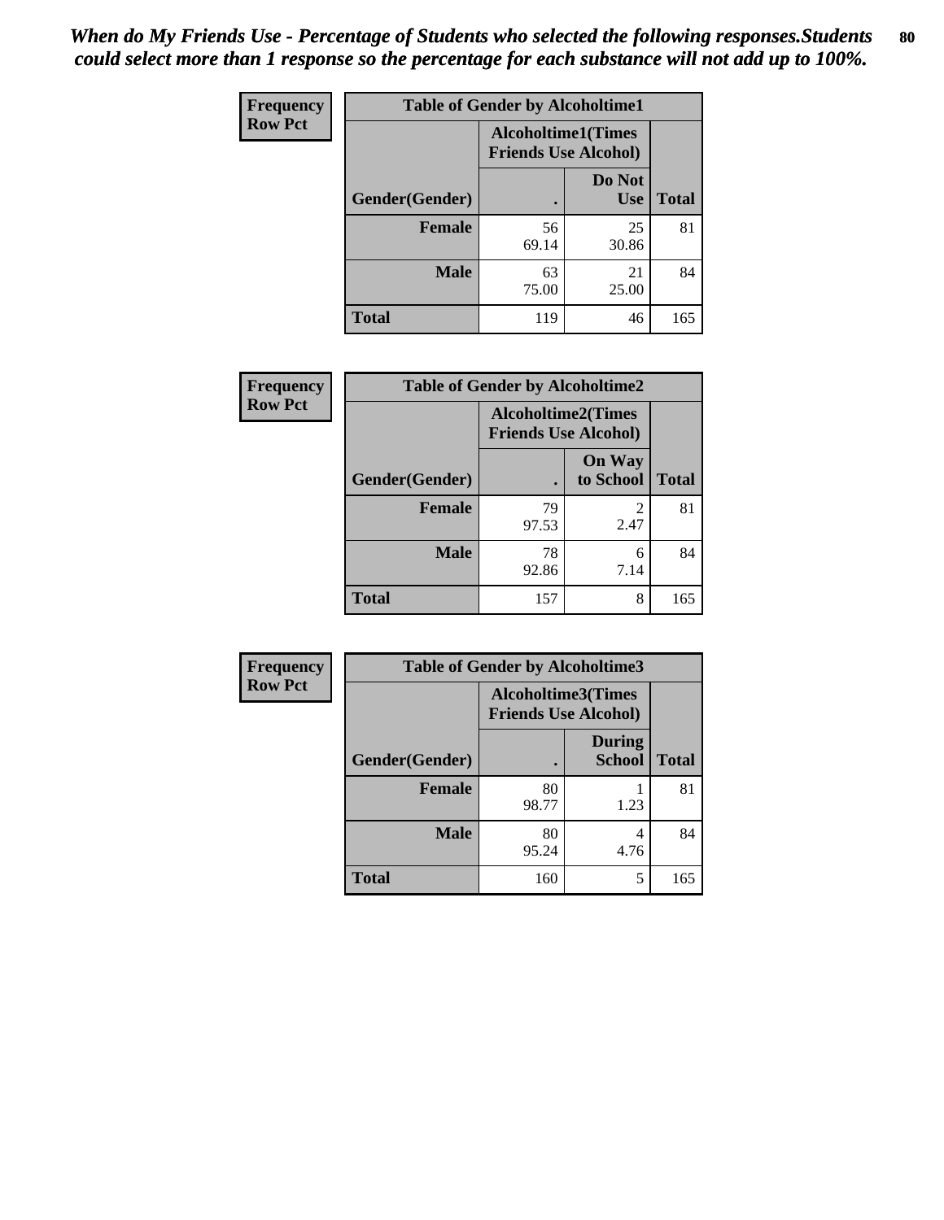*When do My Friends Use - Percentage of Students who selected the following responses.Students could select more than 1 response so the percentage for each substance will not add up to 100%.*

**Frequency**
**Row Pct**

| Table of Gender by Alcoholtime1 | | | |
|---|---|---|---|
| | Alcoholtime1(Times Friends Use Alcohol) | | |
| Gender(Gender) | . | Do Not Use | Total |
| **Female** | 56<br>69.14 | 25<br>30.86 | 81 |
| **Male** | 63<br>75.00 | 21<br>25.00 | 84 |
| **Total** | 119 | 46 | 165 |

**Frequency**
**Row Pct**

| Table of Gender by Alcoholtime2 | | | |
|---|---|---|---|
| | Alcoholtime2(Times Friends Use Alcohol) | | |
| Gender(Gender) | . | On Way to School | Total |
| **Female** | 79<br>97.53 | 2<br>2.47 | 81 |
| **Male** | 78<br>92.86 | 6<br>7.14 | 84 |
| **Total** | 157 | 8 | 165 |

**Frequency**
**Row Pct**

| Table of Gender by Alcoholtime3 | | | |
|---|---|---|---|
| | Alcoholtime3(Times Friends Use Alcohol) | | |
| Gender(Gender) | . | During School | Total |
| **Female** | 80<br>98.77 | 1<br>1.23 | 81 |
| **Male** | 80<br>95.24 | 4<br>4.76 | 84 |
| **Total** | 160 | 5 | 165 |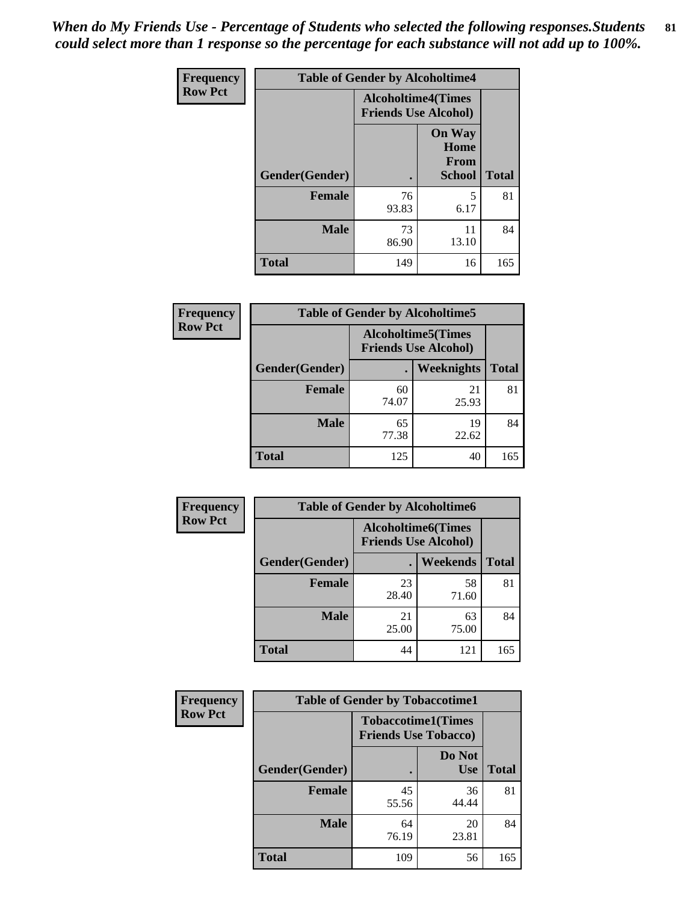*When do My Friends Use - Percentage of Students who selected the following responses.Students could select more than 1 response so the percentage for each substance will not add up to 100%.*

**Frequency**
**Row Pct**

| Table of Gender by Alcoholtime4 | | | |
|---|---|---|---|
| | Alcoholtime4(Times Friends Use Alcohol) | | |
| Gender(Gender) | . | On Way Home From School | Total |
| **Female** | 76<br>93.83 | 5<br>6.17 | 81 |
| **Male** | 73<br>86.90 | 11<br>13.10 | 84 |
| **Total** | 149 | 16 | 165 |

**Frequency**
**Row Pct**

| Table of Gender by Alcoholtime5 | | | |
|---|---|---|---|
| | Alcoholtime5(Times Friends Use Alcohol) | | |
| Gender(Gender) | . | Weeknights | Total |
| **Female** | 60<br>74.07 | 21<br>25.93 | 81 |
| **Male** | 65<br>77.38 | 19<br>22.62 | 84 |
| **Total** | 125 | 40 | 165 |

**Frequency**
**Row Pct**

| Table of Gender by Alcoholtime6 | | | |
|---|---|---|---|
| | Alcoholtime6(Times Friends Use Alcohol) | | |
| Gender(Gender) | . | Weekends | Total |
| **Female** | 23<br>28.40 | 58<br>71.60 | 81 |
| **Male** | 21<br>25.00 | 63<br>75.00 | 84 |
| **Total** | 44 | 121 | 165 |

**Frequency**
**Row Pct**

| Table of Gender by Tobaccotime1 | | | |
|---|---|---|---|
| | Tobaccotime1(Times Friends Use Tobacco) | | |
| Gender(Gender) | . | Do Not Use | Total |
| **Female** | 45<br>55.56 | 36<br>44.44 | 81 |
| **Male** | 64<br>76.19 | 20<br>23.81 | 84 |
| **Total** | 109 | 56 | 165 |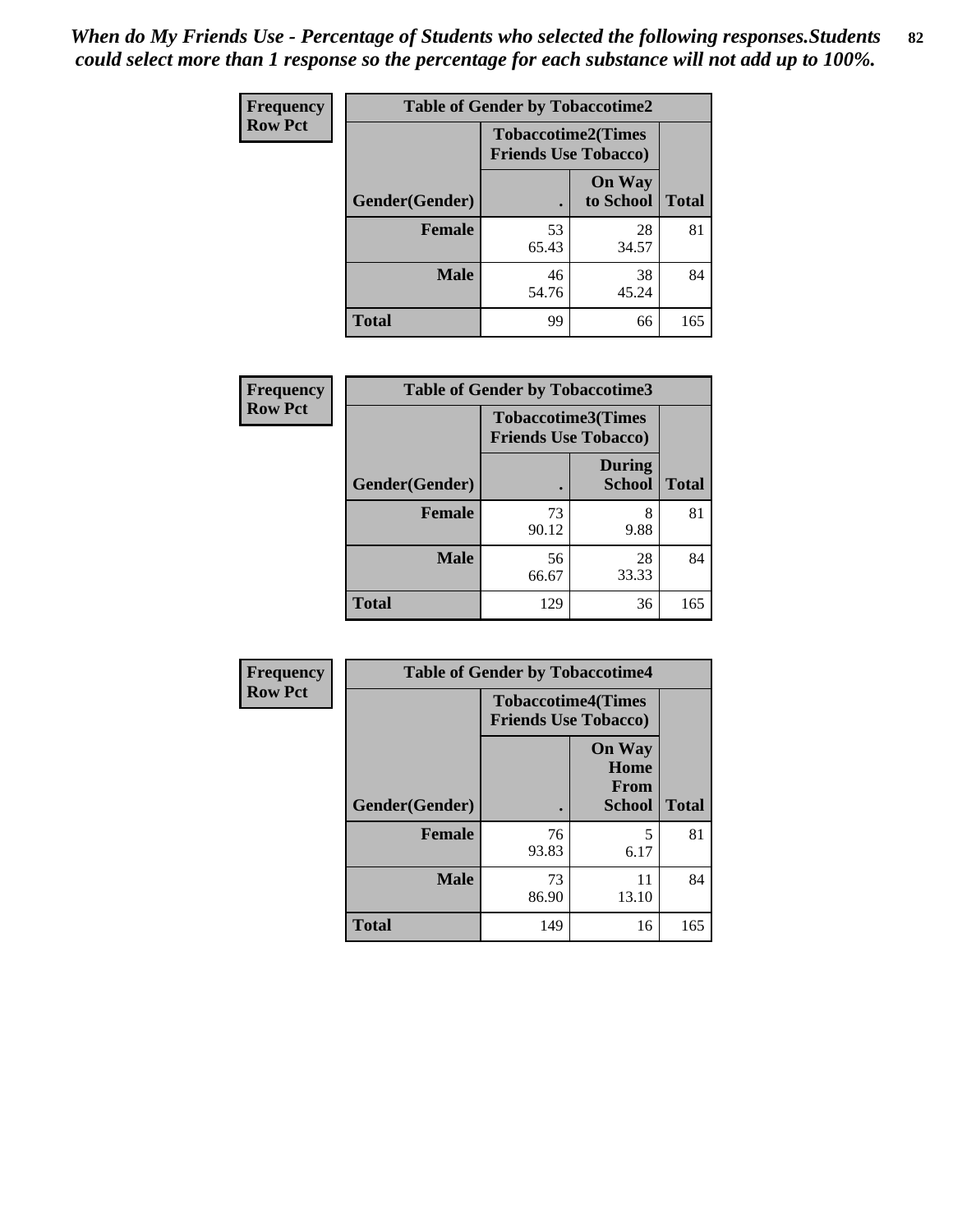*When do My Friends Use - Percentage of Students who selected the following responses.Students could select more than 1 response so the percentage for each substance will not add up to 100%.*

**Frequency**
**Row Pct**

| Table of Gender by Tobaccotime2 | | | |
|---|---|---|---|
| | Tobaccotime2(Times Friends Use Tobacco) | | |
| Gender(Gender) | . | On Way to School | Total |
| **Female** | 53<br>65.43 | 28<br>34.57 | 81 |
| **Male** | 46<br>54.76 | 38<br>45.24 | 84 |
| **Total** | 99 | 66 | 165 |

**Frequency**
**Row Pct**

| Table of Gender by Tobaccotime3 | | | |
|---|---|---|---|
| | Tobaccotime3(Times Friends Use Tobacco) | | |
| Gender(Gender) | . | During School | Total |
| **Female** | 73<br>90.12 | 8<br>9.88 | 81 |
| **Male** | 56<br>66.67 | 28<br>33.33 | 84 |
| **Total** | 129 | 36 | 165 |

**Frequency**
**Row Pct**

| Table of Gender by Tobaccotime4 | | | |
|---|---|---|---|
| | Tobaccotime4(Times Friends Use Tobacco) | | |
| Gender(Gender) | . | On Way Home From School | Total |
| **Female** | 76<br>93.83 | 5<br>6.17 | 81 |
| **Male** | 73<br>86.90 | 11<br>13.10 | 84 |
| **Total** | 149 | 16 | 165 |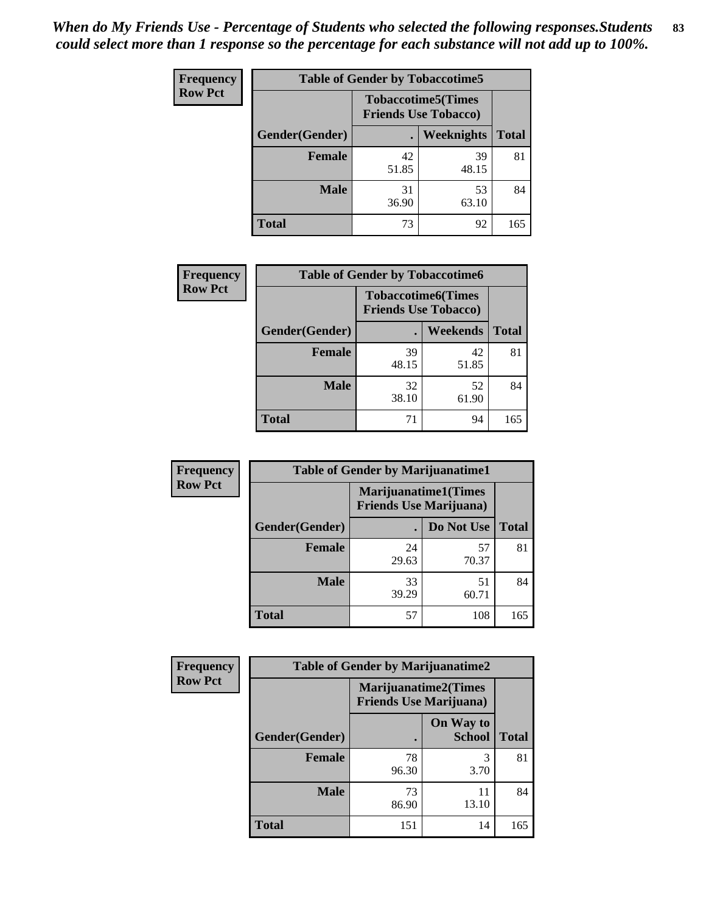*When do My Friends Use - Percentage of Students who selected the following responses.Students could select more than 1 response so the percentage for each substance will not add up to 100%.*

**Frequency**
**Row Pct**

| Table of Gender by Tobaccotime5 | | | |
|---|---|---|---|
| | Tobaccotime5(Times Friends Use Tobacco) | | |
| Gender(Gender) | . | Weeknights | Total |
| **Female** | 42<br>51.85 | 39<br>48.15 | 81 |
| **Male** | 31<br>36.90 | 53<br>63.10 | 84 |
| **Total** | 73 | 92 | 165 |

**Frequency**
**Row Pct**

| Table of Gender by Tobaccotime6 | | | |
|---|---|---|---|
| | Tobaccotime6(Times Friends Use Tobacco) | | |
| Gender(Gender) | . | Weekends | Total |
| **Female** | 39<br>48.15 | 42<br>51.85 | 81 |
| **Male** | 32<br>38.10 | 52<br>61.90 | 84 |
| **Total** | 71 | 94 | 165 |

**Frequency**
**Row Pct**

| Table of Gender by Marijuanatime1 | | | |
|---|---|---|---|
| | Marijuanatime1(Times Friends Use Marijuana) | | |
| Gender(Gender) | . | Do Not Use | Total |
| **Female** | 24<br>29.63 | 57<br>70.37 | 81 |
| **Male** | 33<br>39.29 | 51<br>60.71 | 84 |
| **Total** | 57 | 108 | 165 |

**Frequency**
**Row Pct**

| Table of Gender by Marijuanatime2 | | | |
|---|---|---|---|
| | Marijuanatime2(Times Friends Use Marijuana) | | |
| Gender(Gender) | . | On Way to School | Total |
| **Female** | 78<br>96.30 | 3<br>3.70 | 81 |
| **Male** | 73<br>86.90 | 11<br>13.10 | 84 |
| **Total** | 151 | 14 | 165 |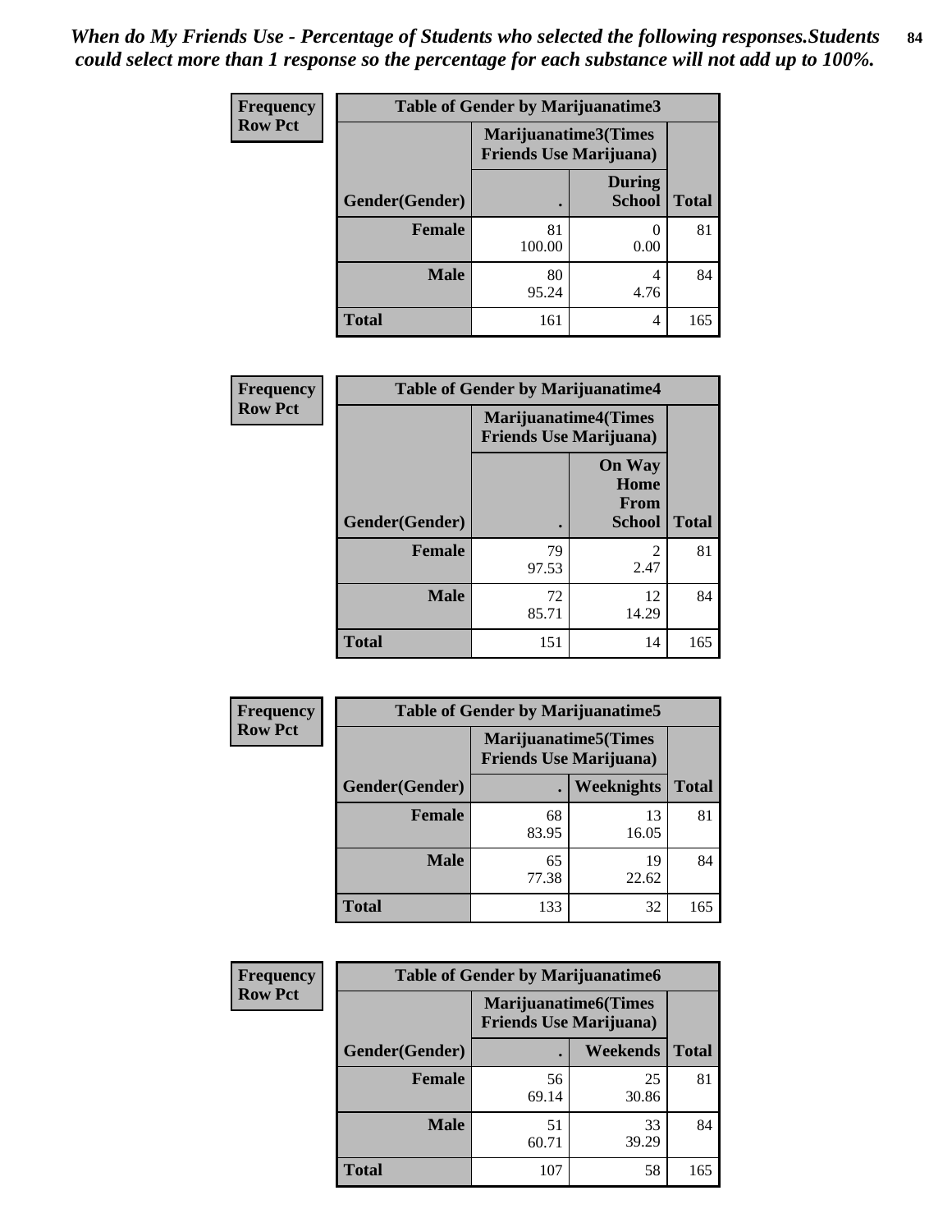*When do My Friends Use - Percentage of Students who selected the following responses.Students could select more than 1 response so the percentage for each substance will not add up to 100%.*

**Frequency**
**Row Pct**

| Table of Gender by Marijuanatime3 | | | |
|---|---|---|---|
| | Marijuanatime3(Times Friends Use Marijuana) | | |
| Gender(Gender) | . | During School | Total |
| Female | 81<br>100.00 | 0<br>0.00 | 81 |
| Male | 80<br>95.24 | 4<br>4.76 | 84 |
| Total | 161 | 4 | 165 |

**Frequency**
**Row Pct**

| Table of Gender by Marijuanatime4 | | | |
|---|---|---|---|
| | Marijuanatime4(Times Friends Use Marijuana) | | |
| Gender(Gender) | . | On Way Home From School | Total |
| Female | 79<br>97.53 | 2<br>2.47 | 81 |
| Male | 72<br>85.71 | 12<br>14.29 | 84 |
| Total | 151 | 14 | 165 |

**Frequency**
**Row Pct**

| Table of Gender by Marijuanatime5 | | | |
|---|---|---|---|
| | Marijuanatime5(Times Friends Use Marijuana) | | |
| Gender(Gender) | . | Weeknights | Total |
| Female | 68<br>83.95 | 13<br>16.05 | 81 |
| Male | 65<br>77.38 | 19<br>22.62 | 84 |
| Total | 133 | 32 | 165 |

**Frequency**
**Row Pct**

| Table of Gender by Marijuanatime6 | | | |
|---|---|---|---|
| | Marijuanatime6(Times Friends Use Marijuana) | | |
| Gender(Gender) | . | Weekends | Total |
| Female | 56<br>69.14 | 25<br>30.86 | 81 |
| Male | 51<br>60.71 | 33<br>39.29 | 84 |
| Total | 107 | 58 | 165 |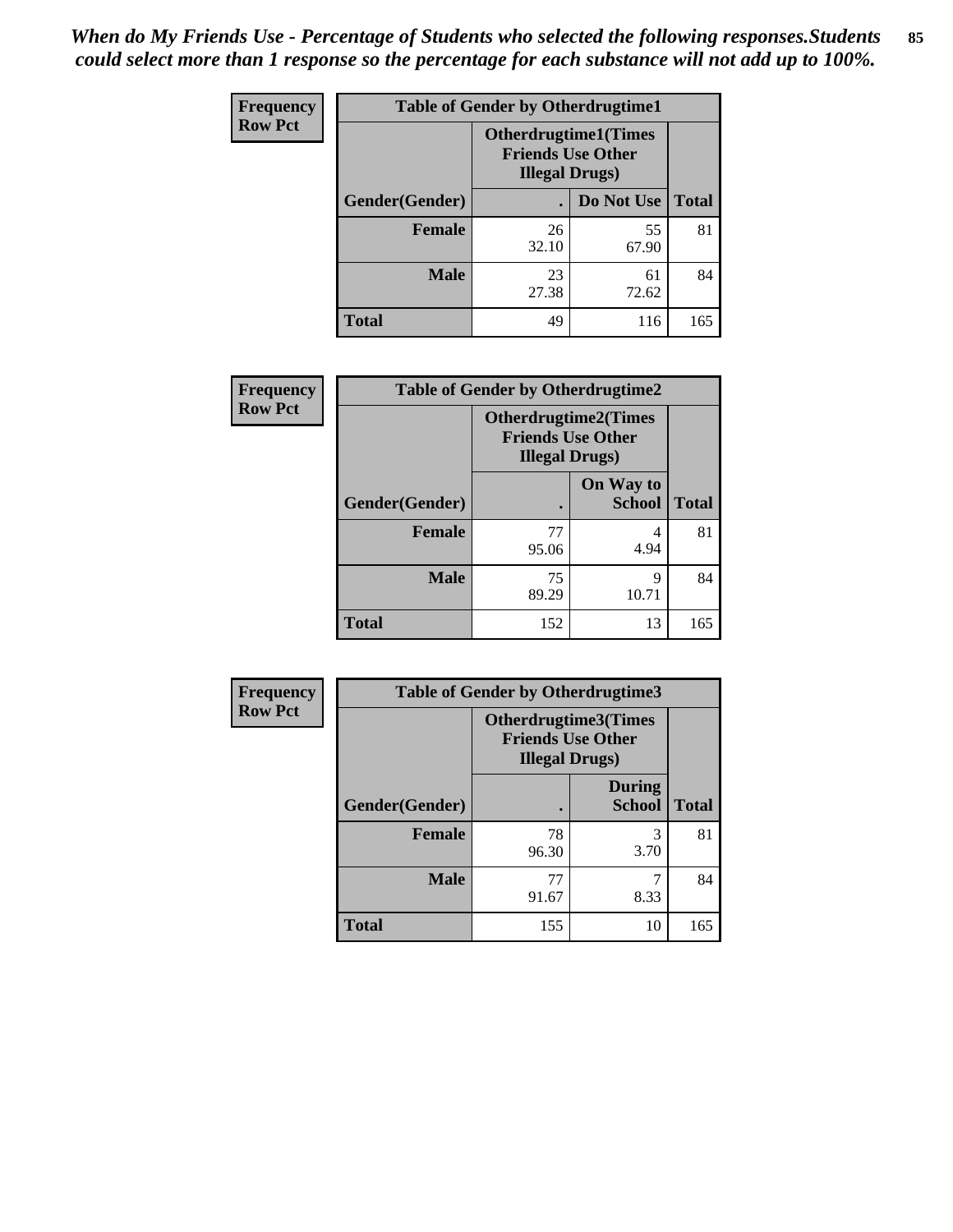*When do My Friends Use - Percentage of Students who selected the following responses.Students could select more than 1 response so the percentage for each substance will not add up to 100%.*

**Frequency**
**Row Pct**

| Table of Gender by Otherdrugtime1 | | | |
|---|---|---|---|
| | Otherdrugtime1(Times Friends Use Other Illegal Drugs) | | |
| Gender(Gender) | . | Do Not Use | Total |
| Female | 26<br>32.10 | 55<br>67.90 | 81 |
| Male | 23<br>27.38 | 61<br>72.62 | 84 |
| Total | 49 | 116 | 165 |

**Frequency**
**Row Pct**

| Table of Gender by Otherdrugtime2 | | | |
|---|---|---|---|
| | Otherdrugtime2(Times Friends Use Other Illegal Drugs) | | |
| Gender(Gender) | . | On Way to School | Total |
| Female | 77<br>95.06 | 4<br>4.94 | 81 |
| Male | 75<br>89.29 | 9<br>10.71 | 84 |
| Total | 152 | 13 | 165 |

**Frequency**
**Row Pct**

| Table of Gender by Otherdrugtime3 | | | |
|---|---|---|---|
| | Otherdrugtime3(Times Friends Use Other Illegal Drugs) | | |
| Gender(Gender) | . | During School | Total |
| Female | 78<br>96.30 | 3<br>3.70 | 81 |
| Male | 77<br>91.67 | 7<br>8.33 | 84 |
| Total | 155 | 10 | 165 |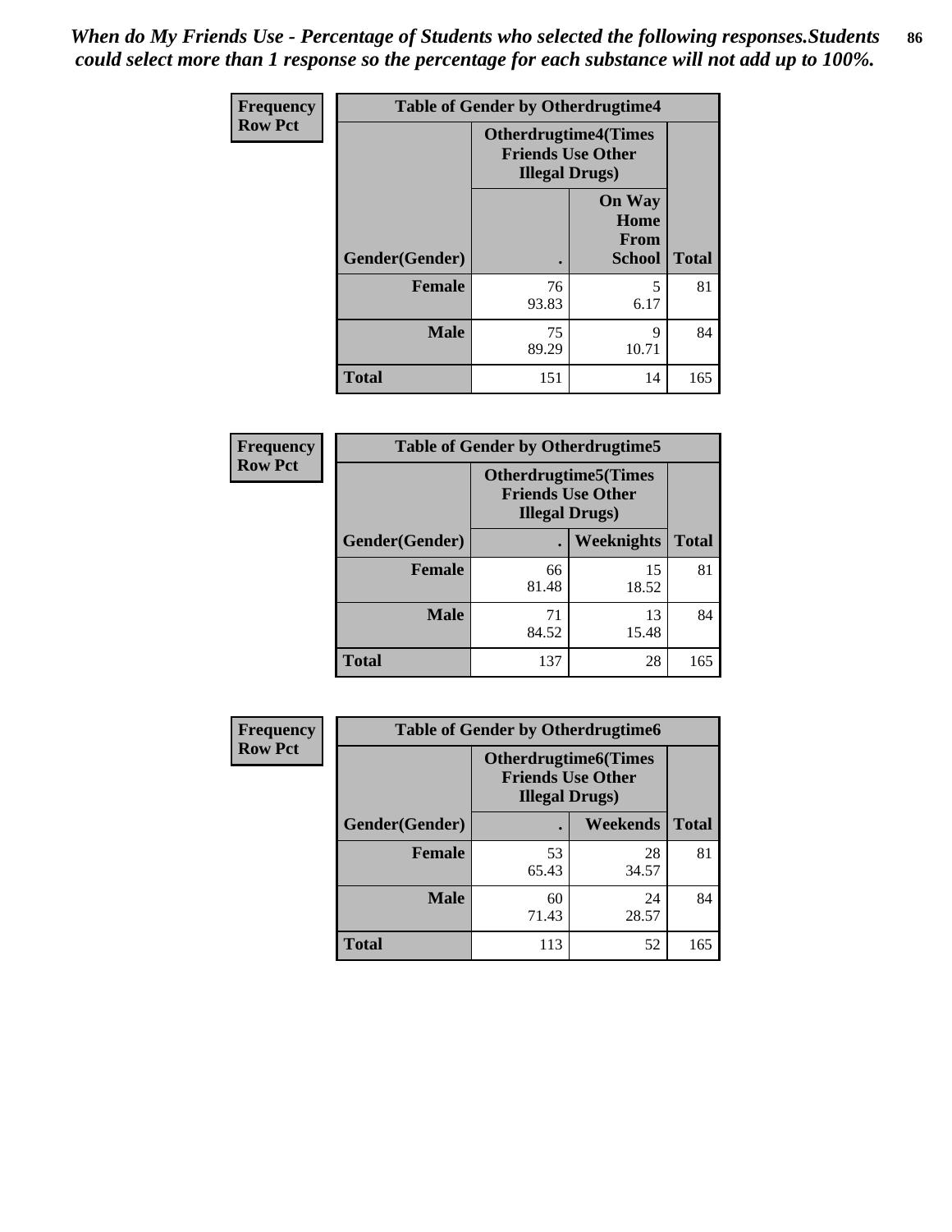*When do My Friends Use - Percentage of Students who selected the following responses.Students could select more than 1 response so the percentage for each substance will not add up to 100%.*

| Frequency Row Pct | Table of Gender by Otherdrugtime4 | | |
|---|---|---|---|
| | Otherdrugtime4(Times Friends Use Other Illegal Drugs) | | |
| Gender(Gender) | . | On Way Home From School | Total |
| Female | 76<br>93.83 | 5<br>6.17 | 81 |
| Male | 75<br>89.29 | 9<br>10.71 | 84 |
| Total | 151 | 14 | 165 |

| Frequency Row Pct | Table of Gender by Otherdrugtime5 | | |
|---|---|---|---|
| | Otherdrugtime5(Times Friends Use Other Illegal Drugs) | | |
| Gender(Gender) | . | Weeknights | Total |
| Female | 66<br>81.48 | 15<br>18.52 | 81 |
| Male | 71<br>84.52 | 13<br>15.48 | 84 |
| Total | 137 | 28 | 165 |

| Frequency Row Pct | Table of Gender by Otherdrugtime6 | | |
|---|---|---|---|
| | Otherdrugtime6(Times Friends Use Other Illegal Drugs) | | |
| Gender(Gender) | . | Weekends | Total |
| Female | 53<br>65.43 | 28<br>34.57 | 81 |
| Male | 60<br>71.43 | 24<br>28.57 | 84 |
| Total | 113 | 52 | 165 |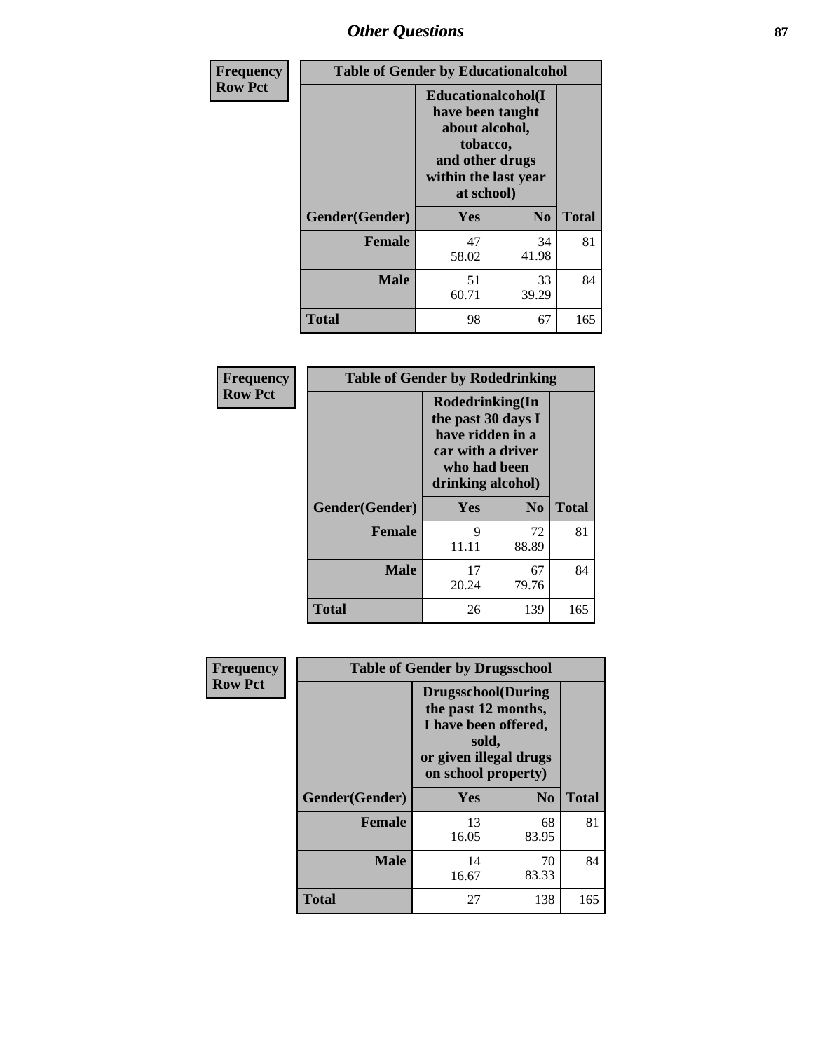| Frequency Row Pct | Table of Gender by Educationalcohol | | |
|---|---|---|---|
| | Educationalcohol(I have been taught about alcohol, tobacco, and other drugs within the last year at school) | | |
| Gender(Gender) | Yes | No | Total |
| Female | 47<br>58.02 | 34<br>41.98 | 81 |
| Male | 51<br>60.71 | 33<br>39.29 | 84 |
| Total | 98 | 67 | 165 |

| Frequency Row Pct | Table of Gender by Rodedrinking | | |
|---|---|---|---|
| | Rodedrinking(In the past 30 days I have ridden in a car with a driver who had been drinking alcohol) | | |
| Gender(Gender) | Yes | No | Total |
| Female | 9<br>11.11 | 72<br>88.89 | 81 |
| Male | 17<br>20.24 | 67<br>79.76 | 84 |
| Total | 26 | 139 | 165 |

| Frequency Row Pct | Table of Gender by Drugsschool | | |
|---|---|---|---|
| | Drugsschool(During the past 12 months, I have been offered, sold, or given illegal drugs on school property) | | |
| Gender(Gender) | Yes | No | Total |
| Female | 13<br>16.05 | 68<br>83.95 | 81 |
| Male | 14<br>16.67 | 70<br>83.33 | 84 |
| Total | 27 | 138 | 165 |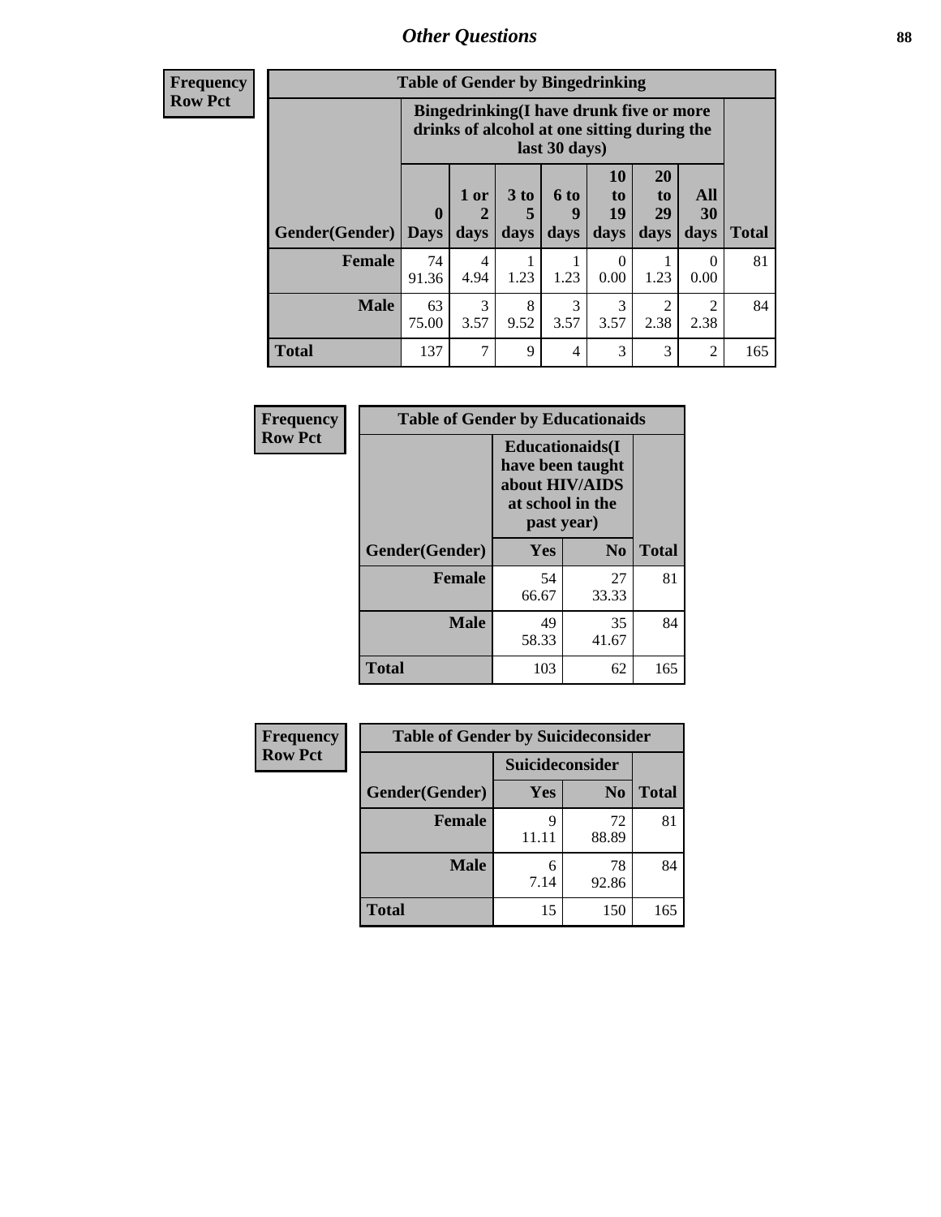## Other Questions

**Frequency**
**Row Pct**

| Table of Gender by Bingedrinking | | | | | | | | |
|---|---|---|---|---|---|---|---|---|
| | Bingedrinking(I have drunk five or more drinks of alcohol at one sitting during the last 30 days) | | | | | | | |
| Gender(Gender) | 0 Days | 1 or 2 days | 3 to 5 days | 6 to 9 days | 10 to 19 days | 20 to 29 days | All 30 days | Total |
| **Female** | 74<br>91.36 | 4<br>4.94 | 1<br>1.23 | 1<br>1.23 | 0<br>0.00 | 1<br>1.23 | 0<br>0.00 | 81 |
| **Male** | 63<br>75.00 | 3<br>3.57 | 8<br>9.52 | 3<br>3.57 | 3<br>3.57 | 2<br>2.38 | 2<br>2.38 | 84 |
| **Total** | 137 | 7 | 9 | 4 | 3 | 3 | 2 | 165 |

**Frequency**
**Row Pct**

| Table of Gender by Educationaids | | | |
|---|---|---|---|
| | Educationaids(I have been taught about HIV/AIDS at school in the past year) | | |
| Gender(Gender) | Yes | No | Total |
| **Female** | 54<br>66.67 | 27<br>33.33 | 81 |
| **Male** | 49<br>58.33 | 35<br>41.67 | 84 |
| **Total** | 103 | 62 | 165 |

**Frequency**
**Row Pct**

| Table of Gender by Suicideconsider | | | |
|---|---|---|---|
| | Suicideconsider | | |
| Gender(Gender) | Yes | No | Total |
| **Female** | 9<br>11.11 | 72<br>88.89 | 81 |
| **Male** | 6<br>7.14 | 78<br>92.86 | 84 |
| **Total** | 15 | 150 | 165 |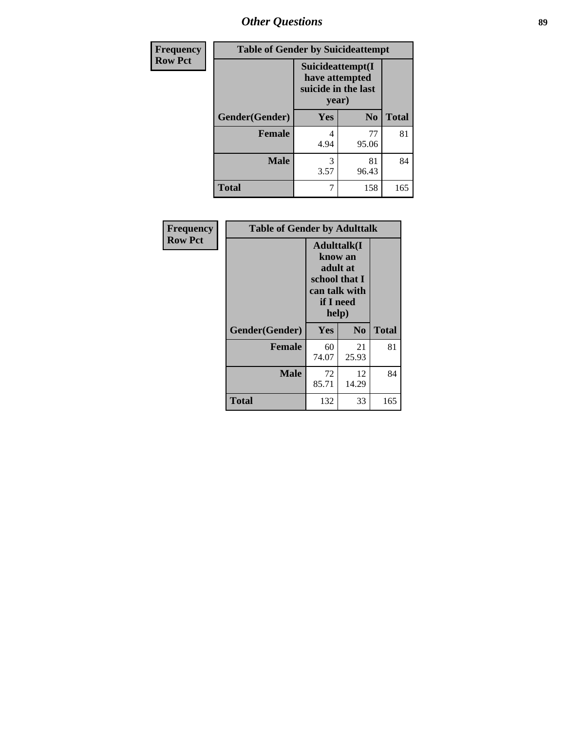| Frequency Row Pct | Table of Gender by Suicideattempt | | |
|---|---|---|---|
| | Suicideattempt(I have attempted suicide in the last year) | | |
| Gender(Gender) | Yes | No | Total |
| Female | 4<br>4.94 | 77<br>95.06 | 81 |
| Male | 3<br>3.57 | 81<br>96.43 | 84 |
| Total | 7 | 158 | 165 |

| Frequency Row Pct | Table of Gender by Adulttalk | | |
|---|---|---|---|
| | Adulttalk(I know an adult at school that I can talk with if I need help) | | |
| Gender(Gender) | Yes | No | Total |
| Female | 60<br>74.07 | 21<br>25.93 | 81 |
| Male | 72<br>85.71 | 12<br>14.29 | 84 |
| Total | 132 | 33 | 165 |